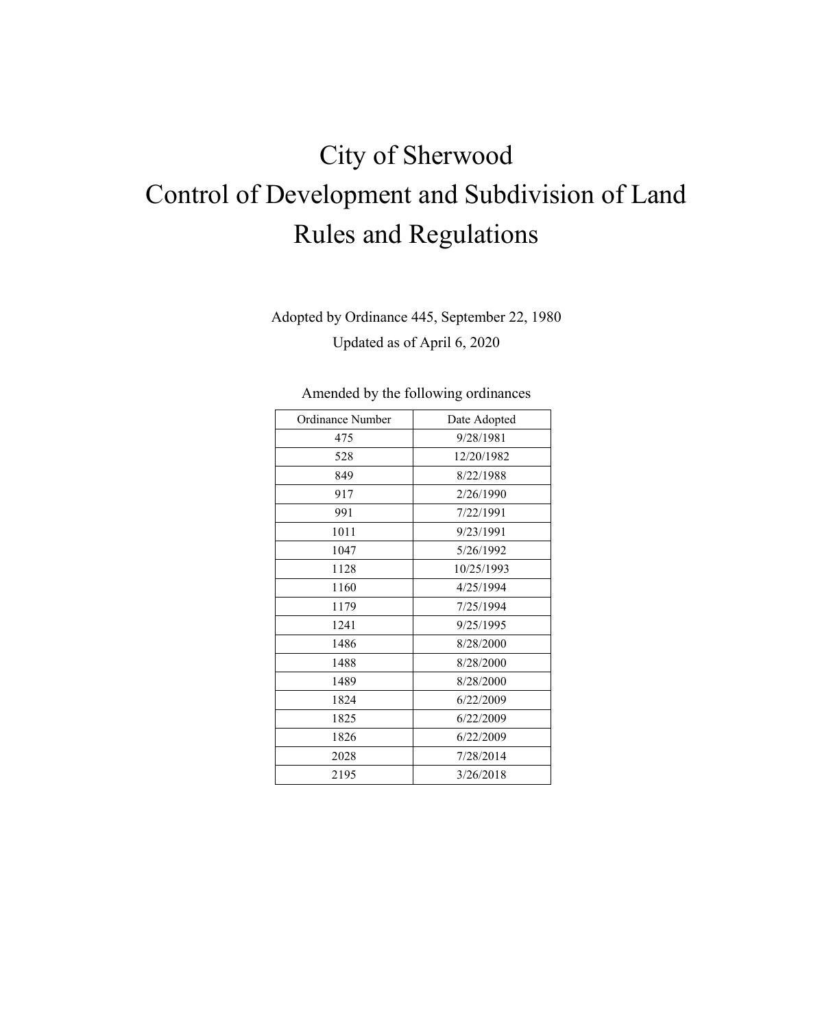# City of Sherwood
# Control of Development and Subdivision of Land
# Rules and Regulations

Adopted by Ordinance 445, September 22, 1980

Updated as of April 6, 2020

Amended by the following ordinances

| Ordinance Number | Date Adopted |
|---|---|
| 475 | 9/28/1981 |
| 528 | 12/20/1982 |
| 849 | 8/22/1988 |
| 917 | 2/26/1990 |
| 991 | 7/22/1991 |
| 1011 | 9/23/1991 |
| 1047 | 5/26/1992 |
| 1128 | 10/25/1993 |
| 1160 | 4/25/1994 |
| 1179 | 7/25/1994 |
| 1241 | 9/25/1995 |
| 1486 | 8/28/2000 |
| 1488 | 8/28/2000 |
| 1489 | 8/28/2000 |
| 1824 | 6/22/2009 |
| 1825 | 6/22/2009 |
| 1826 | 6/22/2009 |
| 2028 | 7/28/2014 |
| 2195 | 3/26/2018 |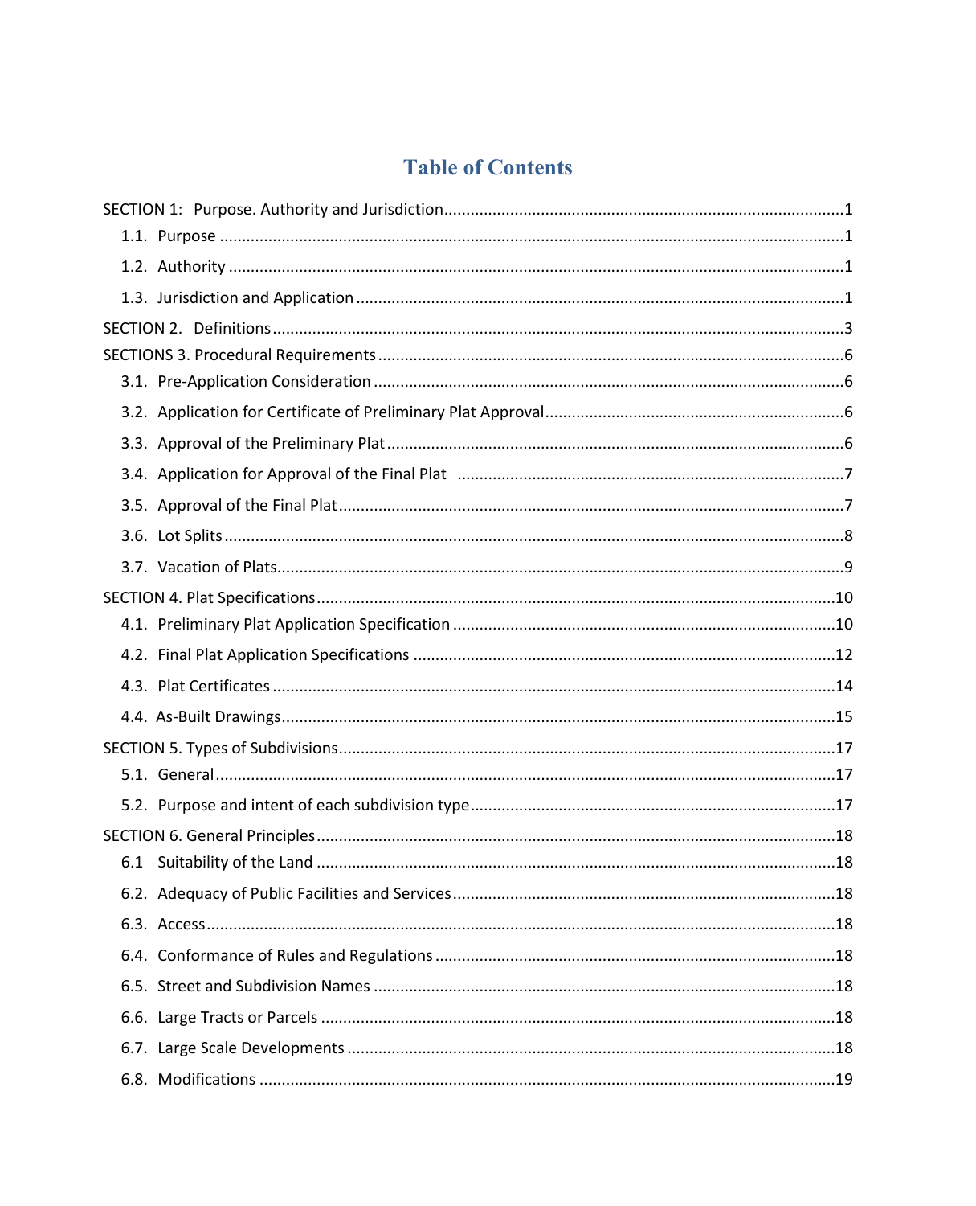# Table of Contents

SECTION 1: Purpose. Authority and Jurisdiction ........................................................................1

1.1. Purpose ........................................................................1

1.2. Authority ........................................................................1

1.3. Jurisdiction and Application ........................................................................1

SECTION 2. Definitions ........................................................................3

SECTIONS 3. Procedural Requirements ........................................................................6

3.1. Pre-Application Consideration ........................................................................6

3.2. Application for Certificate of Preliminary Plat Approval ........................................................................6

3.3. Approval of the Preliminary Plat ........................................................................6

3.4. Application for Approval of the Final Plat ........................................................................7

3.5. Approval of the Final Plat ........................................................................7

3.6. Lot Splits ........................................................................8

3.7. Vacation of Plats ........................................................................9

SECTION 4. Plat Specifications ........................................................................10

4.1. Preliminary Plat Application Specification ........................................................................10

4.2. Final Plat Application Specifications ........................................................................12

4.3. Plat Certificates ........................................................................14

4.4. As-Built Drawings ........................................................................15

SECTION 5. Types of Subdivisions ........................................................................17

5.1. General ........................................................................17

5.2. Purpose and intent of each subdivision type ........................................................................17

SECTION 6. General Principles ........................................................................18

6.1 Suitability of the Land ........................................................................18

6.2. Adequacy of Public Facilities and Services ........................................................................18

6.3. Access ........................................................................18

6.4. Conformance of Rules and Regulations ........................................................................18

6.5. Street and Subdivision Names ........................................................................18

6.6. Large Tracts or Parcels ........................................................................18

6.7. Large Scale Developments ........................................................................18

6.8. Modifications ........................................................................19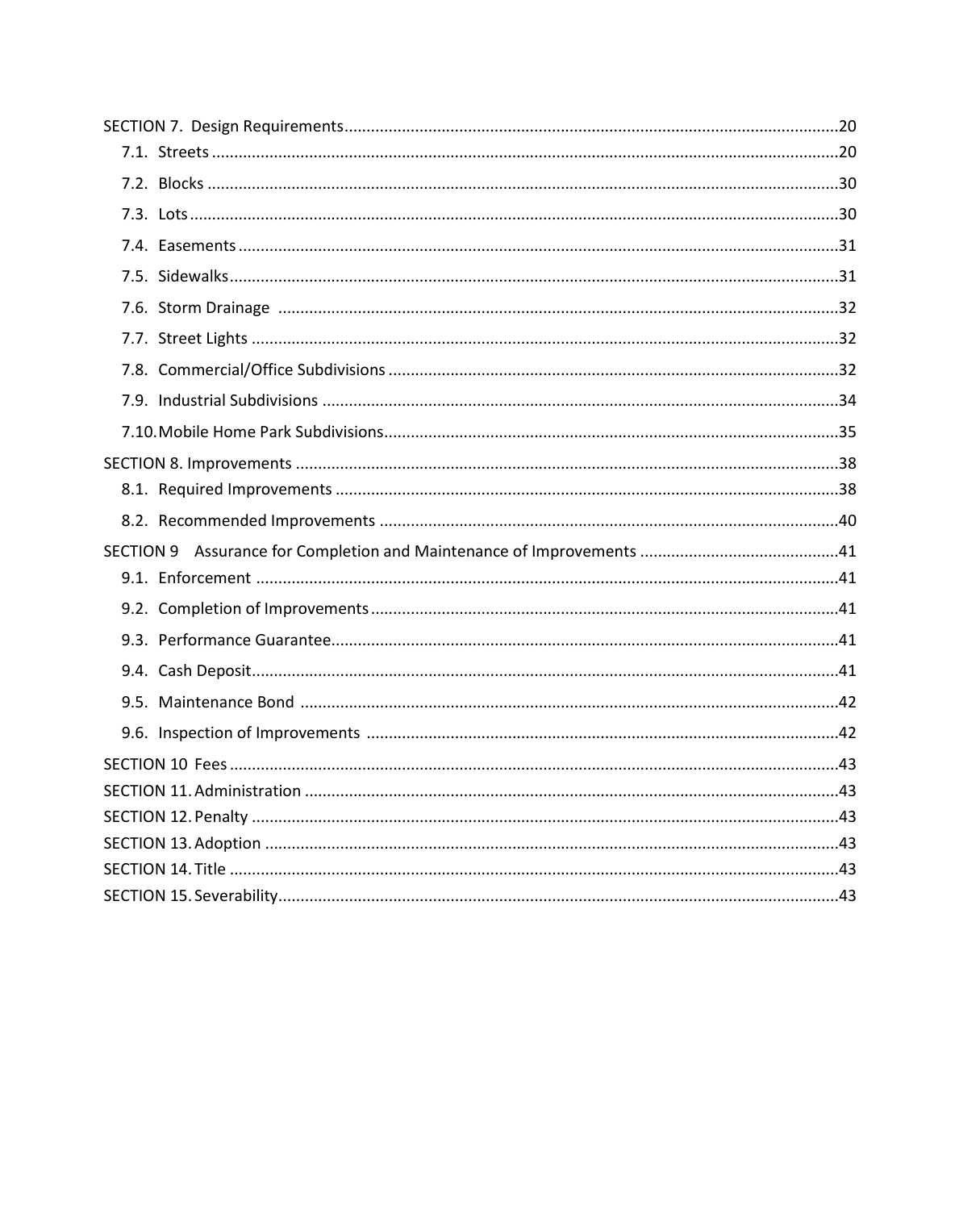SECTION 7. Design Requirements .......... 20
- 7.1. Streets .......... 20
- 7.2. Blocks .......... 30
- 7.3. Lots .......... 30
- 7.4. Easements .......... 31
- 7.5. Sidewalks .......... 31
- 7.6. Storm Drainage .......... 32
- 7.7. Street Lights .......... 32
- 7.8. Commercial/Office Subdivisions .......... 32
- 7.9. Industrial Subdivisions .......... 34
- 7.10. Mobile Home Park Subdivisions .......... 35

SECTION 8. Improvements .......... 38
- 8.1. Required Improvements .......... 38
- 8.2. Recommended Improvements .......... 40

SECTION 9 Assurance for Completion and Maintenance of Improvements .......... 41
- 9.1. Enforcement .......... 41
- 9.2. Completion of Improvements .......... 41
- 9.3. Performance Guarantee .......... 41
- 9.4. Cash Deposit .......... 41
- 9.5. Maintenance Bond .......... 42
- 9.6. Inspection of Improvements .......... 42

SECTION 10 Fees .......... 43

SECTION 11. Administration .......... 43

SECTION 12. Penalty .......... 43

SECTION 13. Adoption .......... 43

SECTION 14. Title .......... 43

SECTION 15. Severability .......... 43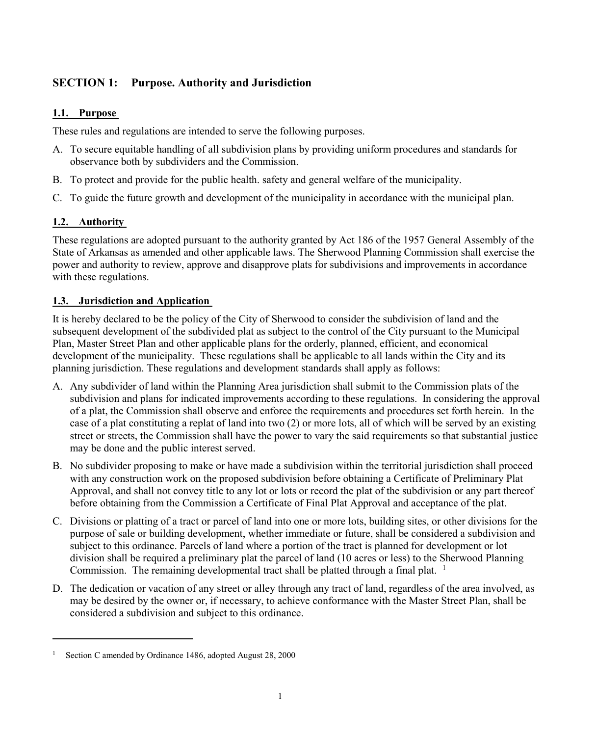## SECTION 1: Purpose. Authority and Jurisdiction

### 1.1. Purpose

These rules and regulations are intended to serve the following purposes.

A. To secure equitable handling of all subdivision plans by providing uniform procedures and standards for observance both by subdividers and the Commission.

B. To protect and provide for the public health. safety and general welfare of the municipality.

C. To guide the future growth and development of the municipality in accordance with the municipal plan.

### 1.2. Authority

These regulations are adopted pursuant to the authority granted by Act 186 of the 1957 General Assembly of the State of Arkansas as amended and other applicable laws. The Sherwood Planning Commission shall exercise the power and authority to review, approve and disapprove plats for subdivisions and improvements in accordance with these regulations.

### 1.3. Jurisdiction and Application

It is hereby declared to be the policy of the City of Sherwood to consider the subdivision of land and the subsequent development of the subdivided plat as subject to the control of the City pursuant to the Municipal Plan, Master Street Plan and other applicable plans for the orderly, planned, efficient, and economical development of the municipality. These regulations shall be applicable to all lands within the City and its planning jurisdiction. These regulations and development standards shall apply as follows:

A. Any subdivider of land within the Planning Area jurisdiction shall submit to the Commission plats of the subdivision and plans for indicated improvements according to these regulations. In considering the approval of a plat, the Commission shall observe and enforce the requirements and procedures set forth herein. In the case of a plat constituting a replat of land into two (2) or more lots, all of which will be served by an existing street or streets, the Commission shall have the power to vary the said requirements so that substantial justice may be done and the public interest served.

B. No subdivider proposing to make or have made a subdivision within the territorial jurisdiction shall proceed with any construction work on the proposed subdivision before obtaining a Certificate of Preliminary Plat Approval, and shall not convey title to any lot or lots or record the plat of the subdivision or any part thereof before obtaining from the Commission a Certificate of Final Plat Approval and acceptance of the plat.

C. Divisions or platting of a tract or parcel of land into one or more lots, building sites, or other divisions for the purpose of sale or building development, whether immediate or future, shall be considered a subdivision and subject to this ordinance. Parcels of land where a portion of the tract is planned for development or lot division shall be required a preliminary plat the parcel of land (10 acres or less) to the Sherwood Planning Commission. The remaining developmental tract shall be platted through a final plat. [1]

D. The dedication or vacation of any street or alley through any tract of land, regardless of the area involved, as may be desired by the owner or, if necessary, to achieve conformance with the Master Street Plan, shall be considered a subdivision and subject to this ordinance.

---

[1] Section C amended by Ordinance 1486, adopted August 28, 2000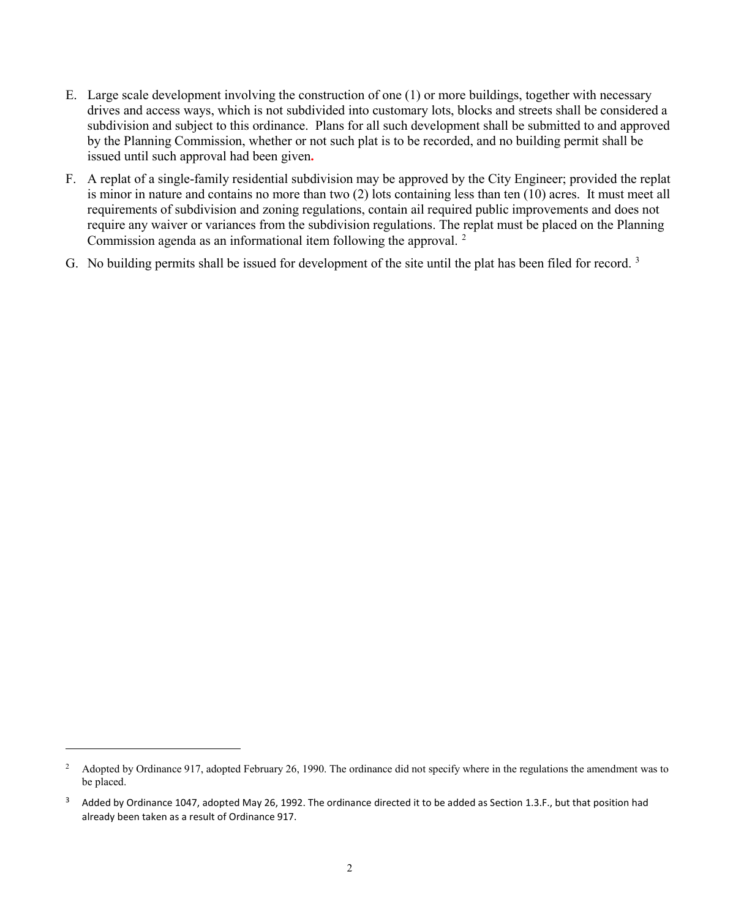E. Large scale development involving the construction of one (1) or more buildings, together with necessary drives and access ways, which is not subdivided into customary lots, blocks and streets shall be considered a subdivision and subject to this ordinance. Plans for all such development shall be submitted to and approved by the Planning Commission, whether or not such plat is to be recorded, and no building permit shall be issued until such approval had been given.

F. A replat of a single-family residential subdivision may be approved by the City Engineer; provided the replat is minor in nature and contains no more than two (2) lots containing less than ten (10) acres. It must meet all requirements of subdivision and zoning regulations, contain ail required public improvements and does not require any waiver or variances from the subdivision regulations. The replat must be placed on the Planning Commission agenda as an informational item following the approval. [2]

G. No building permits shall be issued for development of the site until the plat has been filed for record. [3]

---

[2] Adopted by Ordinance 917, adopted February 26, 1990. The ordinance did not specify where in the regulations the amendment was to be placed.

[3] Added by Ordinance 1047, adopted May 26, 1992. The ordinance directed it to be added as Section 1.3.F., but that position had already been taken as a result of Ordinance 917.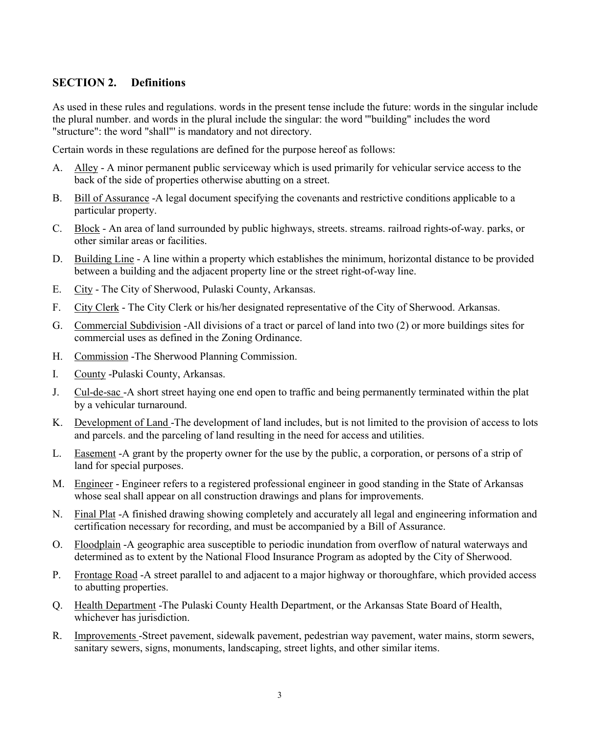## SECTION 2. Definitions

As used in these rules and regulations. words in the present tense include the future: words in the singular include the plural number. and words in the plural include the singular: the word '"building" includes the word "structure": the word "shall"' is mandatory and not directory.

Certain words in these regulations are defined for the purpose hereof as follows:

A. Alley - A minor permanent public serviceway which is used primarily for vehicular service access to the back of the side of properties otherwise abutting on a street.

B. Bill of Assurance -A legal document specifying the covenants and restrictive conditions applicable to a particular property.

C. Block - An area of land surrounded by public highways, streets. streams. railroad rights-of-way. parks, or other similar areas or facilities.

D. Building Line - A line within a property which establishes the minimum, horizontal distance to be provided between a building and the adjacent property line or the street right-of-way line.

E. City - The City of Sherwood, Pulaski County, Arkansas.

F. City Clerk - The City Clerk or his/her designated representative of the City of Sherwood. Arkansas.

G. Commercial Subdivision -All divisions of a tract or parcel of land into two (2) or more buildings sites for commercial uses as defined in the Zoning Ordinance.

H. Commission -The Sherwood Planning Commission.

I. County -Pulaski County, Arkansas.

J. Cul-de-sac -A short street haying one end open to traffic and being permanently terminated within the plat by a vehicular turnaround.

K. Development of Land -The development of land includes, but is not limited to the provision of access to lots and parcels. and the parceling of land resulting in the need for access and utilities.

L. Easement -A grant by the property owner for the use by the public, a corporation, or persons of a strip of land for special purposes.

M. Engineer - Engineer refers to a registered professional engineer in good standing in the State of Arkansas whose seal shall appear on all construction drawings and plans for improvements.

N. Final Plat -A finished drawing showing completely and accurately all legal and engineering information and certification necessary for recording, and must be accompanied by a Bill of Assurance.

O. Floodplain -A geographic area susceptible to periodic inundation from overflow of natural waterways and determined as to extent by the National Flood Insurance Program as adopted by the City of Sherwood.

P. Frontage Road -A street parallel to and adjacent to a major highway or thoroughfare, which provided access to abutting properties.

Q. Health Department -The Pulaski County Health Department, or the Arkansas State Board of Health, whichever has jurisdiction.

R. Improvements -Street pavement, sidewalk pavement, pedestrian way pavement, water mains, storm sewers, sanitary sewers, signs, monuments, landscaping, street lights, and other similar items.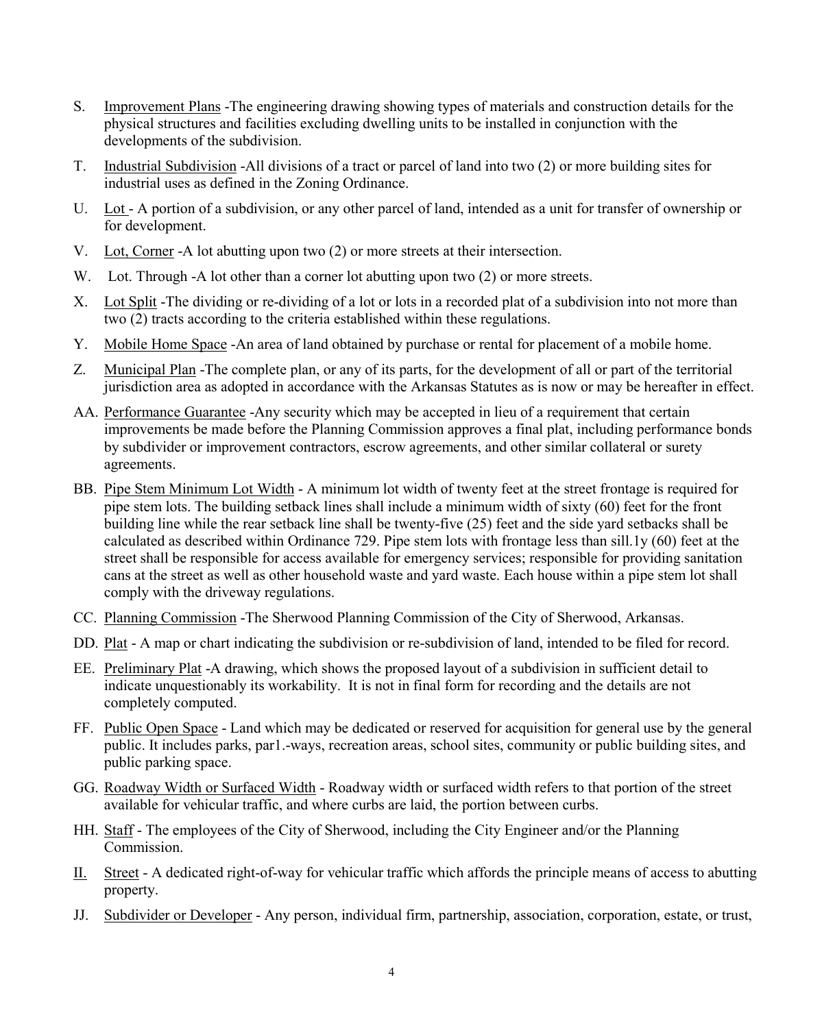S. Improvement Plans -The engineering drawing showing types of materials and construction details for the physical structures and facilities excluding dwelling units to be installed in conjunction with the developments of the subdivision.

T. Industrial Subdivision -All divisions of a tract or parcel of land into two (2) or more building sites for industrial uses as defined in the Zoning Ordinance.

U. Lot - A portion of a subdivision, or any other parcel of land, intended as a unit for transfer of ownership or for development.

V. Lot, Corner -A lot abutting upon two (2) or more streets at their intersection.

W. Lot. Through -A lot other than a corner lot abutting upon two (2) or more streets.

X. Lot Split -The dividing or re-dividing of a lot or lots in a recorded plat of a subdivision into not more than two (2) tracts according to the criteria established within these regulations.

Y. Mobile Home Space -An area of land obtained by purchase or rental for placement of a mobile home.

Z. Municipal Plan -The complete plan, or any of its parts, for the development of all or part of the territorial jurisdiction area as adopted in accordance with the Arkansas Statutes as is now or may be hereafter in effect.

AA. Performance Guarantee -Any security which may be accepted in lieu of a requirement that certain improvements be made before the Planning Commission approves a final plat, including performance bonds by subdivider or improvement contractors, escrow agreements, and other similar collateral or surety agreements.

BB. Pipe Stem Minimum Lot Width - A minimum lot width of twenty feet at the street frontage is required for pipe stem lots. The building setback lines shall include a minimum width of sixty (60) feet for the front building line while the rear setback line shall be twenty-five (25) feet and the side yard setbacks shall be calculated as described within Ordinance 729. Pipe stem lots with frontage less than sill.1y (60) feet at the street shall be responsible for access available for emergency services; responsible for providing sanitation cans at the street as well as other household waste and yard waste. Each house within a pipe stem lot shall comply with the driveway regulations.

CC. Planning Commission -The Sherwood Planning Commission of the City of Sherwood, Arkansas.

DD. Plat - A map or chart indicating the subdivision or re-subdivision of land, intended to be filed for record.

EE. Preliminary Plat -A drawing, which shows the proposed layout of a subdivision in sufficient detail to indicate unquestionably its workability. It is not in final form for recording and the details are not completely computed.

FF. Public Open Space - Land which may be dedicated or reserved for acquisition for general use by the general public. It includes parks, par1.-ways, recreation areas, school sites, community or public building sites, and public parking space.

GG. Roadway Width or Surfaced Width - Roadway width or surfaced width refers to that portion of the street available for vehicular traffic, and where curbs are laid, the portion between curbs.

HH. Staff - The employees of the City of Sherwood, including the City Engineer and/or the Planning Commission.

II. Street - A dedicated right-of-way for vehicular traffic which affords the principle means of access to abutting property.

JJ. Subdivider or Developer - Any person, individual firm, partnership, association, corporation, estate, or trust,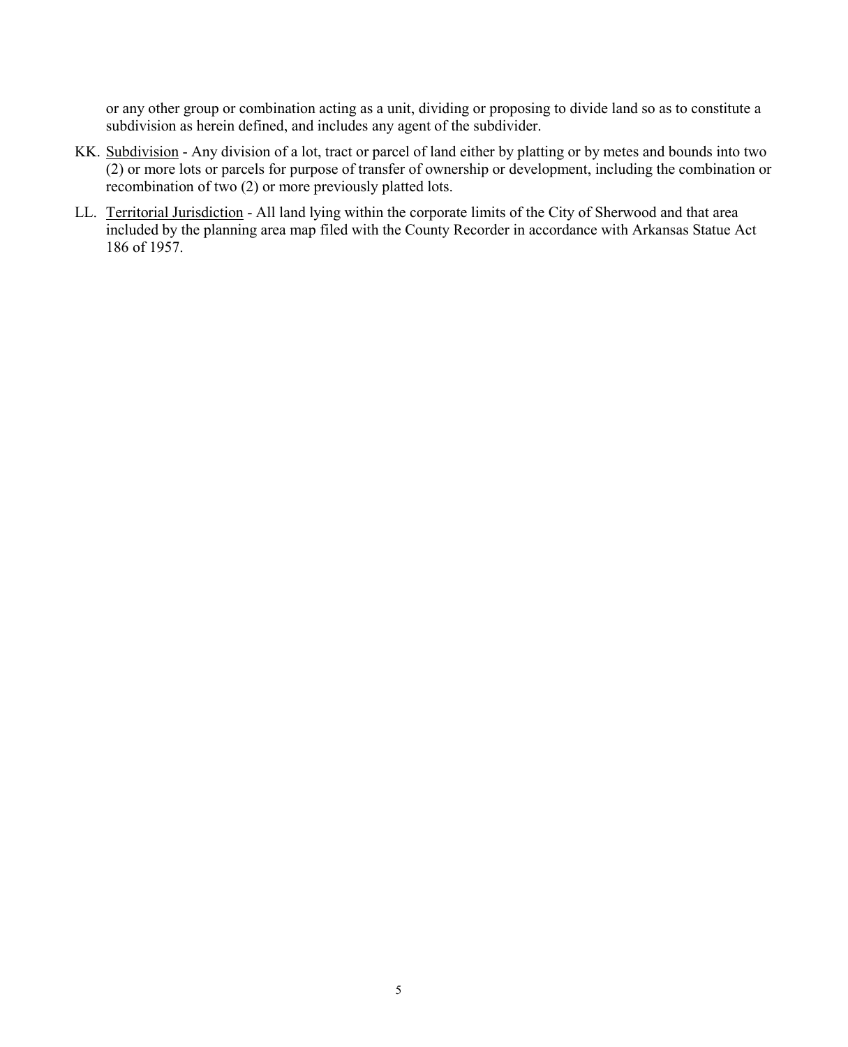or any other group or combination acting as a unit, dividing or proposing to divide land so as to constitute a subdivision as herein defined, and includes any agent of the subdivider.

KK. Subdivision - Any division of a lot, tract or parcel of land either by platting or by metes and bounds into two (2) or more lots or parcels for purpose of transfer of ownership or development, including the combination or recombination of two (2) or more previously platted lots.

LL. Territorial Jurisdiction - All land lying within the corporate limits of the City of Sherwood and that area included by the planning area map filed with the County Recorder in accordance with Arkansas Statue Act 186 of 1957.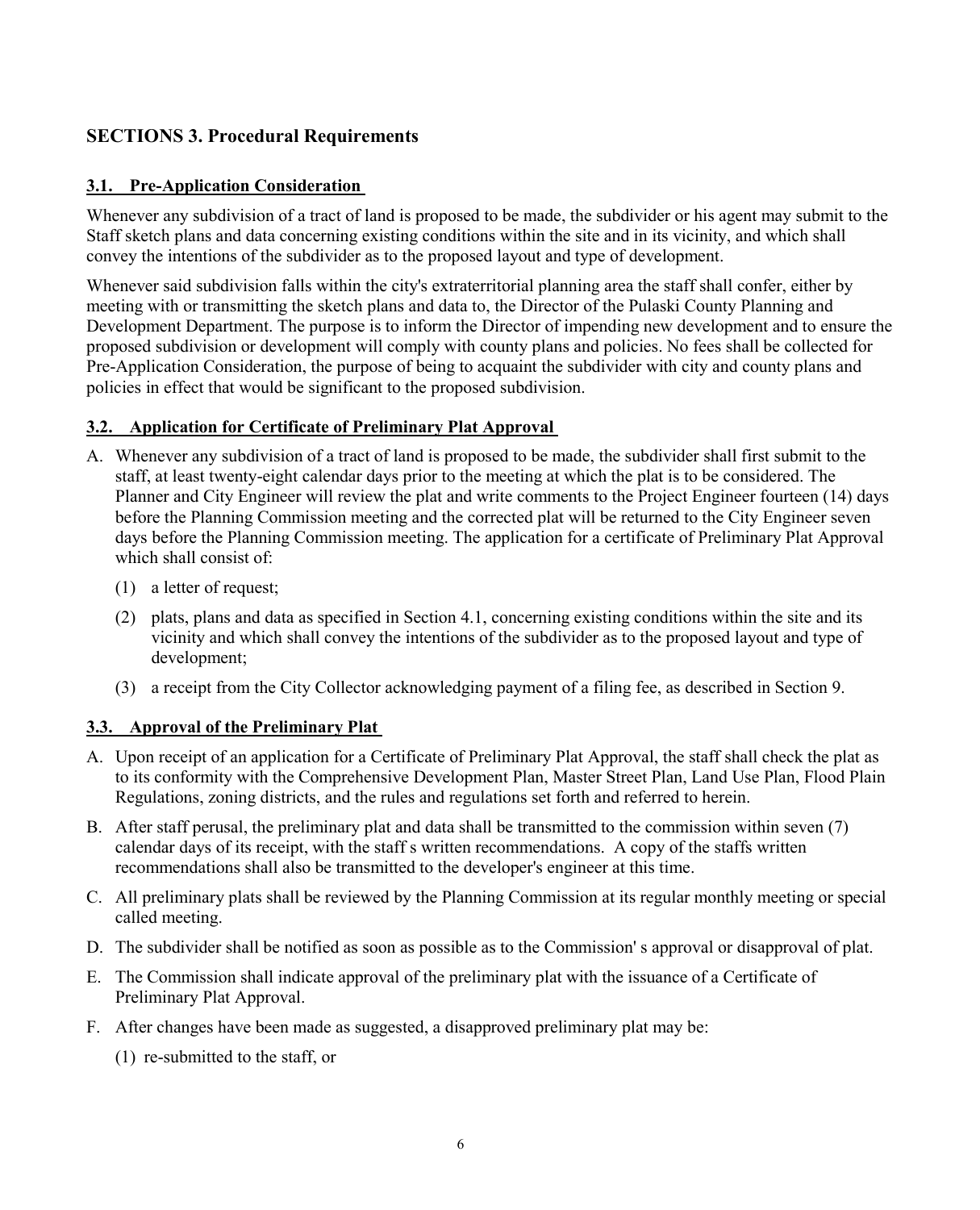## SECTIONS 3. Procedural Requirements

### 3.1. Pre-Application Consideration

Whenever any subdivision of a tract of land is proposed to be made, the subdivider or his agent may submit to the Staff sketch plans and data concerning existing conditions within the site and in its vicinity, and which shall convey the intentions of the subdivider as to the proposed layout and type of development.

Whenever said subdivision falls within the city's extraterritorial planning area the staff shall confer, either by meeting with or transmitting the sketch plans and data to, the Director of the Pulaski County Planning and Development Department. The purpose is to inform the Director of impending new development and to ensure the proposed subdivision or development will comply with county plans and policies. No fees shall be collected for Pre-Application Consideration, the purpose of being to acquaint the subdivider with city and county plans and policies in effect that would be significant to the proposed subdivision.

### 3.2. Application for Certificate of Preliminary Plat Approval

A. Whenever any subdivision of a tract of land is proposed to be made, the subdivider shall first submit to the staff, at least twenty-eight calendar days prior to the meeting at which the plat is to be considered. The Planner and City Engineer will review the plat and write comments to the Project Engineer fourteen (14) days before the Planning Commission meeting and the corrected plat will be returned to the City Engineer seven days before the Planning Commission meeting. The application for a certificate of Preliminary Plat Approval which shall consist of:

   (1) a letter of request;

   (2) plats, plans and data as specified in Section 4.1, concerning existing conditions within the site and its vicinity and which shall convey the intentions of the subdivider as to the proposed layout and type of development;

   (3) a receipt from the City Collector acknowledging payment of a filing fee, as described in Section 9.

### 3.3. Approval of the Preliminary Plat

A. Upon receipt of an application for a Certificate of Preliminary Plat Approval, the staff shall check the plat as to its conformity with the Comprehensive Development Plan, Master Street Plan, Land Use Plan, Flood Plain Regulations, zoning districts, and the rules and regulations set forth and referred to herein.

B. After staff perusal, the preliminary plat and data shall be transmitted to the commission within seven (7) calendar days of its receipt, with the staff s written recommendations. A copy of the staffs written recommendations shall also be transmitted to the developer's engineer at this time.

C. All preliminary plats shall be reviewed by the Planning Commission at its regular monthly meeting or special called meeting.

D. The subdivider shall be notified as soon as possible as to the Commission' s approval or disapproval of plat.

E. The Commission shall indicate approval of the preliminary plat with the issuance of a Certificate of Preliminary Plat Approval.

F. After changes have been made as suggested, a disapproved preliminary plat may be:

   (1) re-submitted to the staff, or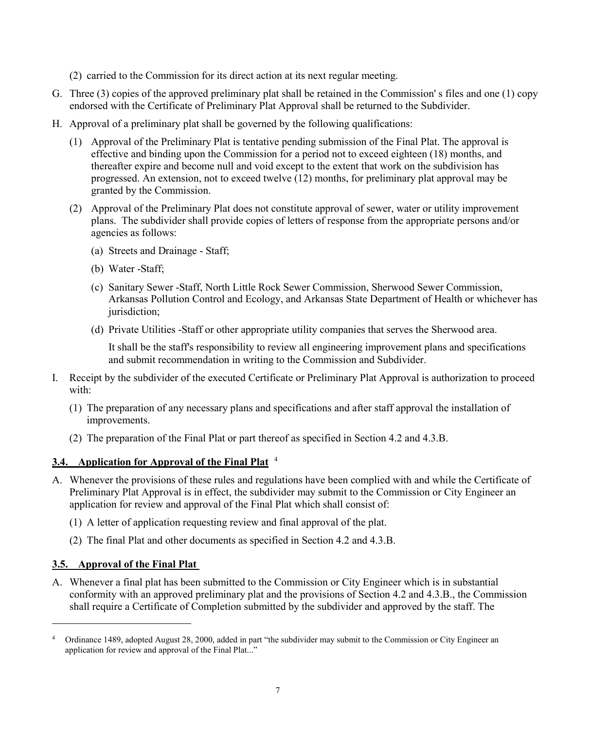(2) carried to the Commission for its direct action at its next regular meeting.

G. Three (3) copies of the approved preliminary plat shall be retained in the Commission' s files and one (1) copy endorsed with the Certificate of Preliminary Plat Approval shall be returned to the Subdivider.

H. Approval of a preliminary plat shall be governed by the following qualifications:

   (1) Approval of the Preliminary Plat is tentative pending submission of the Final Plat. The approval is effective and binding upon the Commission for a period not to exceed eighteen (18) months, and thereafter expire and become null and void except to the extent that work on the subdivision has progressed. An extension, not to exceed twelve (12) months, for preliminary plat approval may be granted by the Commission.

   (2) Approval of the Preliminary Plat does not constitute approval of sewer, water or utility improvement plans. The subdivider shall provide copies of letters of response from the appropriate persons and/or agencies as follows:

      (a) Streets and Drainage - Staff;

      (b) Water -Staff;

      (c) Sanitary Sewer -Staff, North Little Rock Sewer Commission, Sherwood Sewer Commission, Arkansas Pollution Control and Ecology, and Arkansas State Department of Health or whichever has jurisdiction;

      (d) Private Utilities -Staff or other appropriate utility companies that serves the Sherwood area.

      It shall be the staff's responsibility to review all engineering improvement plans and specifications and submit recommendation in writing to the Commission and Subdivider.

I. Receipt by the subdivider of the executed Certificate or Preliminary Plat Approval is authorization to proceed with:

   (1) The preparation of any necessary plans and specifications and after staff approval the installation of improvements.

   (2) The preparation of the Final Plat or part thereof as specified in Section 4.2 and 4.3.B.

## 3.4. Application for Approval of the Final Plat [4]

A. Whenever the provisions of these rules and regulations have been complied with and while the Certificate of Preliminary Plat Approval is in effect, the subdivider may submit to the Commission or City Engineer an application for review and approval of the Final Plat which shall consist of:

   (1) A letter of application requesting review and final approval of the plat.

   (2) The final Plat and other documents as specified in Section 4.2 and 4.3.B.

## 3.5. Approval of the Final Plat

A. Whenever a final plat has been submitted to the Commission or City Engineer which is in substantial conformity with an approved preliminary plat and the provisions of Section 4.2 and 4.3.B., the Commission shall require a Certificate of Completion submitted by the subdivider and approved by the staff. The

---

[4] Ordinance 1489, adopted August 28, 2000, added in part "the subdivider may submit to the Commission or City Engineer an application for review and approval of the Final Plat..."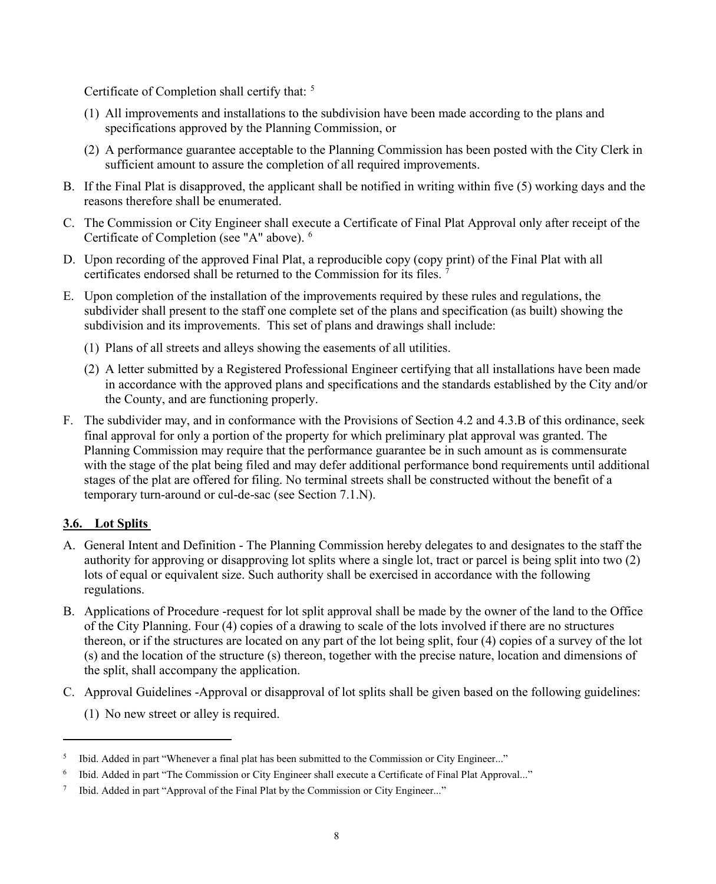Certificate of Completion shall certify that: [5]

(1) All improvements and installations to the subdivision have been made according to the plans and specifications approved by the Planning Commission, or

(2) A performance guarantee acceptable to the Planning Commission has been posted with the City Clerk in sufficient amount to assure the completion of all required improvements.

B. If the Final Plat is disapproved, the applicant shall be notified in writing within five (5) working days and the reasons therefore shall be enumerated.

C. The Commission or City Engineer shall execute a Certificate of Final Plat Approval only after receipt of the Certificate of Completion (see "A" above). [6]

D. Upon recording of the approved Final Plat, a reproducible copy (copy print) of the Final Plat with all certificates endorsed shall be returned to the Commission for its files. [7]

E. Upon completion of the installation of the improvements required by these rules and regulations, the subdivider shall present to the staff one complete set of the plans and specification (as built) showing the subdivision and its improvements. This set of plans and drawings shall include:

(1) Plans of all streets and alleys showing the easements of all utilities.

(2) A letter submitted by a Registered Professional Engineer certifying that all installations have been made in accordance with the approved plans and specifications and the standards established by the City and/or the County, and are functioning properly.

F. The subdivider may, and in conformance with the Provisions of Section 4.2 and 4.3.B of this ordinance, seek final approval for only a portion of the property for which preliminary plat approval was granted. The Planning Commission may require that the performance guarantee be in such amount as is commensurate with the stage of the plat being filed and may defer additional performance bond requirements until additional stages of the plat are offered for filing. No terminal streets shall be constructed without the benefit of a temporary turn-around or cul-de-sac (see Section 7.1.N).

## 3.6. Lot Splits

A. General Intent and Definition - The Planning Commission hereby delegates to and designates to the staff the authority for approving or disapproving lot splits where a single lot, tract or parcel is being split into two (2) lots of equal or equivalent size. Such authority shall be exercised in accordance with the following regulations.

B. Applications of Procedure -request for lot split approval shall be made by the owner of the land to the Office of the City Planning. Four (4) copies of a drawing to scale of the lots involved if there are no structures thereon, or if the structures are located on any part of the lot being split, four (4) copies of a survey of the lot (s) and the location of the structure (s) thereon, together with the precise nature, location and dimensions of the split, shall accompany the application.

C. Approval Guidelines -Approval or disapproval of lot splits shall be given based on the following guidelines:

(1) No new street or alley is required.

---

[5] Ibid. Added in part "Whenever a final plat has been submitted to the Commission or City Engineer..."

[6] Ibid. Added in part "The Commission or City Engineer shall execute a Certificate of Final Plat Approval..."

[7] Ibid. Added in part "Approval of the Final Plat by the Commission or City Engineer..."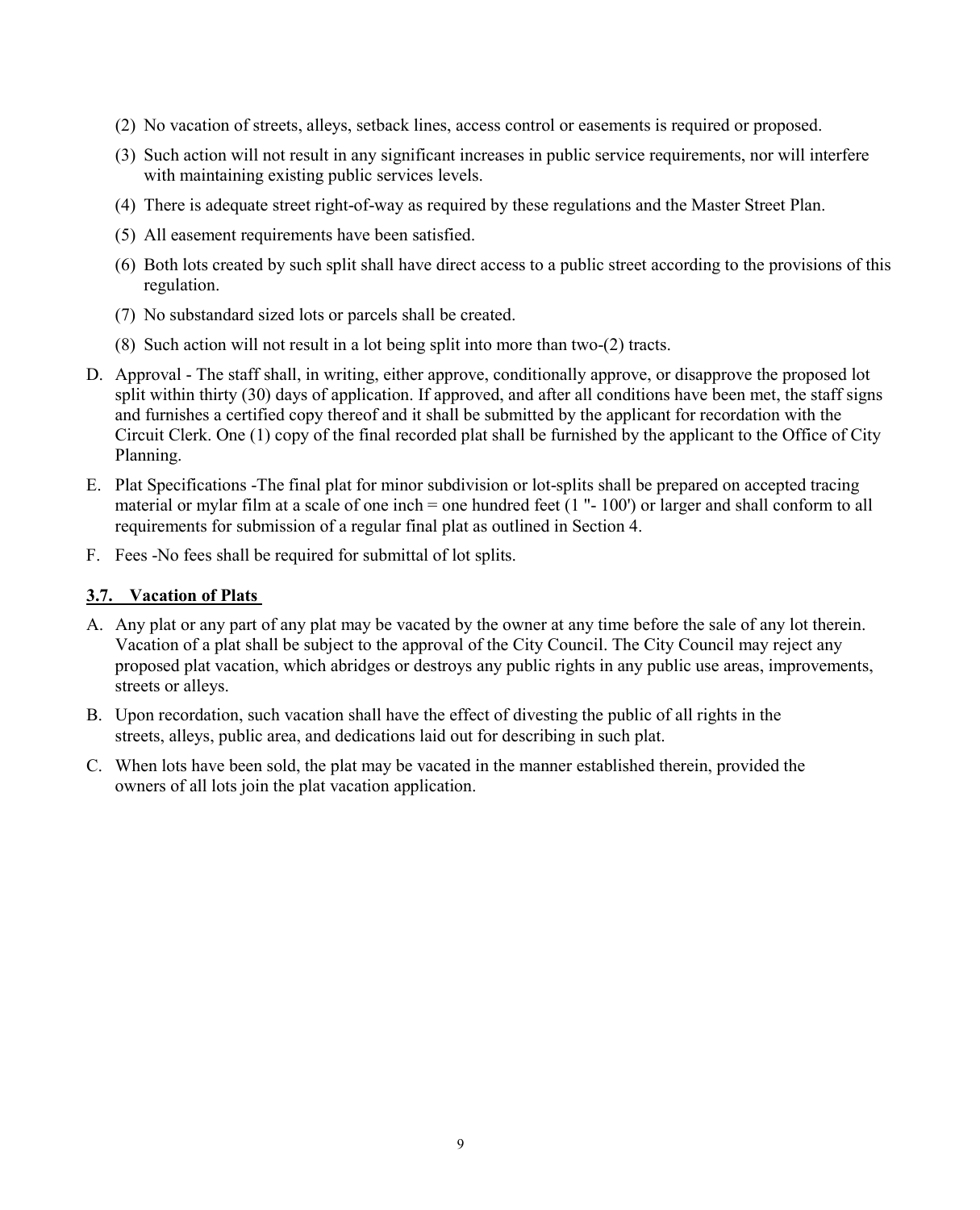(2) No vacation of streets, alleys, setback lines, access control or easements is required or proposed.

(3) Such action will not result in any significant increases in public service requirements, nor will interfere with maintaining existing public services levels.

(4) There is adequate street right-of-way as required by these regulations and the Master Street Plan.

(5) All easement requirements have been satisfied.

(6) Both lots created by such split shall have direct access to a public street according to the provisions of this regulation.

(7) No substandard sized lots or parcels shall be created.

(8) Such action will not result in a lot being split into more than two-(2) tracts.

D. Approval - The staff shall, in writing, either approve, conditionally approve, or disapprove the proposed lot split within thirty (30) days of application. If approved, and after all conditions have been met, the staff signs and furnishes a certified copy thereof and it shall be submitted by the applicant for recordation with the Circuit Clerk. One (1) copy of the final recorded plat shall be furnished by the applicant to the Office of City Planning.

E. Plat Specifications -The final plat for minor subdivision or lot-splits shall be prepared on accepted tracing material or mylar film at a scale of one inch = one hundred feet (1 "- 100') or larger and shall conform to all requirements for submission of a regular final plat as outlined in Section 4.

F. Fees -No fees shall be required for submittal of lot splits.

### <u>3.7. Vacation of Plats</u>

A. Any plat or any part of any plat may be vacated by the owner at any time before the sale of any lot therein. Vacation of a plat shall be subject to the approval of the City Council. The City Council may reject any proposed plat vacation, which abridges or destroys any public rights in any public use areas, improvements, streets or alleys.

B. Upon recordation, such vacation shall have the effect of divesting the public of all rights in the streets, alleys, public area, and dedications laid out for describing in such plat.

C. When lots have been sold, the plat may be vacated in the manner established therein, provided the owners of all lots join the plat vacation application.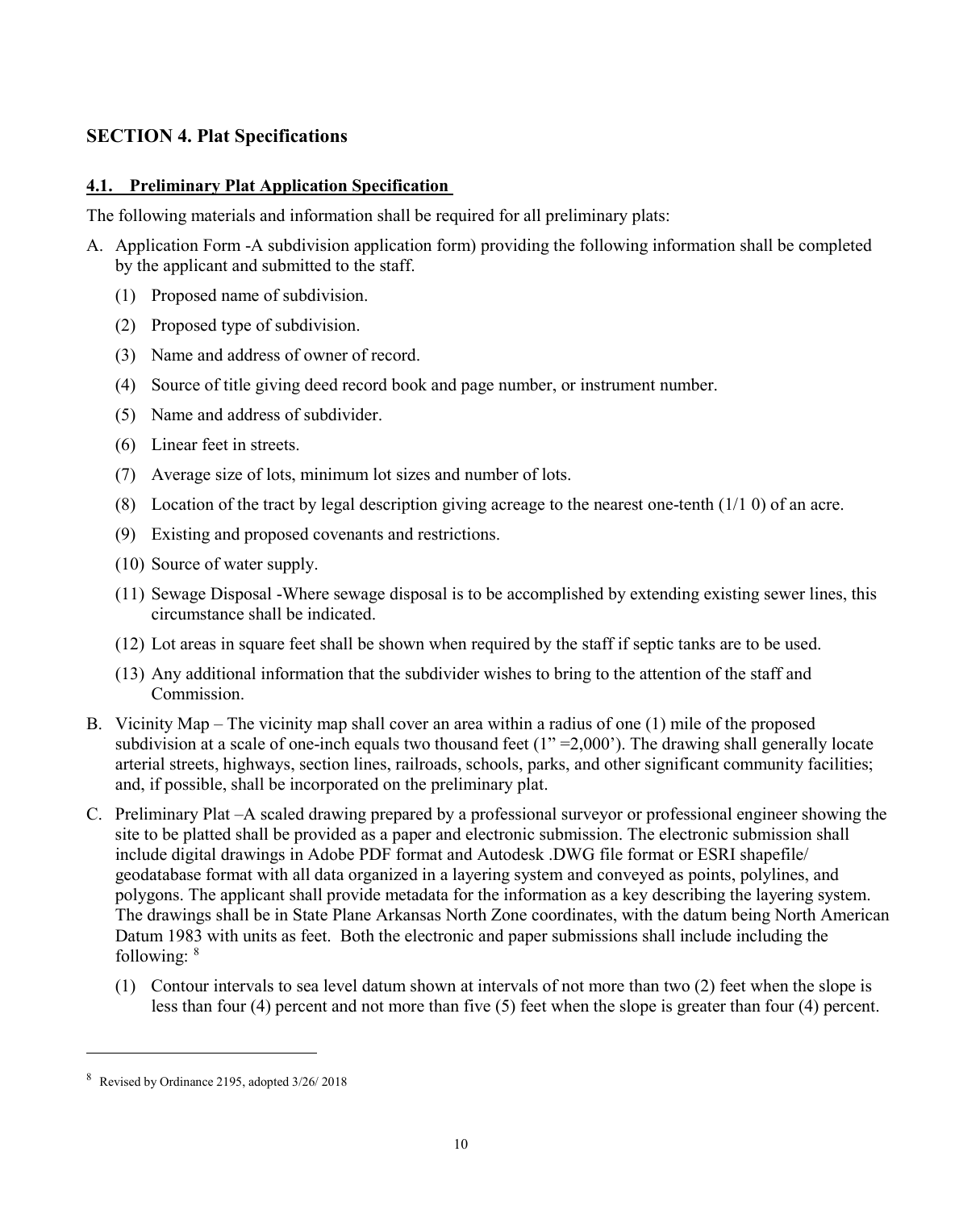## SECTION 4. Plat Specifications

### 4.1. Preliminary Plat Application Specification

The following materials and information shall be required for all preliminary plats:

A. Application Form -A subdivision application form) providing the following information shall be completed by the applicant and submitted to the staff.

   (1) Proposed name of subdivision.

   (2) Proposed type of subdivision.

   (3) Name and address of owner of record.

   (4) Source of title giving deed record book and page number, or instrument number.

   (5) Name and address of subdivider.

   (6) Linear feet in streets.

   (7) Average size of lots, minimum lot sizes and number of lots.

   (8) Location of the tract by legal description giving acreage to the nearest one-tenth (1/1 0) of an acre.

   (9) Existing and proposed covenants and restrictions.

   (10) Source of water supply.

   (11) Sewage Disposal -Where sewage disposal is to be accomplished by extending existing sewer lines, this circumstance shall be indicated.

   (12) Lot areas in square feet shall be shown when required by the staff if septic tanks are to be used.

   (13) Any additional information that the subdivider wishes to bring to the attention of the staff and Commission.

B. Vicinity Map – The vicinity map shall cover an area within a radius of one (1) mile of the proposed subdivision at a scale of one-inch equals two thousand feet (1" =2,000'). The drawing shall generally locate arterial streets, highways, section lines, railroads, schools, parks, and other significant community facilities; and, if possible, shall be incorporated on the preliminary plat.

C. Preliminary Plat –A scaled drawing prepared by a professional surveyor or professional engineer showing the site to be platted shall be provided as a paper and electronic submission. The electronic submission shall include digital drawings in Adobe PDF format and Autodesk .DWG file format or ESRI shapefile/ geodatabase format with all data organized in a layering system and conveyed as points, polylines, and polygons. The applicant shall provide metadata for the information as a key describing the layering system. The drawings shall be in State Plane Arkansas North Zone coordinates, with the datum being North American Datum 1983 with units as feet. Both the electronic and paper submissions shall include including the following: [8]

   (1) Contour intervals to sea level datum shown at intervals of not more than two (2) feet when the slope is less than four (4) percent and not more than five (5) feet when the slope is greater than four (4) percent.

---

[8] Revised by Ordinance 2195, adopted 3/26/ 2018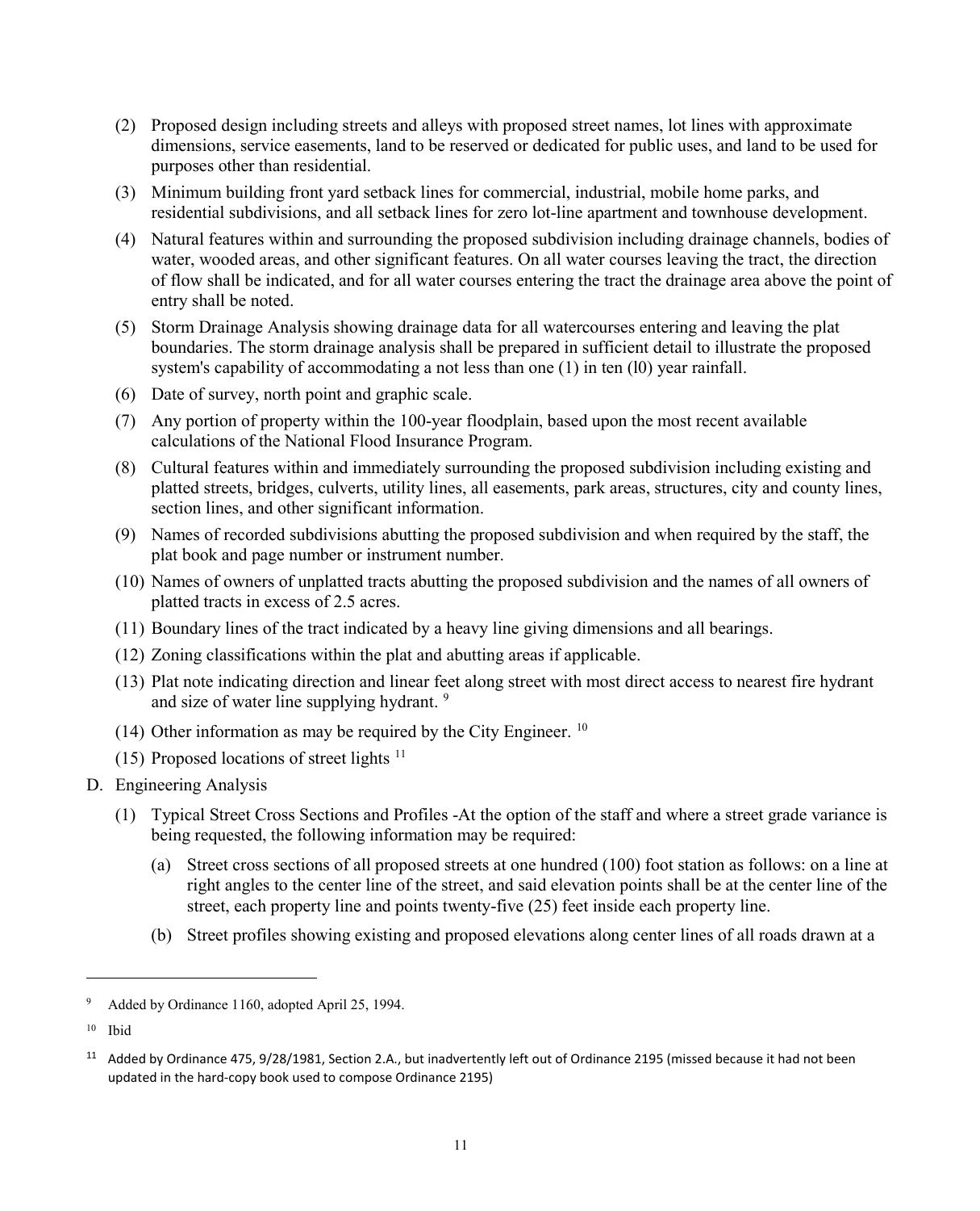(2) Proposed design including streets and alleys with proposed street names, lot lines with approximate dimensions, service easements, land to be reserved or dedicated for public uses, and land to be used for purposes other than residential.

(3) Minimum building front yard setback lines for commercial, industrial, mobile home parks, and residential subdivisions, and all setback lines for zero lot-line apartment and townhouse development.

(4) Natural features within and surrounding the proposed subdivision including drainage channels, bodies of water, wooded areas, and other significant features. On all water courses leaving the tract, the direction of flow shall be indicated, and for all water courses entering the tract the drainage area above the point of entry shall be noted.

(5) Storm Drainage Analysis showing drainage data for all watercourses entering and leaving the plat boundaries. The storm drainage analysis shall be prepared in sufficient detail to illustrate the proposed system's capability of accommodating a not less than one (1) in ten (l0) year rainfall.

(6) Date of survey, north point and graphic scale.

(7) Any portion of property within the 100-year floodplain, based upon the most recent available calculations of the National Flood Insurance Program.

(8) Cultural features within and immediately surrounding the proposed subdivision including existing and platted streets, bridges, culverts, utility lines, all easements, park areas, structures, city and county lines, section lines, and other significant information.

(9) Names of recorded subdivisions abutting the proposed subdivision and when required by the staff, the plat book and page number or instrument number.

(10) Names of owners of unplatted tracts abutting the proposed subdivision and the names of all owners of platted tracts in excess of 2.5 acres.

(11) Boundary lines of the tract indicated by a heavy line giving dimensions and all bearings.

(12) Zoning classifications within the plat and abutting areas if applicable.

(13) Plat note indicating direction and linear feet along street with most direct access to nearest fire hydrant and size of water line supplying hydrant. [9]

(14) Other information as may be required by the City Engineer. [10]

(15) Proposed locations of street lights [11]

D. Engineering Analysis

(1) Typical Street Cross Sections and Profiles -At the option of the staff and where a street grade variance is being requested, the following information may be required:

(a) Street cross sections of all proposed streets at one hundred (100) foot station as follows: on a line at right angles to the center line of the street, and said elevation points shall be at the center line of the street, each property line and points twenty-five (25) feet inside each property line.

(b) Street profiles showing existing and proposed elevations along center lines of all roads drawn at a

---

[9] Added by Ordinance 1160, adopted April 25, 1994.

[10] Ibid

[11] Added by Ordinance 475, 9/28/1981, Section 2.A., but inadvertently left out of Ordinance 2195 (missed because it had not been updated in the hard-copy book used to compose Ordinance 2195)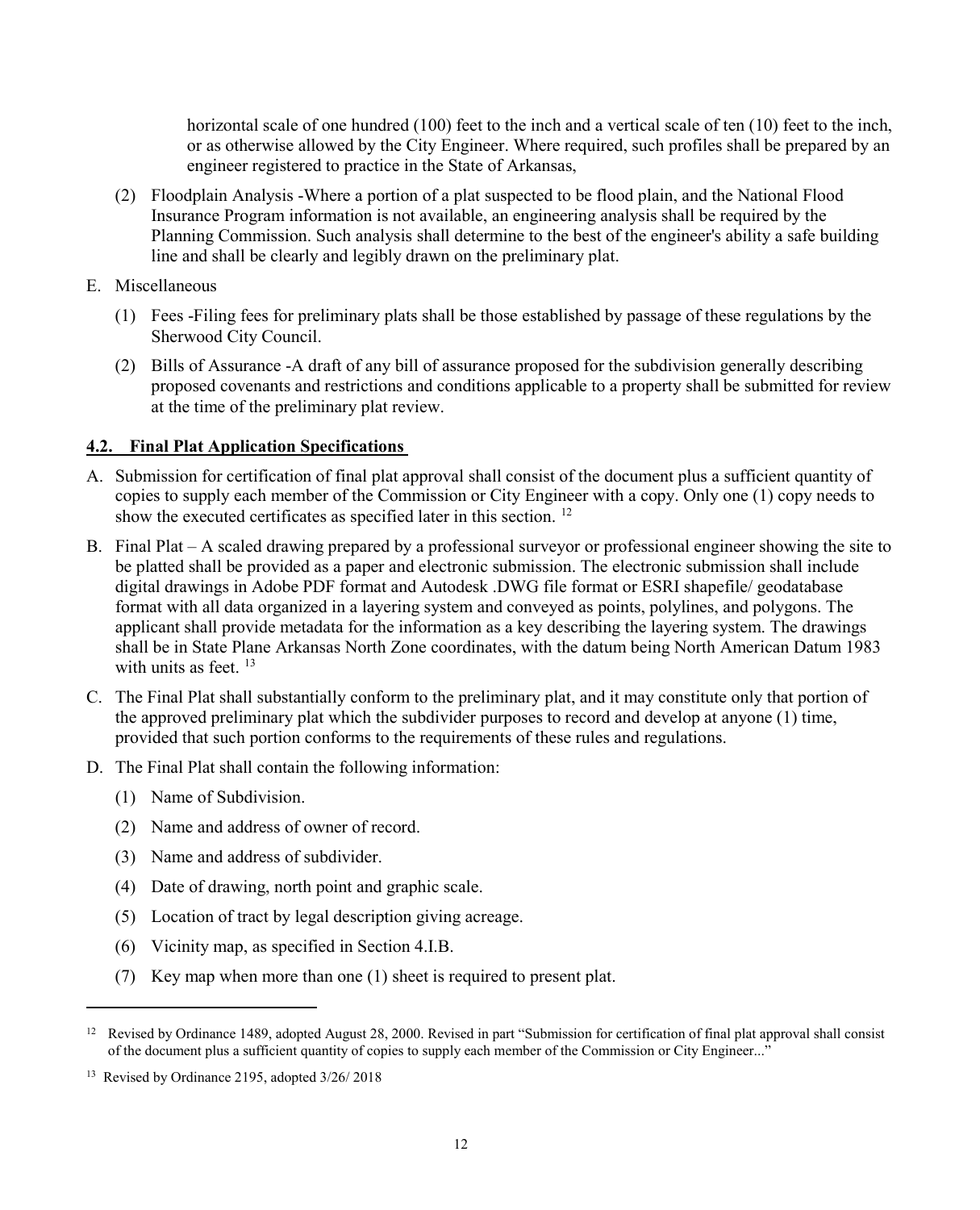horizontal scale of one hundred (100) feet to the inch and a vertical scale of ten (10) feet to the inch, or as otherwise allowed by the City Engineer. Where required, such profiles shall be prepared by an engineer registered to practice in the State of Arkansas,

(2) Floodplain Analysis -Where a portion of a plat suspected to be flood plain, and the National Flood Insurance Program information is not available, an engineering analysis shall be required by the Planning Commission. Such analysis shall determine to the best of the engineer's ability a safe building line and shall be clearly and legibly drawn on the preliminary plat.

E. Miscellaneous

(1) Fees -Filing fees for preliminary plats shall be those established by passage of these regulations by the Sherwood City Council.

(2) Bills of Assurance -A draft of any bill of assurance proposed for the subdivision generally describing proposed covenants and restrictions and conditions applicable to a property shall be submitted for review at the time of the preliminary plat review.

## 4.2. Final Plat Application Specifications

A. Submission for certification of final plat approval shall consist of the document plus a sufficient quantity of copies to supply each member of the Commission or City Engineer with a copy. Only one (1) copy needs to show the executed certificates as specified later in this section. [12]

B. Final Plat – A scaled drawing prepared by a professional surveyor or professional engineer showing the site to be platted shall be provided as a paper and electronic submission. The electronic submission shall include digital drawings in Adobe PDF format and Autodesk .DWG file format or ESRI shapefile/ geodatabase format with all data organized in a layering system and conveyed as points, polylines, and polygons. The applicant shall provide metadata for the information as a key describing the layering system. The drawings shall be in State Plane Arkansas North Zone coordinates, with the datum being North American Datum 1983 with units as feet. [13]

C. The Final Plat shall substantially conform to the preliminary plat, and it may constitute only that portion of the approved preliminary plat which the subdivider purposes to record and develop at anyone (1) time, provided that such portion conforms to the requirements of these rules and regulations.

D. The Final Plat shall contain the following information:

(1) Name of Subdivision.

(2) Name and address of owner of record.

(3) Name and address of subdivider.

(4) Date of drawing, north point and graphic scale.

(5) Location of tract by legal description giving acreage.

(6) Vicinity map, as specified in Section 4.I.B.

(7) Key map when more than one (1) sheet is required to present plat.

---

[12] Revised by Ordinance 1489, adopted August 28, 2000. Revised in part "Submission for certification of final plat approval shall consist of the document plus a sufficient quantity of copies to supply each member of the Commission or City Engineer..."

[13] Revised by Ordinance 2195, adopted 3/26/ 2018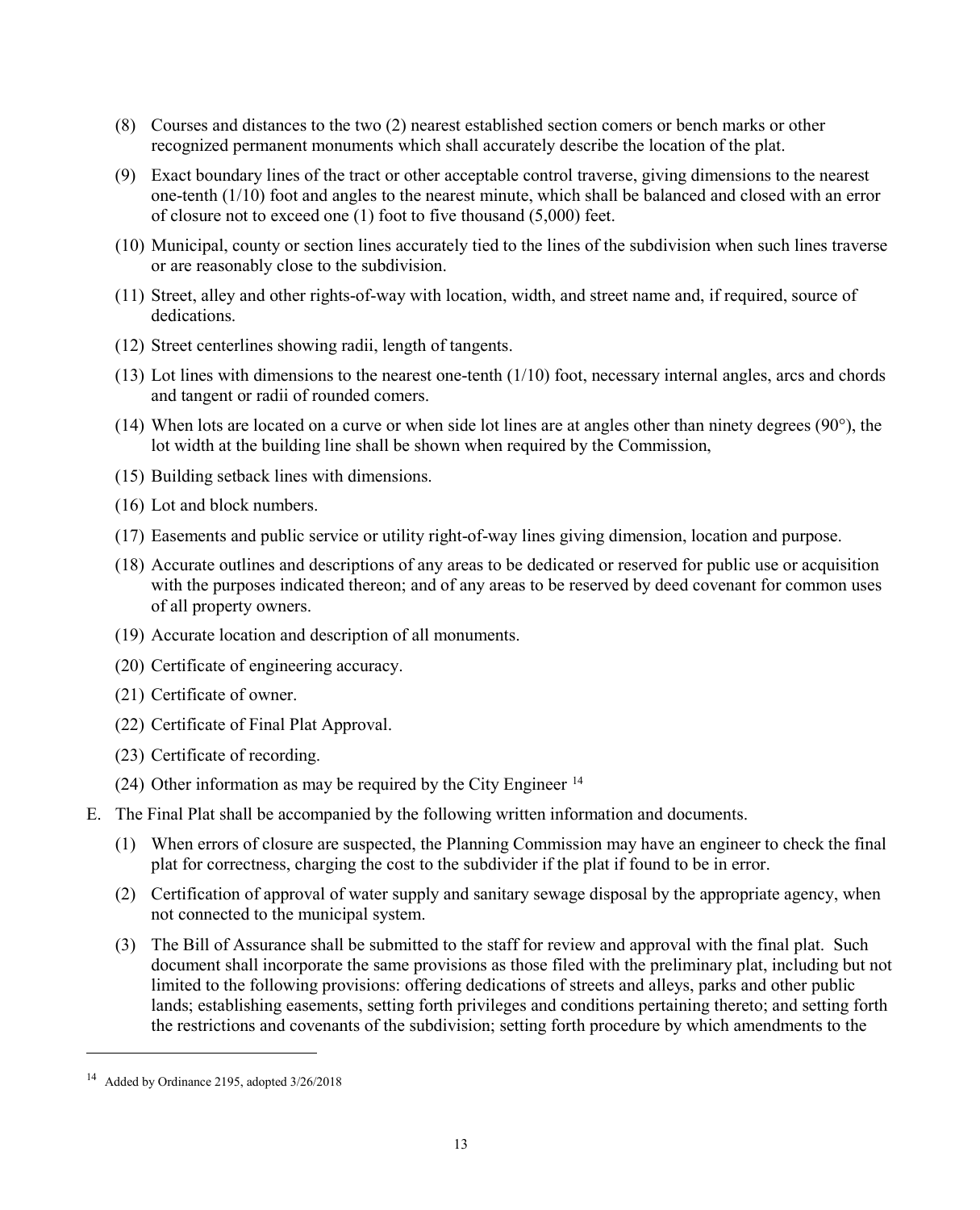(8) Courses and distances to the two (2) nearest established section comers or bench marks or other recognized permanent monuments which shall accurately describe the location of the plat.

(9) Exact boundary lines of the tract or other acceptable control traverse, giving dimensions to the nearest one-tenth (1/10) foot and angles to the nearest minute, which shall be balanced and closed with an error of closure not to exceed one (1) foot to five thousand (5,000) feet.

(10) Municipal, county or section lines accurately tied to the lines of the subdivision when such lines traverse or are reasonably close to the subdivision.

(11) Street, alley and other rights-of-way with location, width, and street name and, if required, source of dedications.

(12) Street centerlines showing radii, length of tangents.

(13) Lot lines with dimensions to the nearest one-tenth (1/10) foot, necessary internal angles, arcs and chords and tangent or radii of rounded comers.

(14) When lots are located on a curve or when side lot lines are at angles other than ninety degrees (90°), the lot width at the building line shall be shown when required by the Commission,

(15) Building setback lines with dimensions.

(16) Lot and block numbers.

(17) Easements and public service or utility right-of-way lines giving dimension, location and purpose.

(18) Accurate outlines and descriptions of any areas to be dedicated or reserved for public use or acquisition with the purposes indicated thereon; and of any areas to be reserved by deed covenant for common uses of all property owners.

(19) Accurate location and description of all monuments.

(20) Certificate of engineering accuracy.

(21) Certificate of owner.

(22) Certificate of Final Plat Approval.

(23) Certificate of recording.

(24) Other information as may be required by the City Engineer [14]

E. The Final Plat shall be accompanied by the following written information and documents.

(1) When errors of closure are suspected, the Planning Commission may have an engineer to check the final plat for correctness, charging the cost to the subdivider if the plat if found to be in error.

(2) Certification of approval of water supply and sanitary sewage disposal by the appropriate agency, when not connected to the municipal system.

(3) The Bill of Assurance shall be submitted to the staff for review and approval with the final plat. Such document shall incorporate the same provisions as those filed with the preliminary plat, including but not limited to the following provisions: offering dedications of streets and alleys, parks and other public lands; establishing easements, setting forth privileges and conditions pertaining thereto; and setting forth the restrictions and covenants of the subdivision; setting forth procedure by which amendments to the

[14] Added by Ordinance 2195, adopted 3/26/2018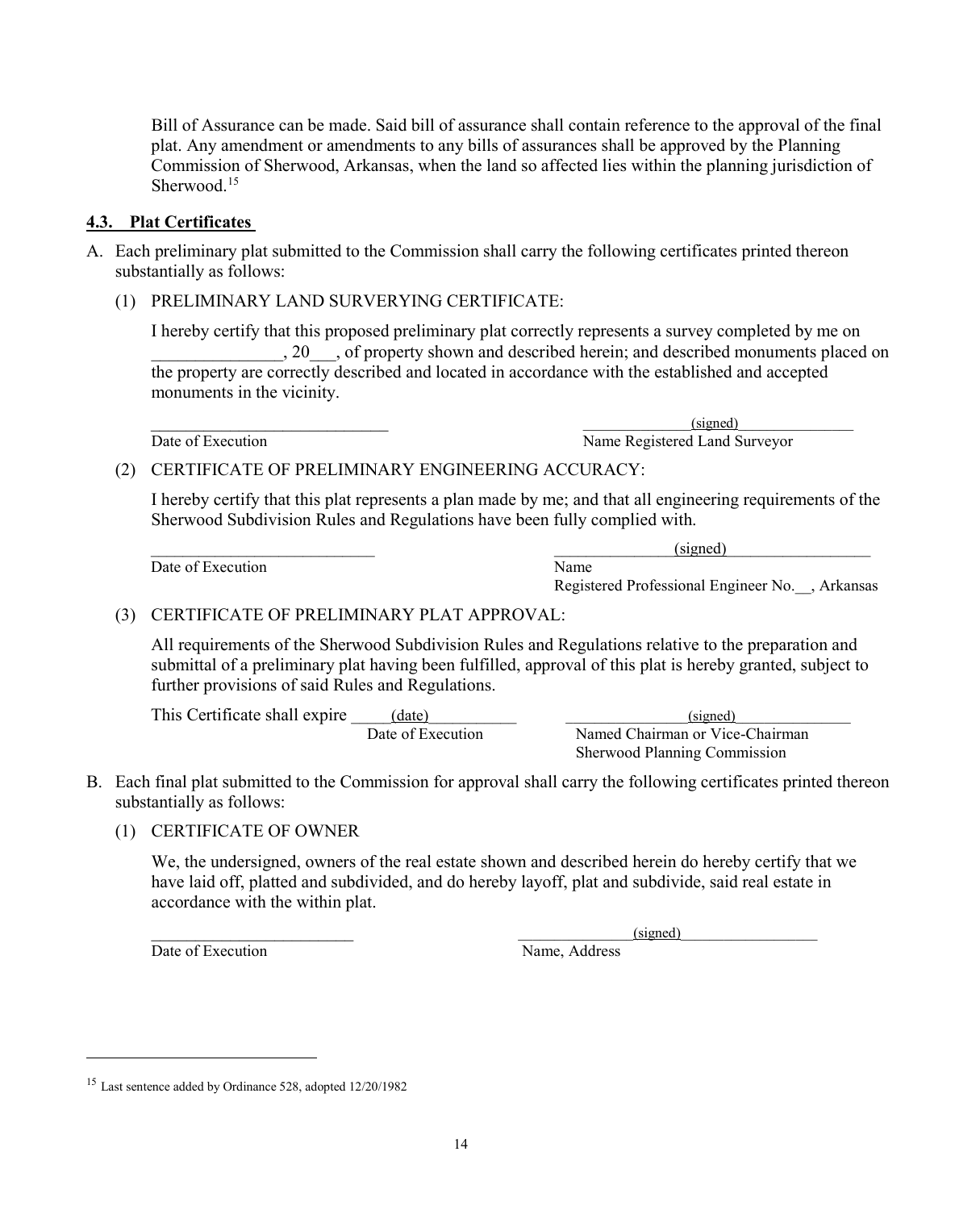Bill of Assurance can be made. Said bill of assurance shall contain reference to the approval of the final plat. Any amendment or amendments to any bills of assurances shall be approved by the Planning Commission of Sherwood, Arkansas, when the land so affected lies within the planning jurisdiction of Sherwood.[15]

## 4.3. Plat Certificates

A. Each preliminary plat submitted to the Commission shall carry the following certificates printed thereon substantially as follows:

(1) PRELIMINARY LAND SURVERYING CERTIFICATE:

I hereby certify that this proposed preliminary plat correctly represents a survey completed by me on _______________, 20___, of property shown and described herein; and described monuments placed on the property are correctly described and located in accordance with the established and accepted monuments in the vicinity.

_____________________________ (signed)
Date of Execution Name Registered Land Surveyor

(2) CERTIFICATE OF PRELIMINARY ENGINEERING ACCURACY:

I hereby certify that this plat represents a plan made by me; and that all engineering requirements of the Sherwood Subdivision Rules and Regulations have been fully complied with.

_____________________________ (signed)
Date of Execution Name
Registered Professional Engineer No.__, Arkansas

(3) CERTIFICATE OF PRELIMINARY PLAT APPROVAL:

All requirements of the Sherwood Subdivision Rules and Regulations relative to the preparation and submittal of a preliminary plat having been fulfilled, approval of this plat is hereby granted, subject to further provisions of said Rules and Regulations.

This Certificate shall expire ____(date)__________ (signed)
Date of Execution Named Chairman or Vice-Chairman
Sherwood Planning Commission

B. Each final plat submitted to the Commission for approval shall carry the following certificates printed thereon substantially as follows:

(1) CERTIFICATE OF OWNER

We, the undersigned, owners of the real estate shown and described herein do hereby certify that we have laid off, platted and subdivided, and do hereby layoff, plat and subdivide, said real estate in accordance with the within plat.

_________________________ (signed)
Date of Execution Name, Address

[15] Last sentence added by Ordinance 528, adopted 12/20/1982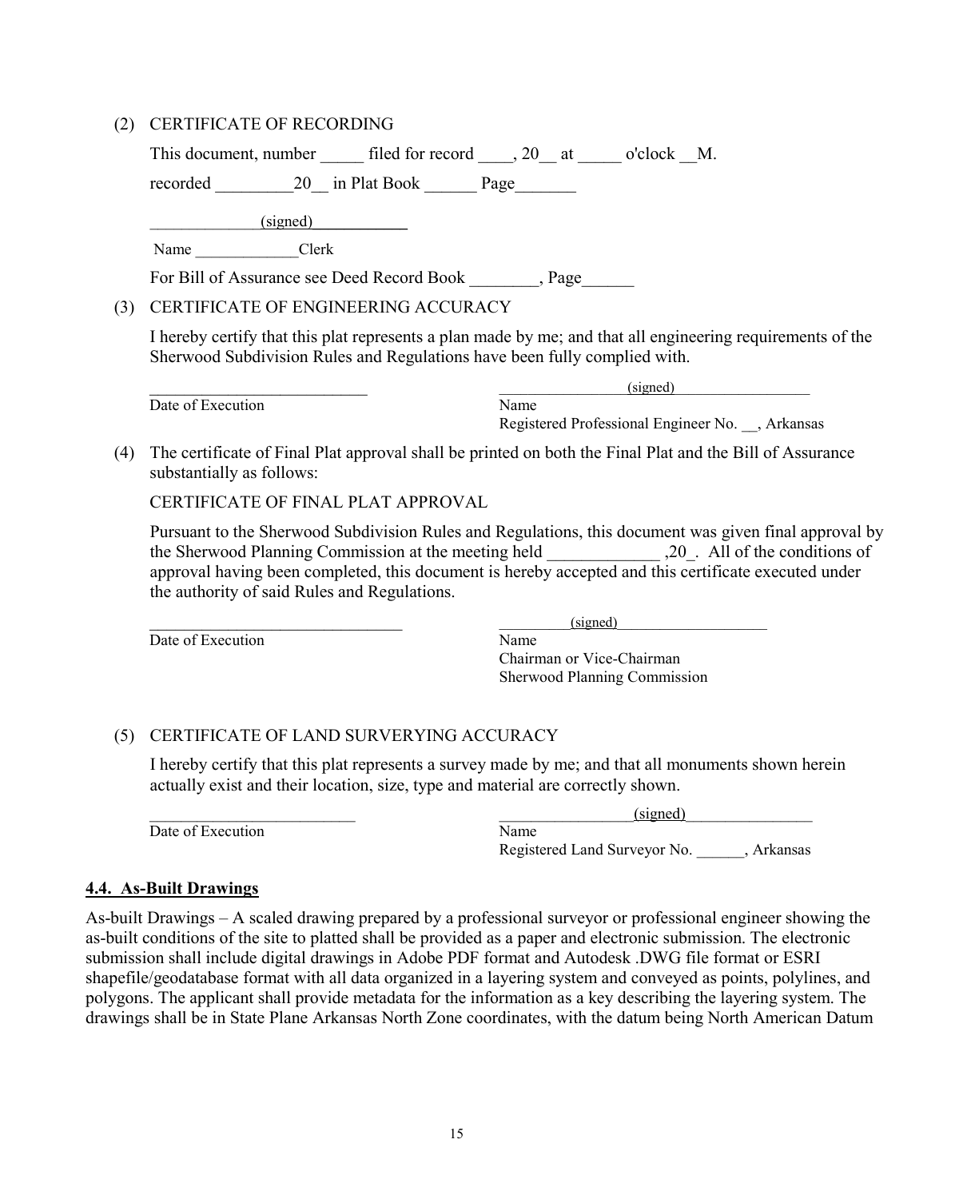(2) CERTIFICATE OF RECORDING

This document, number _____ filed for record ____, 20__ at _____ o'clock __M.

recorded _________20__ in Plat Book ______ Page_______

_____________(signed)___________

Name _____________Clerk

For Bill of Assurance see Deed Record Book ________, Page______

(3) CERTIFICATE OF ENGINEERING ACCURACY

I hereby certify that this plat represents a plan made by me; and that all engineering requirements of the Sherwood Subdivision Rules and Regulations have been fully complied with.

___________________________ ________________(signed)_________________

Date of Execution

Name
Registered Professional Engineer No. __, Arkansas

(4) The certificate of Final Plat approval shall be printed on both the Final Plat and the Bill of Assurance substantially as follows:

CERTIFICATE OF FINAL PLAT APPROVAL

Pursuant to the Sherwood Subdivision Rules and Regulations, this document was given final approval by the Sherwood Planning Commission at the meeting held _____________ ,20_. All of the conditions of approval having been completed, this document is hereby accepted and this certificate executed under the authority of said Rules and Regulations.

_______________________________ _________(signed)___________________

Date of Execution

Name
Chairman or Vice-Chairman
Sherwood Planning Commission

(5) CERTIFICATE OF LAND SURVERYING ACCURACY

I hereby certify that this plat represents a survey made by me; and that all monuments shown herein actually exist and their location, size, type and material are correctly shown.

__________________________ ________________(signed)________________

Date of Execution

Name
Registered Land Surveyor No. ______, Arkansas

## 4.4. As-Built Drawings

As-built Drawings – A scaled drawing prepared by a professional surveyor or professional engineer showing the as-built conditions of the site to platted shall be provided as a paper and electronic submission. The electronic submission shall include digital drawings in Adobe PDF format and Autodesk .DWG file format or ESRI shapefile/geodatabase format with all data organized in a layering system and conveyed as points, polylines, and polygons. The applicant shall provide metadata for the information as a key describing the layering system. The drawings shall be in State Plane Arkansas North Zone coordinates, with the datum being North American Datum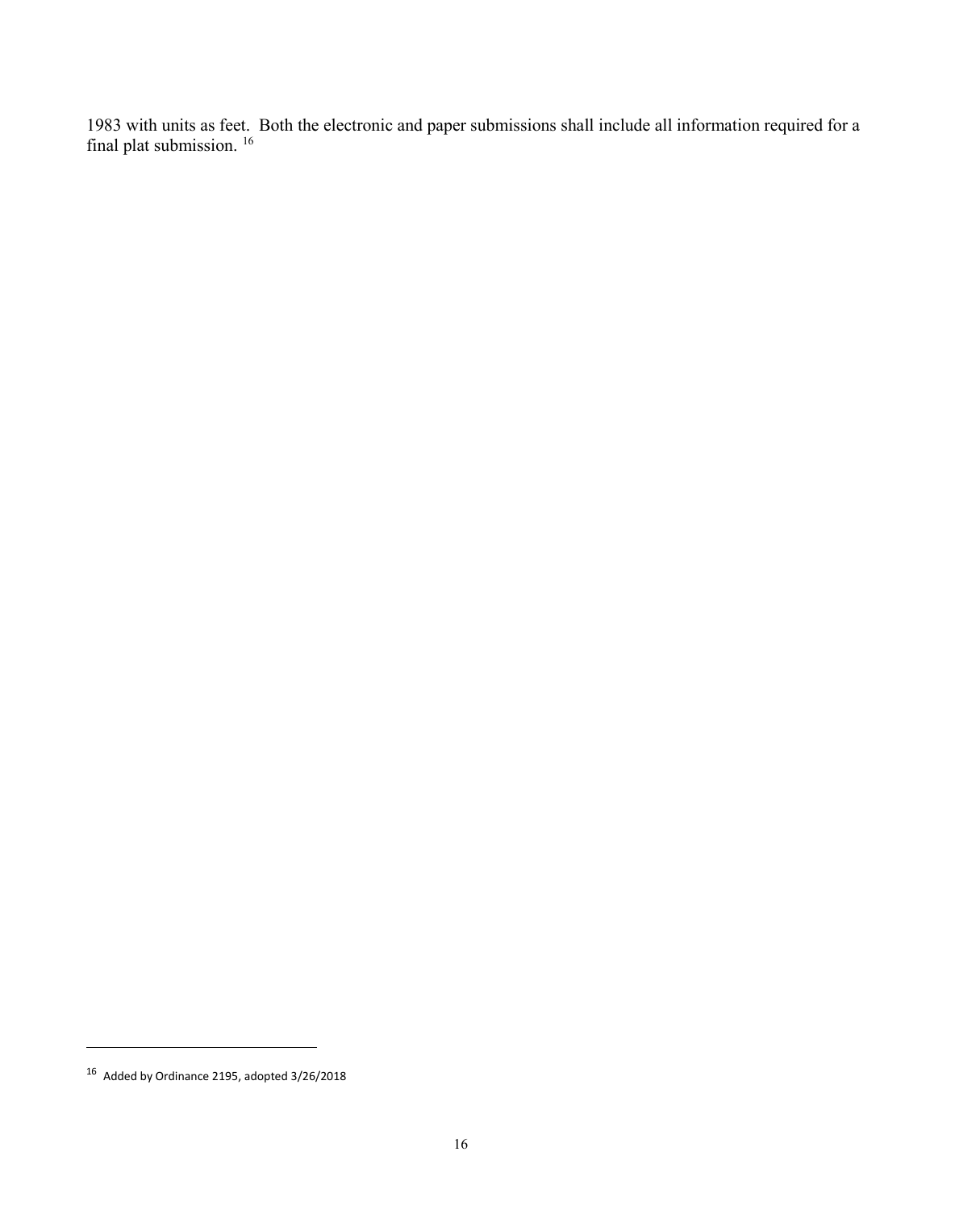1983 with units as feet. Both the electronic and paper submissions shall include all information required for a final plat submission. [16]

[16] Added by Ordinance 2195, adopted 3/26/2018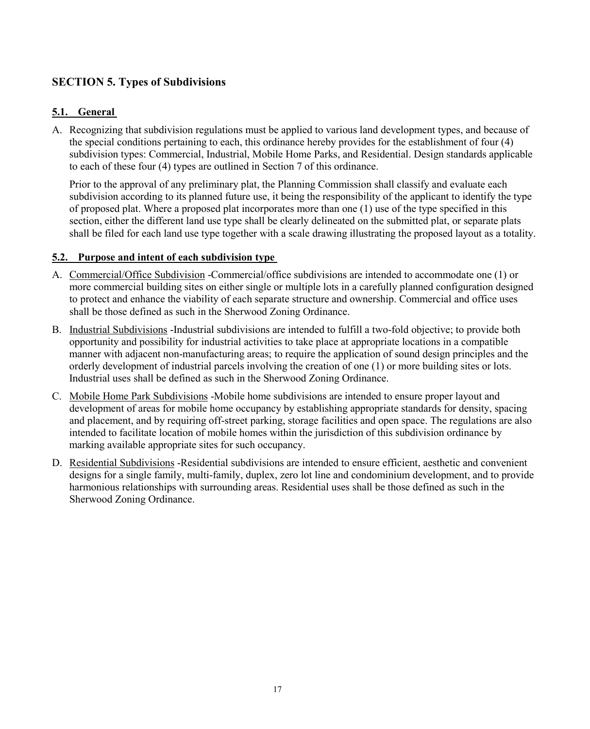## SECTION 5. Types of Subdivisions

### 5.1. General

A. Recognizing that subdivision regulations must be applied to various land development types, and because of the special conditions pertaining to each, this ordinance hereby provides for the establishment of four (4) subdivision types: Commercial, Industrial, Mobile Home Parks, and Residential. Design standards applicable to each of these four (4) types are outlined in Section 7 of this ordinance.

Prior to the approval of any preliminary plat, the Planning Commission shall classify and evaluate each subdivision according to its planned future use, it being the responsibility of the applicant to identify the type of proposed plat. Where a proposed plat incorporates more than one (1) use of the type specified in this section, either the different land use type shall be clearly delineated on the submitted plat, or separate plats shall be filed for each land use type together with a scale drawing illustrating the proposed layout as a totality.

### 5.2. Purpose and intent of each subdivision type

A. Commercial/Office Subdivision -Commercial/office subdivisions are intended to accommodate one (1) or more commercial building sites on either single or multiple lots in a carefully planned configuration designed to protect and enhance the viability of each separate structure and ownership. Commercial and office uses shall be those defined as such in the Sherwood Zoning Ordinance.

B. Industrial Subdivisions -Industrial subdivisions are intended to fulfill a two-fold objective; to provide both opportunity and possibility for industrial activities to take place at appropriate locations in a compatible manner with adjacent non-manufacturing areas; to require the application of sound design principles and the orderly development of industrial parcels involving the creation of one (1) or more building sites or lots. Industrial uses shall be defined as such in the Sherwood Zoning Ordinance.

C. Mobile Home Park Subdivisions -Mobile home subdivisions are intended to ensure proper layout and development of areas for mobile home occupancy by establishing appropriate standards for density, spacing and placement, and by requiring off-street parking, storage facilities and open space. The regulations are also intended to facilitate location of mobile homes within the jurisdiction of this subdivision ordinance by marking available appropriate sites for such occupancy.

D. Residential Subdivisions -Residential subdivisions are intended to ensure efficient, aesthetic and convenient designs for a single family, multi-family, duplex, zero lot line and condominium development, and to provide harmonious relationships with surrounding areas. Residential uses shall be those defined as such in the Sherwood Zoning Ordinance.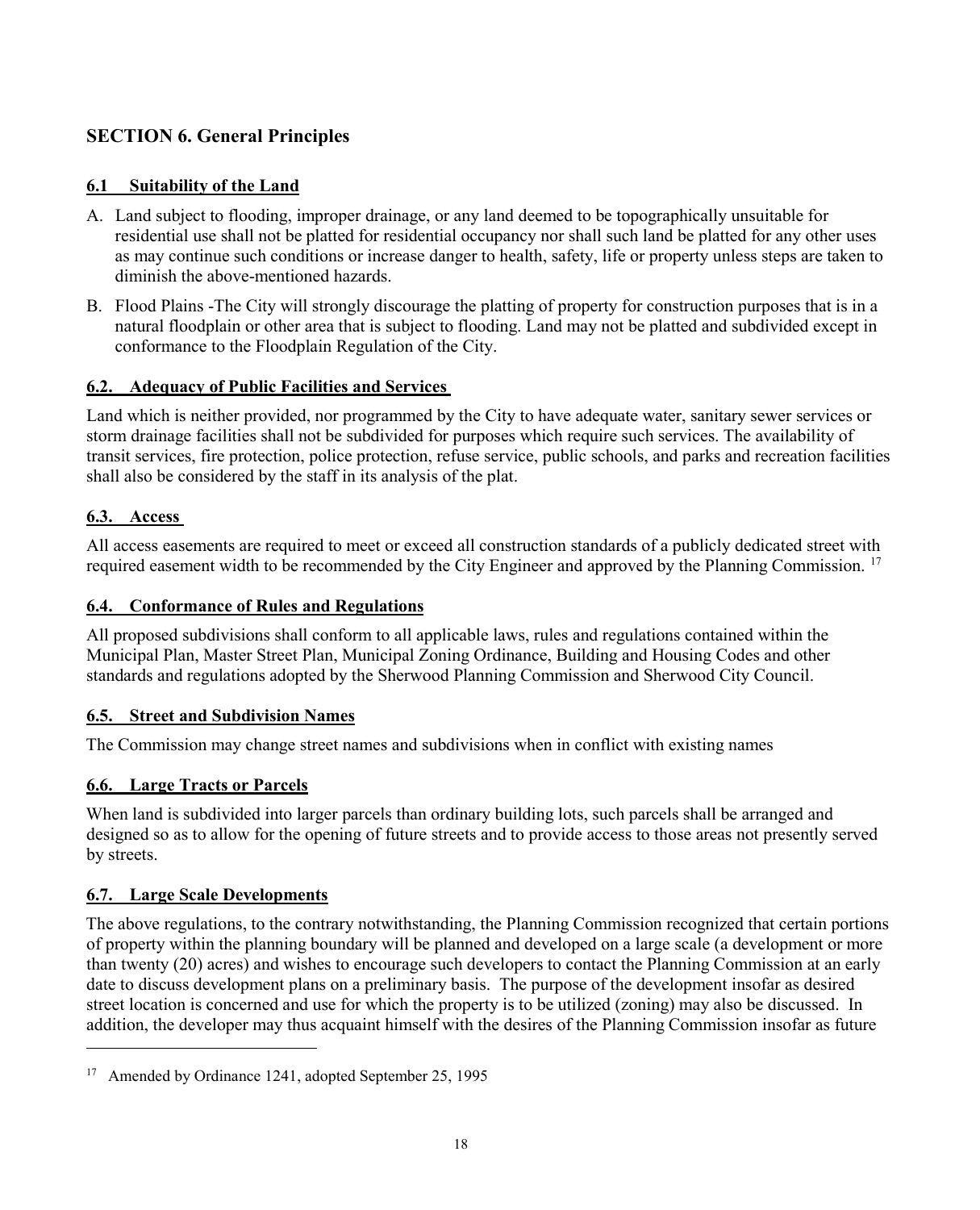## SECTION 6. General Principles

### 6.1 Suitability of the Land

A. Land subject to flooding, improper drainage, or any land deemed to be topographically unsuitable for residential use shall not be platted for residential occupancy nor shall such land be platted for any other uses as may continue such conditions or increase danger to health, safety, life or property unless steps are taken to diminish the above-mentioned hazards.

B. Flood Plains -The City will strongly discourage the platting of property for construction purposes that is in a natural floodplain or other area that is subject to flooding. Land may not be platted and subdivided except in conformance to the Floodplain Regulation of the City.

### 6.2. Adequacy of Public Facilities and Services

Land which is neither provided, nor programmed by the City to have adequate water, sanitary sewer services or storm drainage facilities shall not be subdivided for purposes which require such services. The availability of transit services, fire protection, police protection, refuse service, public schools, and parks and recreation facilities shall also be considered by the staff in its analysis of the plat.

### 6.3. Access

All access easements are required to meet or exceed all construction standards of a publicly dedicated street with required easement width to be recommended by the City Engineer and approved by the Planning Commission. [17]

### 6.4. Conformance of Rules and Regulations

All proposed subdivisions shall conform to all applicable laws, rules and regulations contained within the Municipal Plan, Master Street Plan, Municipal Zoning Ordinance, Building and Housing Codes and other standards and regulations adopted by the Sherwood Planning Commission and Sherwood City Council.

### 6.5. Street and Subdivision Names

The Commission may change street names and subdivisions when in conflict with existing names

### 6.6. Large Tracts or Parcels

When land is subdivided into larger parcels than ordinary building lots, such parcels shall be arranged and designed so as to allow for the opening of future streets and to provide access to those areas not presently served by streets.

### 6.7. Large Scale Developments

The above regulations, to the contrary notwithstanding, the Planning Commission recognized that certain portions of property within the planning boundary will be planned and developed on a large scale (a development or more than twenty (20) acres) and wishes to encourage such developers to contact the Planning Commission at an early date to discuss development plans on a preliminary basis. The purpose of the development insofar as desired street location is concerned and use for which the property is to be utilized (zoning) may also be discussed. In addition, the developer may thus acquaint himself with the desires of the Planning Commission insofar as future

---

[17] Amended by Ordinance 1241, adopted September 25, 1995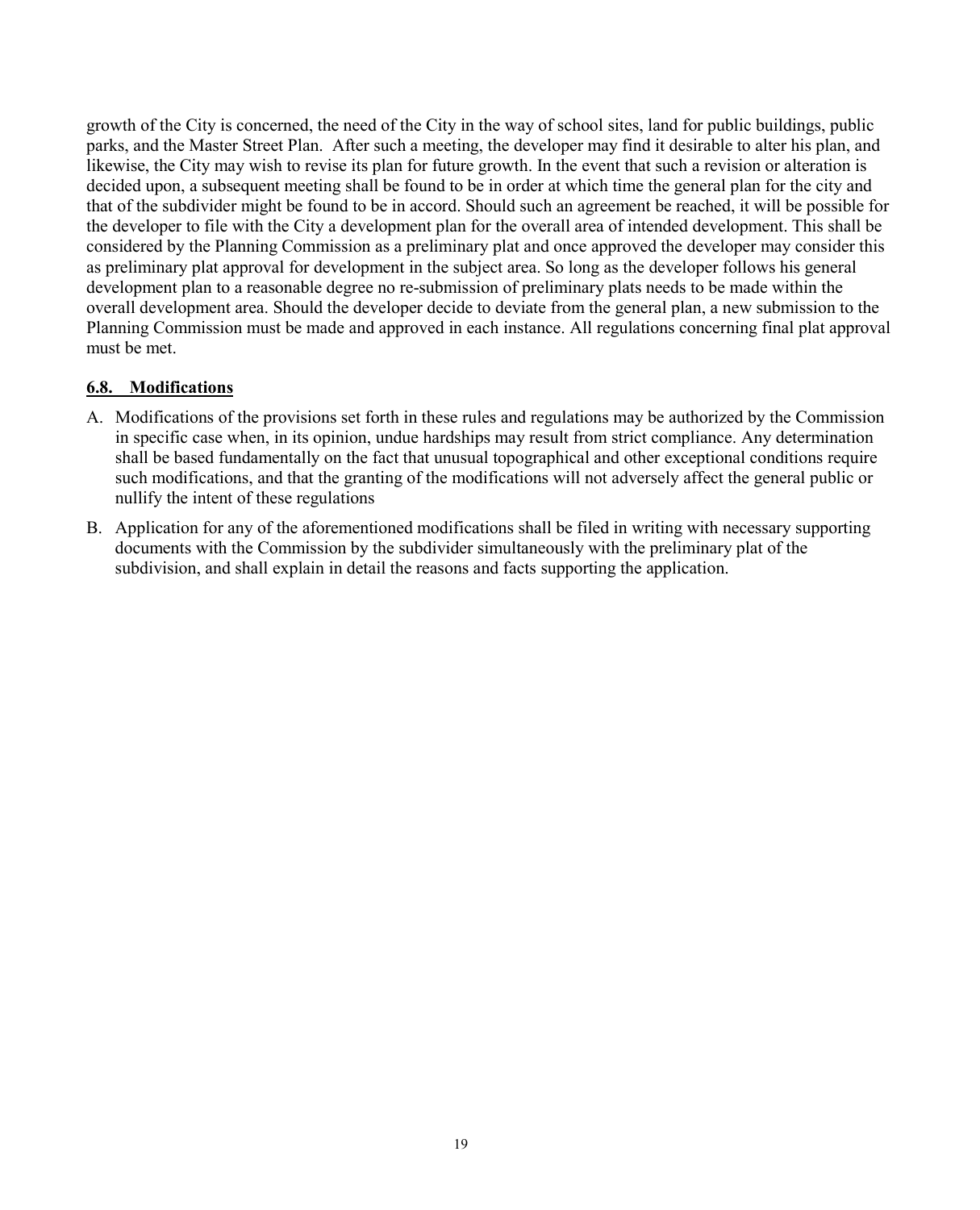growth of the City is concerned, the need of the City in the way of school sites, land for public buildings, public parks, and the Master Street Plan. After such a meeting, the developer may find it desirable to alter his plan, and likewise, the City may wish to revise its plan for future growth. In the event that such a revision or alteration is decided upon, a subsequent meeting shall be found to be in order at which time the general plan for the city and that of the subdivider might be found to be in accord. Should such an agreement be reached, it will be possible for the developer to file with the City a development plan for the overall area of intended development. This shall be considered by the Planning Commission as a preliminary plat and once approved the developer may consider this as preliminary plat approval for development in the subject area. So long as the developer follows his general development plan to a reasonable degree no re-submission of preliminary plats needs to be made within the overall development area. Should the developer decide to deviate from the general plan, a new submission to the Planning Commission must be made and approved in each instance. All regulations concerning final plat approval must be met.

### 6.8. Modifications

A. Modifications of the provisions set forth in these rules and regulations may be authorized by the Commission in specific case when, in its opinion, undue hardships may result from strict compliance. Any determination shall be based fundamentally on the fact that unusual topographical and other exceptional conditions require such modifications, and that the granting of the modifications will not adversely affect the general public or nullify the intent of these regulations

B. Application for any of the aforementioned modifications shall be filed in writing with necessary supporting documents with the Commission by the subdivider simultaneously with the preliminary plat of the subdivision, and shall explain in detail the reasons and facts supporting the application.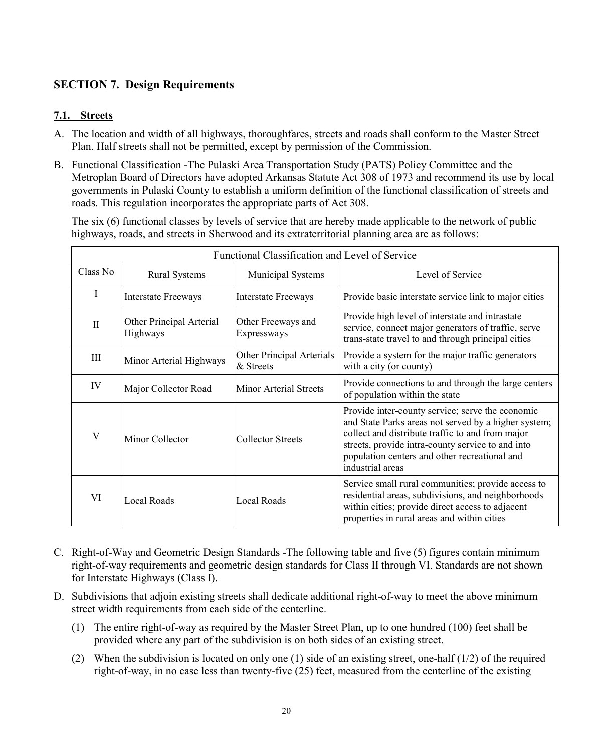## SECTION 7. Design Requirements

### 7.1. Streets

A. The location and width of all highways, thoroughfares, streets and roads shall conform to the Master Street Plan. Half streets shall not be permitted, except by permission of the Commission.

B. Functional Classification -The Pulaski Area Transportation Study (PATS) Policy Committee and the Metroplan Board of Directors have adopted Arkansas Statute Act 308 of 1973 and recommend its use by local governments in Pulaski County to establish a uniform definition of the functional classification of streets and roads. This regulation incorporates the appropriate parts of Act 308.

The six (6) functional classes by levels of service that are hereby made applicable to the network of public highways, roads, and streets in Sherwood and its extraterritorial planning area are as follows:

| Functional Classification and Level of Service | | | |
|---|---|---|---|
| Class No | Rural Systems | Municipal Systems | Level of Service |
| I | Interstate Freeways | Interstate Freeways | Provide basic interstate service link to major cities |
| II | Other Principal Arterial Highways | Other Freeways and Expressways | Provide high level of interstate and intrastate service, connect major generators of traffic, serve trans-state travel to and through principal cities |
| III | Minor Arterial Highways | Other Principal Arterials & Streets | Provide a system for the major traffic generators with a city (or county) |
| IV | Major Collector Road | Minor Arterial Streets | Provide connections to and through the large centers of population within the state |
| V | Minor Collector | Collector Streets | Provide inter-county service; serve the economic and State Parks areas not served by a higher system; collect and distribute traffic to and from major streets, provide intra-county service to and into population centers and other recreational and industrial areas |
| VI | Local Roads | Local Roads | Service small rural communities; provide access to residential areas, subdivisions, and neighborhoods within cities; provide direct access to adjacent properties in rural areas and within cities |

C. Right-of-Way and Geometric Design Standards -The following table and five (5) figures contain minimum right-of-way requirements and geometric design standards for Class II through VI. Standards are not shown for Interstate Highways (Class I).

D. Subdivisions that adjoin existing streets shall dedicate additional right-of-way to meet the above minimum street width requirements from each side of the centerline.

(1) The entire right-of-way as required by the Master Street Plan, up to one hundred (100) feet shall be provided where any part of the subdivision is on both sides of an existing street.

(2) When the subdivision is located on only one (1) side of an existing street, one-half (1/2) of the required right-of-way, in no case less than twenty-five (25) feet, measured from the centerline of the existing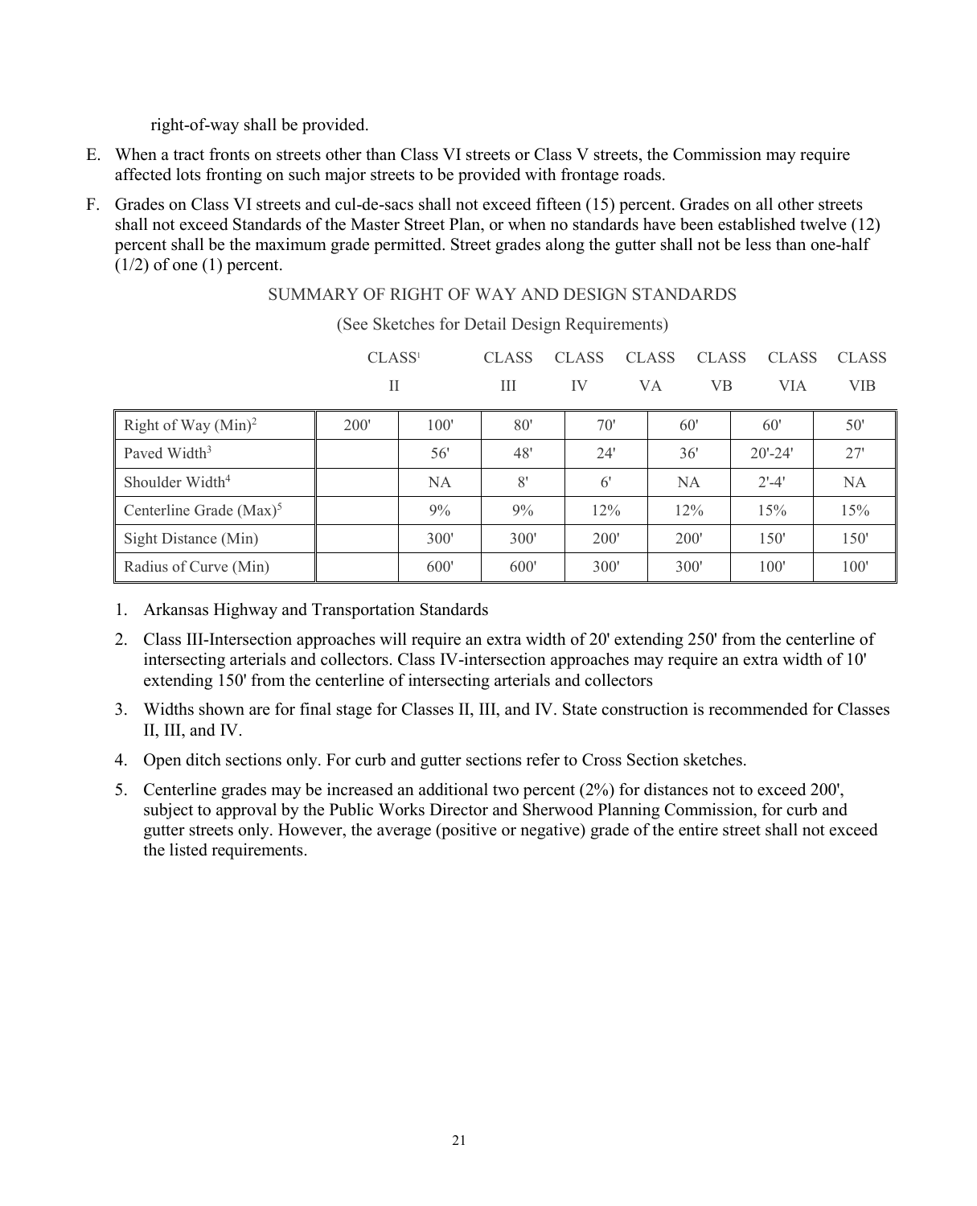right-of-way shall be provided.

E. When a tract fronts on streets other than Class VI streets or Class V streets, the Commission may require affected lots fronting on such major streets to be provided with frontage roads.

F. Grades on Class VI streets and cul-de-sacs shall not exceed fifteen (15) percent. Grades on all other streets shall not exceed Standards of the Master Street Plan, or when no standards have been established twelve (12) percent shall be the maximum grade permitted. Street grades along the gutter shall not be less than one-half (1/2) of one (1) percent.

SUMMARY OF RIGHT OF WAY AND DESIGN STANDARDS

(See Sketches for Detail Design Requirements)

| | CLASS[1] II | CLASS III | CLASS IV | CLASS VA | CLASS VB | CLASS VIA | CLASS VIB |
|---|---|---|---|---|---|---|---|
| Right of Way (Min)[2] | 200' | 100' | 80' | 70' | 60' | 60' | 50' |
| Paved Width[3] | | 56' | 48' | 24' | 36' | 20'-24' | 27' |
| Shoulder Width[4] | | NA | 8' | 6' | NA | 2'-4' | NA |
| Centerline Grade (Max)[5] | | 9% | 9% | 12% | 12% | 15% | 15% |
| Sight Distance (Min) | | 300' | 300' | 200' | 200' | 150' | 150' |
| Radius of Curve (Min) | | 600' | 600' | 300' | 300' | 100' | 100' |

1. Arkansas Highway and Transportation Standards
2. Class III-Intersection approaches will require an extra width of 20' extending 250' from the centerline of intersecting arterials and collectors. Class IV-intersection approaches may require an extra width of 10' extending 150' from the centerline of intersecting arterials and collectors
3. Widths shown are for final stage for Classes II, III, and IV. State construction is recommended for Classes II, III, and IV.
4. Open ditch sections only. For curb and gutter sections refer to Cross Section sketches.
5. Centerline grades may be increased an additional two percent (2%) for distances not to exceed 200', subject to approval by the Public Works Director and Sherwood Planning Commission, for curb and gutter streets only. However, the average (positive or negative) grade of the entire street shall not exceed the listed requirements.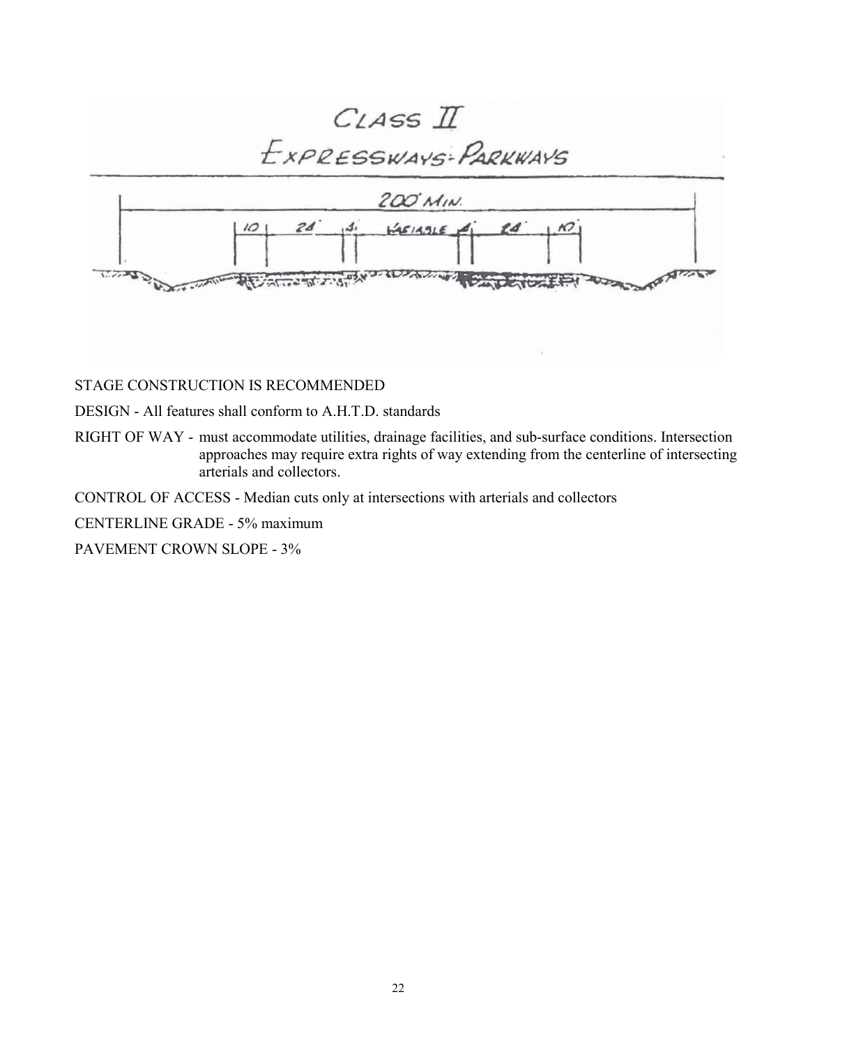CLASS II

EXPRESSWAYS-PARKWAYS

200' MIN.

10 24' 3' VARIABLE 3' 24' 10'

STAGE CONSTRUCTION IS RECOMMENDED

DESIGN - All features shall conform to A.H.T.D. standards

RIGHT OF WAY - must accommodate utilities, drainage facilities, and sub-surface conditions. Intersection approaches may require extra rights of way extending from the centerline of intersecting arterials and collectors.

CONTROL OF ACCESS - Median cuts only at intersections with arterials and collectors

CENTERLINE GRADE - 5% maximum

PAVEMENT CROWN SLOPE - 3%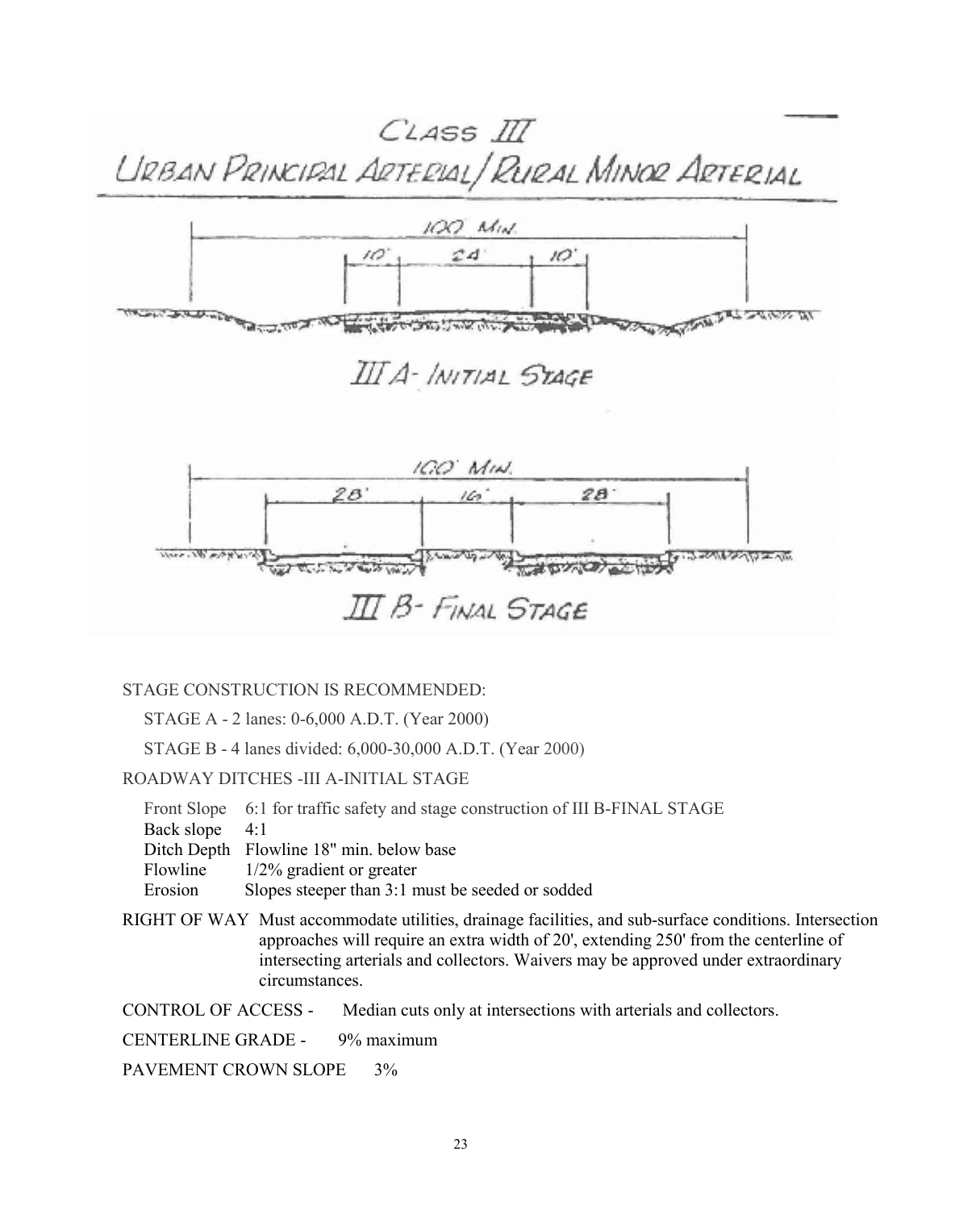# CLASS III

## URBAN PRINCIPAL ARTERIAL/RURAL MINOR ARTERIAL

100' MIN.

10' 24' 10'

III A- INITIAL STAGE

100' MIN.

28' 16' 28'

III B- FINAL STAGE

STAGE CONSTRUCTION IS RECOMMENDED:

STAGE A - 2 lanes: 0-6,000 A.D.T. (Year 2000)

STAGE B - 4 lanes divided: 6,000-30,000 A.D.T. (Year 2000)

ROADWAY DITCHES -III A-INITIAL STAGE

| | |
|---|---|
| Front Slope | 6:1 for traffic safety and stage construction of III B-FINAL STAGE |
| Back slope | 4:1 |
| Ditch Depth | Flowline 18" min. below base |
| Flowline | 1/2% gradient or greater |
| Erosion | Slopes steeper than 3:1 must be seeded or sodded |

RIGHT OF WAY Must accommodate utilities, drainage facilities, and sub-surface conditions. Intersection approaches will require an extra width of 20', extending 250' from the centerline of intersecting arterials and collectors. Waivers may be approved under extraordinary circumstances.

CONTROL OF ACCESS - Median cuts only at intersections with arterials and collectors.

CENTERLINE GRADE - 9% maximum

PAVEMENT CROWN SLOPE 3%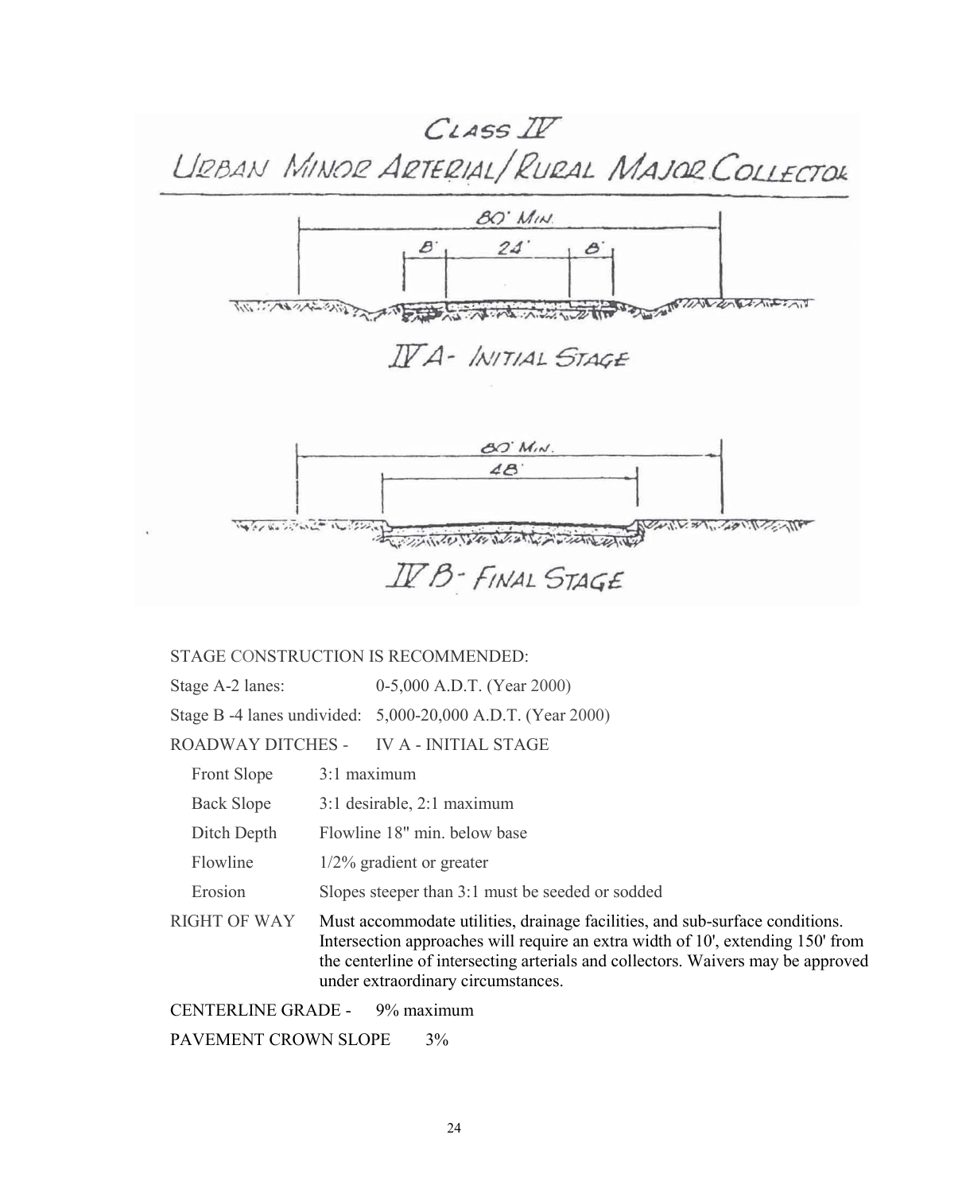CLASS IV

URBAN MINOR ARTERIAL/RURAL MAJOR COLLECTOR

80' MIN.

8' 24' 8'

IV A- INITIAL STAGE

80' MIN.

48'

IV B- FINAL STAGE

STAGE CONSTRUCTION IS RECOMMENDED:

Stage A-2 lanes: 0-5,000 A.D.T. (Year 2000)

Stage B -4 lanes undivided: 5,000-20,000 A.D.T. (Year 2000)

ROADWAY DITCHES - IV A - INITIAL STAGE

| | |
|---|---|
| Front Slope | 3:1 maximum |
| Back Slope | 3:1 desirable, 2:1 maximum |
| Ditch Depth | Flowline 18" min. below base |
| Flowline | 1/2% gradient or greater |
| Erosion | Slopes steeper than 3:1 must be seeded or sodded |

RIGHT OF WAY Must accommodate utilities, drainage facilities, and sub-surface conditions. Intersection approaches will require an extra width of 10', extending 150' from the centerline of intersecting arterials and collectors. Waivers may be approved under extraordinary circumstances.

CENTERLINE GRADE - 9% maximum

PAVEMENT CROWN SLOPE 3%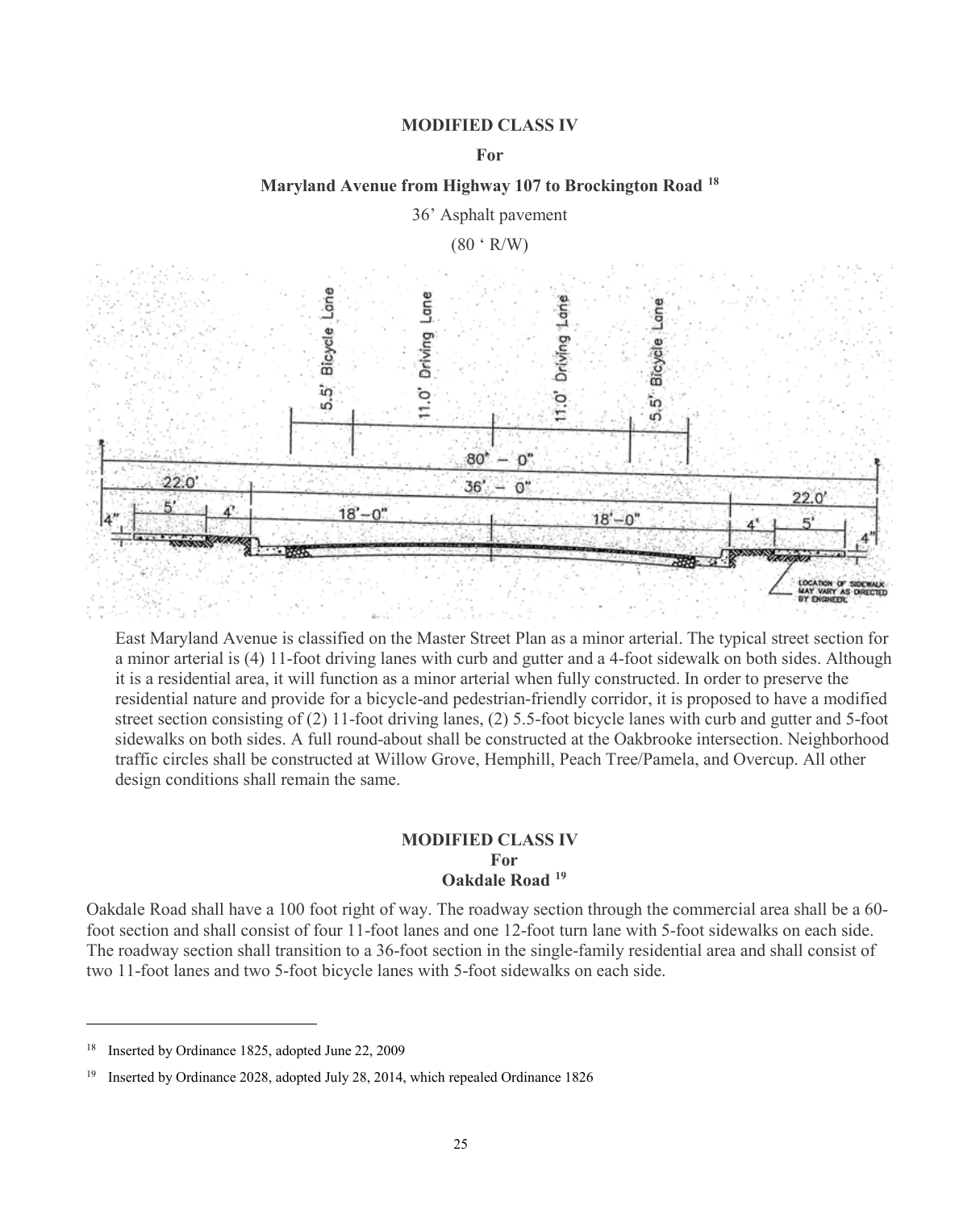**MODIFIED CLASS IV**

**For**

**Maryland Avenue from Highway 107 to Brockington Road [18]**

36' Asphalt pavement

(80 ' R/W)

5.5' Bicycle Lane
11.0' Driving Lane
11.0' Driving Lane
5.5' Bicycle Lane
80' – 0"
36' – 0"
22.0'
22.0'
5'
4'
18'–0"
18'–0"
4'
5'
4"
4"
LOCATION OF SIDEWALK MAY VARY AS DIRECTED BY ENGINEER

East Maryland Avenue is classified on the Master Street Plan as a minor arterial. The typical street section for a minor arterial is (4) 11-foot driving lanes with curb and gutter and a 4-foot sidewalk on both sides. Although it is a residential area, it will function as a minor arterial when fully constructed. In order to preserve the residential nature and provide for a bicycle-and pedestrian-friendly corridor, it is proposed to have a modified street section consisting of (2) 11-foot driving lanes, (2) 5.5-foot bicycle lanes with curb and gutter and 5-foot sidewalks on both sides. A full round-about shall be constructed at the Oakbrooke intersection. Neighborhood traffic circles shall be constructed at Willow Grove, Hemphill, Peach Tree/Pamela, and Overcup. All other design conditions shall remain the same.

**MODIFIED CLASS IV**
**For**
**Oakdale Road [19]**

Oakdale Road shall have a 100 foot right of way. The roadway section through the commercial area shall be a 60-foot section and shall consist of four 11-foot lanes and one 12-foot turn lane with 5-foot sidewalks on each side. The roadway section shall transition to a 36-foot section in the single-family residential area and shall consist of two 11-foot lanes and two 5-foot bicycle lanes with 5-foot sidewalks on each side.

---

[18] Inserted by Ordinance 1825, adopted June 22, 2009

[19] Inserted by Ordinance 2028, adopted July 28, 2014, which repealed Ordinance 1826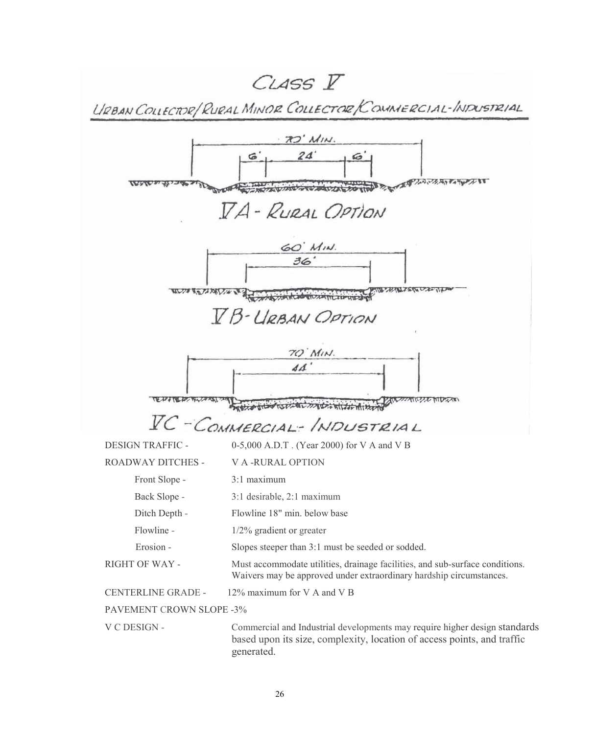# CLASS V

## URBAN COLLECTOR/RURAL MINOR COLLECTOR/COMMERCIAL-INDUSTRIAL

70' MIN.
6'
24'
6'

VA - RURAL OPTION

60' MIN.
36'

VB - URBAN OPTION

70' MIN.
44'

VC - COMMERCIAL-INDUSTRIAL

| | |
|---|---|
| DESIGN TRAFFIC - | 0-5,000 A.D.T . (Year 2000) for V A and V B |
| ROADWAY DITCHES - | V A -RURAL OPTION |
| Front Slope - | 3:1 maximum |
| Back Slope - | 3:1 desirable, 2:1 maximum |
| Ditch Depth - | Flowline 18" min. below base |
| Flowline - | 1/2% gradient or greater |
| Erosion - | Slopes steeper than 3:1 must be seeded or sodded. |
| RIGHT OF WAY - | Must accommodate utilities, drainage facilities, and sub-surface conditions. Waivers may be approved under extraordinary hardship circumstances. |
| CENTERLINE GRADE - | 12% maximum for V A and V B |
| PAVEMENT CROWN SLOPE -3% | |
| V C DESIGN - | Commercial and Industrial developments may require higher design standards based upon its size, complexity, location of access points, and traffic generated. |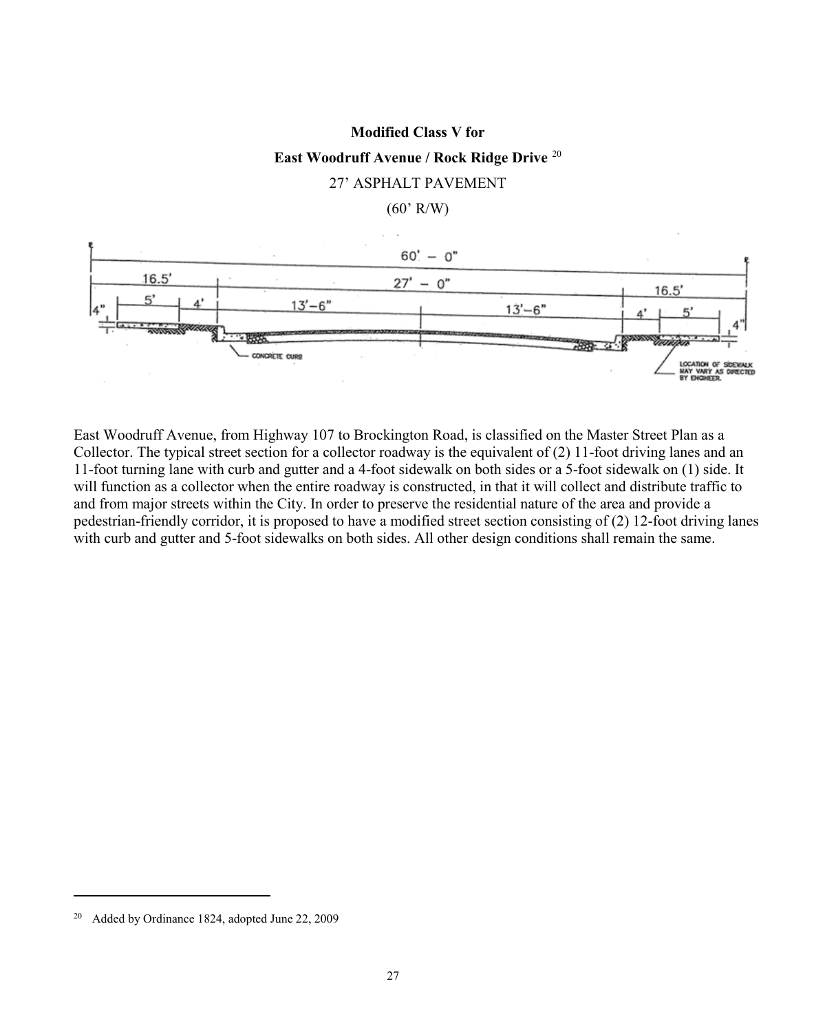**Modified Class V for**

**East Woodruff Avenue / Rock Ridge Drive** [20]

27' ASPHALT PAVEMENT

(60' R/W)

60' – 0"
16.5'
27' – 0"
16.5'
4"
5'
4'
13'–6"
13'–6"
4'
5'
4"
CONCRETE CURB
LOCATION OF SIDEWALK MAY VARY AS DIRECTED BY ENGINEER.

East Woodruff Avenue, from Highway 107 to Brockington Road, is classified on the Master Street Plan as a Collector. The typical street section for a collector roadway is the equivalent of (2) 11-foot driving lanes and an 11-foot turning lane with curb and gutter and a 4-foot sidewalk on both sides or a 5-foot sidewalk on (1) side. It will function as a collector when the entire roadway is constructed, in that it will collect and distribute traffic to and from major streets within the City. In order to preserve the residential nature of the area and provide a pedestrian-friendly corridor, it is proposed to have a modified street section consisting of (2) 12-foot driving lanes with curb and gutter and 5-foot sidewalks on both sides. All other design conditions shall remain the same.

---

[20] Added by Ordinance 1824, adopted June 22, 2009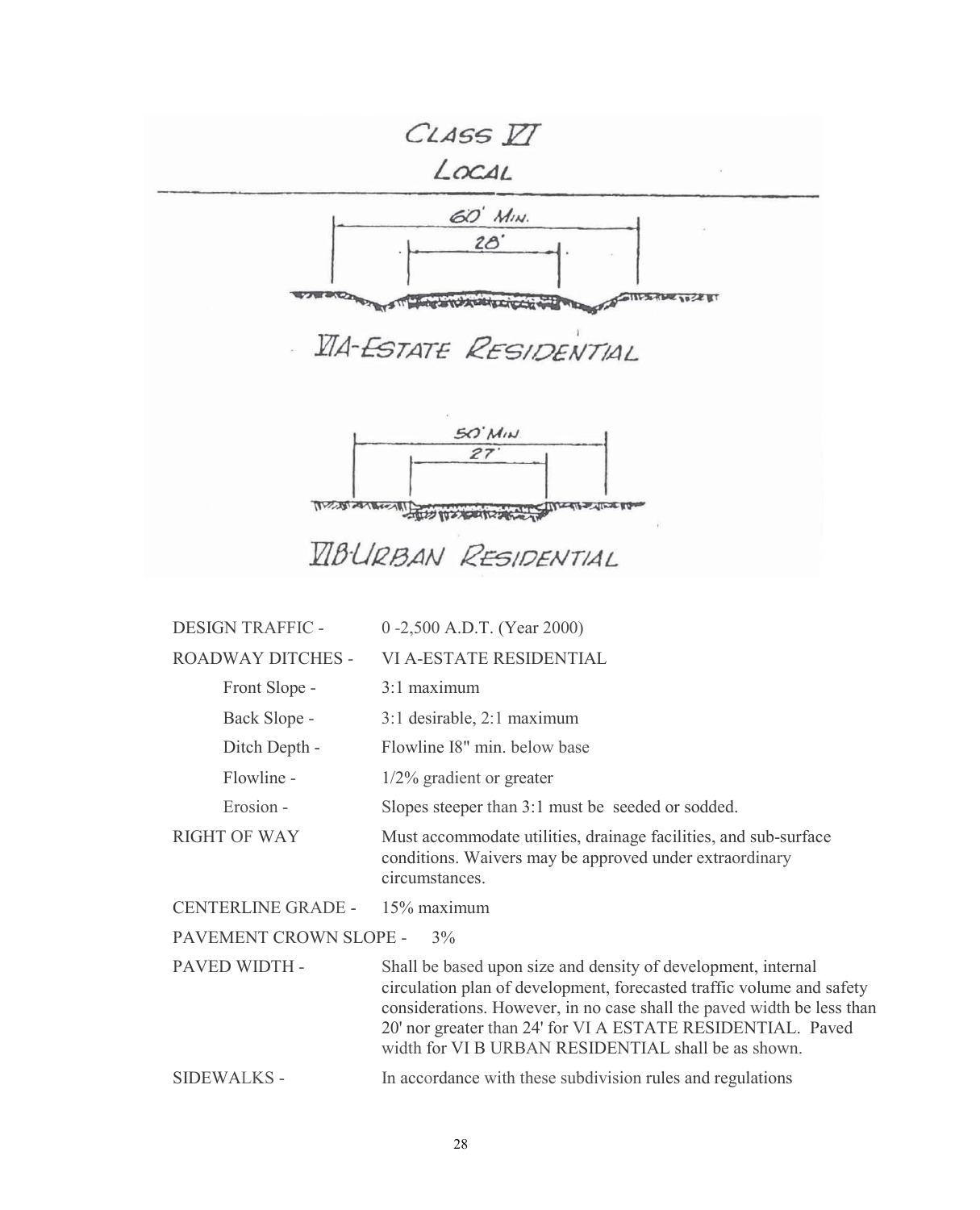# CLASS VI

## LOCAL

60' MIN.

28'

VIA-ESTATE RESIDENTIAL

50' MIN

27'

VIB-URBAN RESIDENTIAL

DESIGN TRAFFIC - 0 -2,500 A.D.T. (Year 2000)

ROADWAY DITCHES - VI A-ESTATE RESIDENTIAL

- Front Slope - 3:1 maximum
- Back Slope - 3:1 desirable, 2:1 maximum
- Ditch Depth - Flowline I8" min. below base
- Flowline - 1/2% gradient or greater
- Erosion - Slopes steeper than 3:1 must be seeded or sodded.

RIGHT OF WAY Must accommodate utilities, drainage facilities, and sub-surface conditions. Waivers may be approved under extraordinary circumstances.

CENTERLINE GRADE - 15% maximum

PAVEMENT CROWN SLOPE - 3%

PAVED WIDTH - Shall be based upon size and density of development, internal circulation plan of development, forecasted traffic volume and safety considerations. However, in no case shall the paved width be less than 20' nor greater than 24' for VI A ESTATE RESIDENTIAL. Paved width for VI B URBAN RESIDENTIAL shall be as shown.

SIDEWALKS - In accordance with these subdivision rules and regulations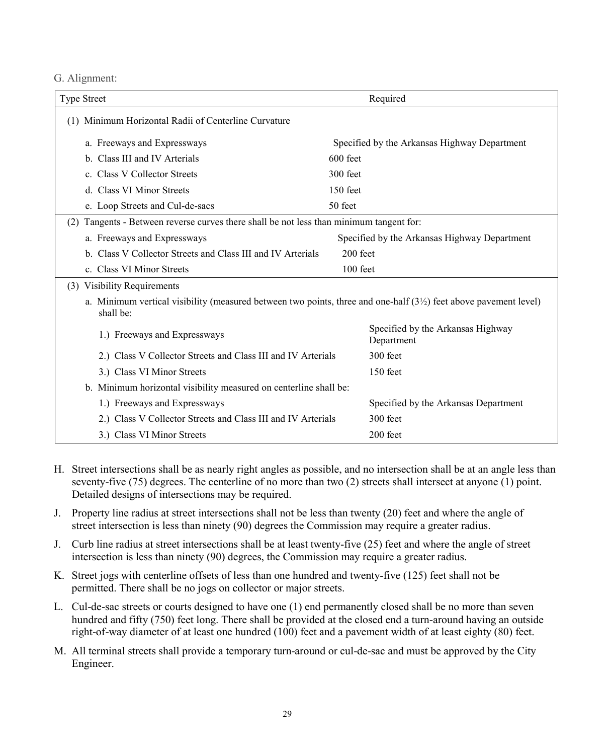G. Alignment:

| Type Street | Required |
|---|---|
| (1) Minimum Horizontal Radii of Centerline Curvature | |
| a. Freeways and Expressways | Specified by the Arkansas Highway Department |
| b. Class III and IV Arterials | 600 feet |
| c. Class V Collector Streets | 300 feet |
| d. Class VI Minor Streets | 150 feet |
| e. Loop Streets and Cul-de-sacs | 50 feet |
| (2) Tangents - Between reverse curves there shall be not less than minimum tangent for: | |
| a. Freeways and Expressways | Specified by the Arkansas Highway Department |
| b. Class V Collector Streets and Class III and IV Arterials | 200 feet |
| c. Class VI Minor Streets | 100 feet |
| (3) Visibility Requirements | |
| a. Minimum vertical visibility (measured between two points, three and one-half (3½) feet above pavement level) shall be: | |
| 1.) Freeways and Expressways | Specified by the Arkansas Highway Department |
| 2.) Class V Collector Streets and Class III and IV Arterials | 300 feet |
| 3.) Class VI Minor Streets | 150 feet |
| b. Minimum horizontal visibility measured on centerline shall be: | |
| 1.) Freeways and Expressways | Specified by the Arkansas Department |
| 2.) Class V Collector Streets and Class III and IV Arterials | 300 feet |
| 3.) Class VI Minor Streets | 200 feet |

H. Street intersections shall be as nearly right angles as possible, and no intersection shall be at an angle less than seventy-five (75) degrees. The centerline of no more than two (2) streets shall intersect at anyone (1) point. Detailed designs of intersections may be required.

J. Property line radius at street intersections shall not be less than twenty (20) feet and where the angle of street intersection is less than ninety (90) degrees the Commission may require a greater radius.

J. Curb line radius at street intersections shall be at least twenty-five (25) feet and where the angle of street intersection is less than ninety (90) degrees, the Commission may require a greater radius.

K. Street jogs with centerline offsets of less than one hundred and twenty-five (125) feet shall not be permitted. There shall be no jogs on collector or major streets.

L. Cul-de-sac streets or courts designed to have one (1) end permanently closed shall be no more than seven hundred and fifty (750) feet long. There shall be provided at the closed end a turn-around having an outside right-of-way diameter of at least one hundred (100) feet and a pavement width of at least eighty (80) feet.

M. All terminal streets shall provide a temporary turn-around or cul-de-sac and must be approved by the City Engineer.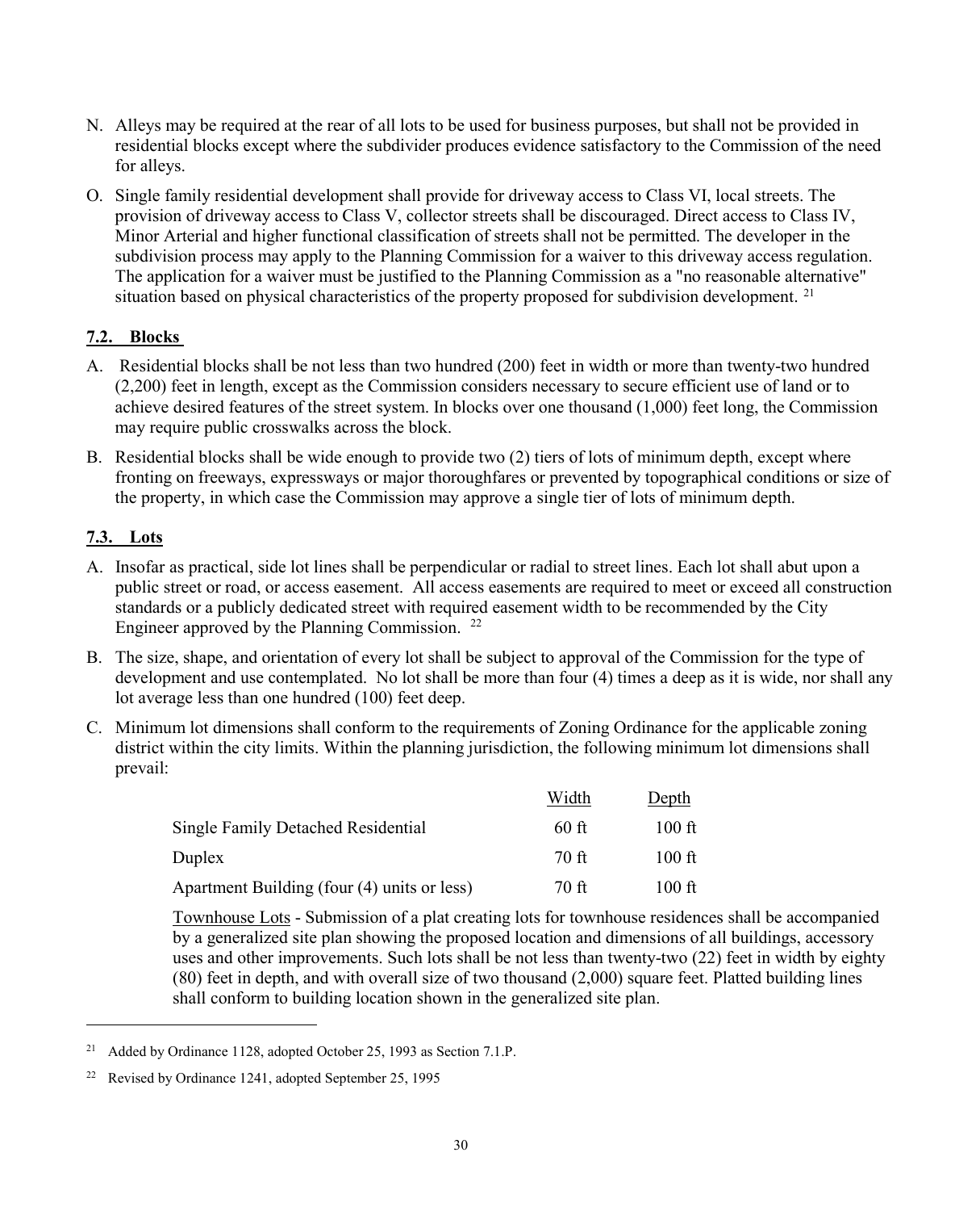N. Alleys may be required at the rear of all lots to be used for business purposes, but shall not be provided in residential blocks except where the subdivider produces evidence satisfactory to the Commission of the need for alleys.

O. Single family residential development shall provide for driveway access to Class VI, local streets. The provision of driveway access to Class V, collector streets shall be discouraged. Direct access to Class IV, Minor Arterial and higher functional classification of streets shall not be permitted. The developer in the subdivision process may apply to the Planning Commission for a waiver to this driveway access regulation. The application for a waiver must be justified to the Planning Commission as a "no reasonable alternative" situation based on physical characteristics of the property proposed for subdivision development. [21]

## 7.2. Blocks

A. Residential blocks shall be not less than two hundred (200) feet in width or more than twenty-two hundred (2,200) feet in length, except as the Commission considers necessary to secure efficient use of land or to achieve desired features of the street system. In blocks over one thousand (1,000) feet long, the Commission may require public crosswalks across the block.

B. Residential blocks shall be wide enough to provide two (2) tiers of lots of minimum depth, except where fronting on freeways, expressways or major thoroughfares or prevented by topographical conditions or size of the property, in which case the Commission may approve a single tier of lots of minimum depth.

## 7.3. Lots

A. Insofar as practical, side lot lines shall be perpendicular or radial to street lines. Each lot shall abut upon a public street or road, or access easement. All access easements are required to meet or exceed all construction standards or a publicly dedicated street with required easement width to be recommended by the City Engineer approved by the Planning Commission. [22]

B. The size, shape, and orientation of every lot shall be subject to approval of the Commission for the type of development and use contemplated. No lot shall be more than four (4) times a deep as it is wide, nor shall any lot average less than one hundred (100) feet deep.

C. Minimum lot dimensions shall conform to the requirements of Zoning Ordinance for the applicable zoning district within the city limits. Within the planning jurisdiction, the following minimum lot dimensions shall prevail:

| | Width | Depth |
|---|---|---|
| Single Family Detached Residential | 60 ft | 100 ft |
| Duplex | 70 ft | 100 ft |
| Apartment Building (four (4) units or less) | 70 ft | 100 ft |

Townhouse Lots - Submission of a plat creating lots for townhouse residences shall be accompanied by a generalized site plan showing the proposed location and dimensions of all buildings, accessory uses and other improvements. Such lots shall be not less than twenty-two (22) feet in width by eighty (80) feet in depth, and with overall size of two thousand (2,000) square feet. Platted building lines shall conform to building location shown in the generalized site plan.

---

[21] Added by Ordinance 1128, adopted October 25, 1993 as Section 7.1.P.

[22] Revised by Ordinance 1241, adopted September 25, 1995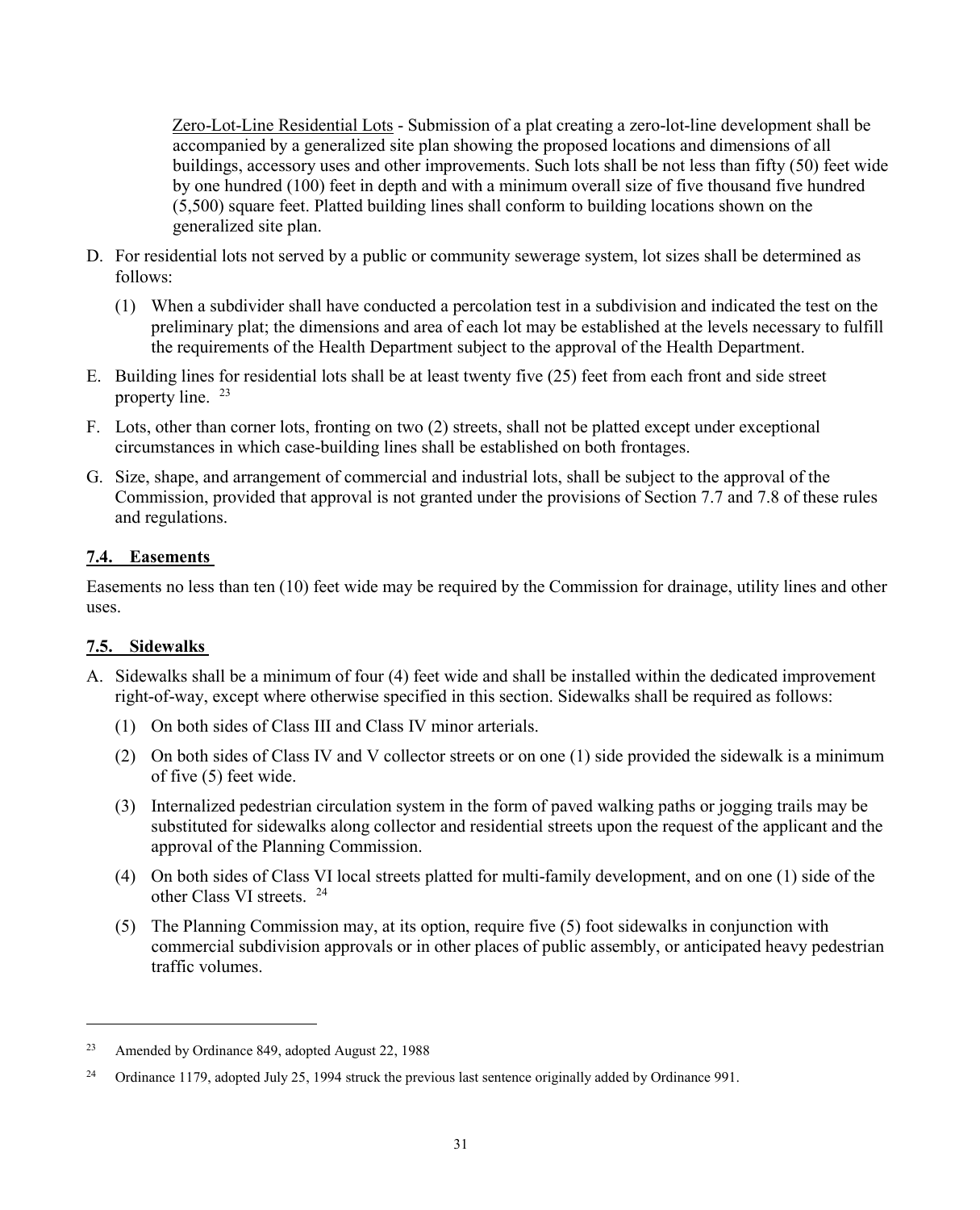Zero-Lot-Line Residential Lots - Submission of a plat creating a zero-lot-line development shall be accompanied by a generalized site plan showing the proposed locations and dimensions of all buildings, accessory uses and other improvements. Such lots shall be not less than fifty (50) feet wide by one hundred (100) feet in depth and with a minimum overall size of five thousand five hundred (5,500) square feet. Platted building lines shall conform to building locations shown on the generalized site plan.

D. For residential lots not served by a public or community sewerage system, lot sizes shall be determined as follows:

   (1) When a subdivider shall have conducted a percolation test in a subdivision and indicated the test on the preliminary plat; the dimensions and area of each lot may be established at the levels necessary to fulfill the requirements of the Health Department subject to the approval of the Health Department.

E. Building lines for residential lots shall be at least twenty five (25) feet from each front and side street property line. [23]

F. Lots, other than corner lots, fronting on two (2) streets, shall not be platted except under exceptional circumstances in which case-building lines shall be established on both frontages.

G. Size, shape, and arrangement of commercial and industrial lots, shall be subject to the approval of the Commission, provided that approval is not granted under the provisions of Section 7.7 and 7.8 of these rules and regulations.

### 7.4. Easements

Easements no less than ten (10) feet wide may be required by the Commission for drainage, utility lines and other uses.

### 7.5. Sidewalks

A. Sidewalks shall be a minimum of four (4) feet wide and shall be installed within the dedicated improvement right-of-way, except where otherwise specified in this section. Sidewalks shall be required as follows:

   (1) On both sides of Class III and Class IV minor arterials.

   (2) On both sides of Class IV and V collector streets or on one (1) side provided the sidewalk is a minimum of five (5) feet wide.

   (3) Internalized pedestrian circulation system in the form of paved walking paths or jogging trails may be substituted for sidewalks along collector and residential streets upon the request of the applicant and the approval of the Planning Commission.

   (4) On both sides of Class VI local streets platted for multi-family development, and on one (1) side of the other Class VI streets. [24]

   (5) The Planning Commission may, at its option, require five (5) foot sidewalks in conjunction with commercial subdivision approvals or in other places of public assembly, or anticipated heavy pedestrian traffic volumes.

---

[23] Amended by Ordinance 849, adopted August 22, 1988

[24] Ordinance 1179, adopted July 25, 1994 struck the previous last sentence originally added by Ordinance 991.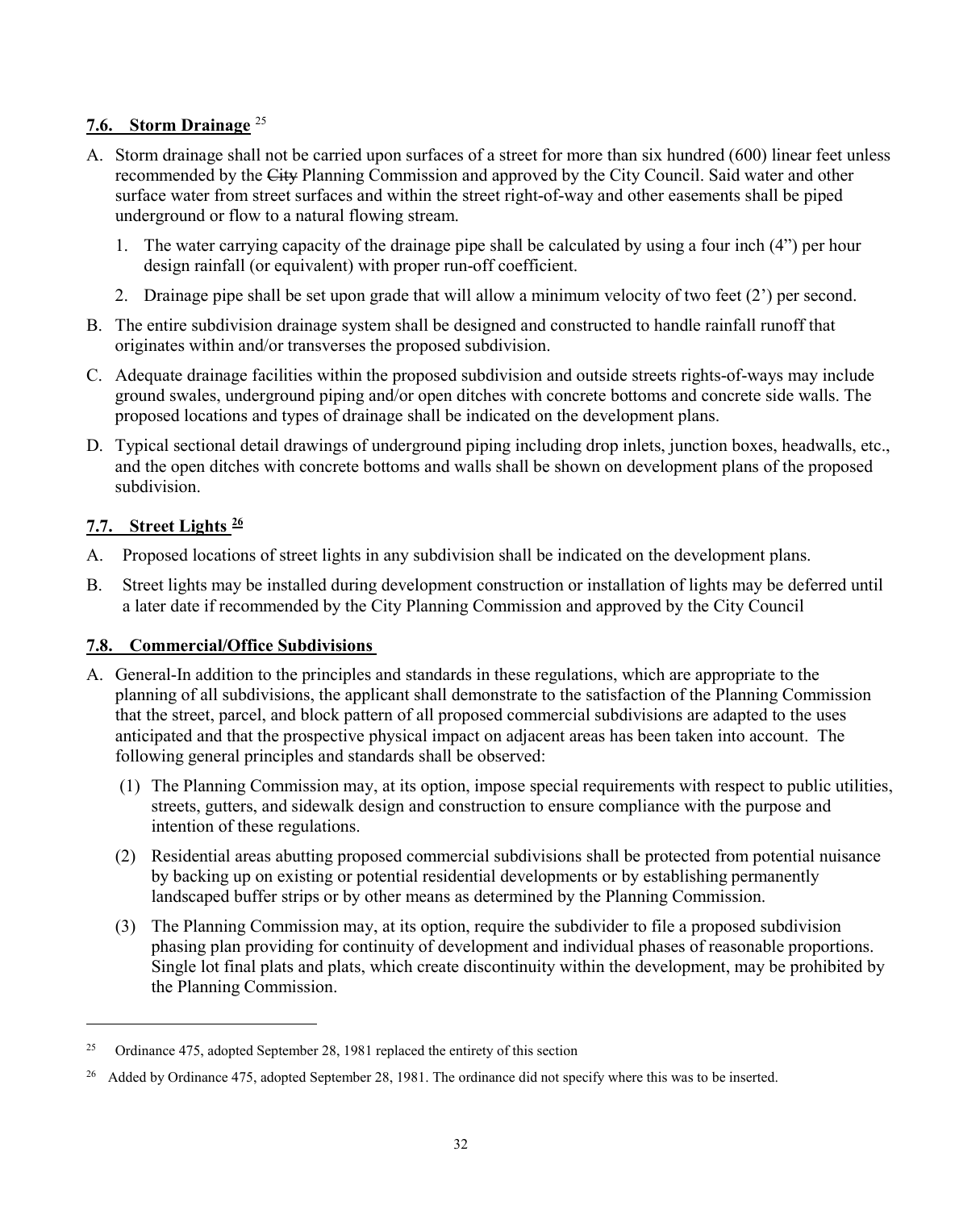## 7.6. Storm Drainage [25]

A. Storm drainage shall not be carried upon surfaces of a street for more than six hundred (600) linear feet unless recommended by the ~~City~~ Planning Commission and approved by the City Council. Said water and other surface water from street surfaces and within the street right-of-way and other easements shall be piped underground or flow to a natural flowing stream.

   1. The water carrying capacity of the drainage pipe shall be calculated by using a four inch (4") per hour design rainfall (or equivalent) with proper run-off coefficient.

   2. Drainage pipe shall be set upon grade that will allow a minimum velocity of two feet (2') per second.

B. The entire subdivision drainage system shall be designed and constructed to handle rainfall runoff that originates within and/or transverses the proposed subdivision.

C. Adequate drainage facilities within the proposed subdivision and outside streets rights-of-ways may include ground swales, underground piping and/or open ditches with concrete bottoms and concrete side walls. The proposed locations and types of drainage shall be indicated on the development plans.

D. Typical sectional detail drawings of underground piping including drop inlets, junction boxes, headwalls, etc., and the open ditches with concrete bottoms and walls shall be shown on development plans of the proposed subdivision.

## 7.7. Street Lights [26]

A. Proposed locations of street lights in any subdivision shall be indicated on the development plans.

B. Street lights may be installed during development construction or installation of lights may be deferred until a later date if recommended by the City Planning Commission and approved by the City Council

## 7.8. Commercial/Office Subdivisions

A. General-In addition to the principles and standards in these regulations, which are appropriate to the planning of all subdivisions, the applicant shall demonstrate to the satisfaction of the Planning Commission that the street, parcel, and block pattern of all proposed commercial subdivisions are adapted to the uses anticipated and that the prospective physical impact on adjacent areas has been taken into account. The following general principles and standards shall be observed:

   (1) The Planning Commission may, at its option, impose special requirements with respect to public utilities, streets, gutters, and sidewalk design and construction to ensure compliance with the purpose and intention of these regulations.

   (2) Residential areas abutting proposed commercial subdivisions shall be protected from potential nuisance by backing up on existing or potential residential developments or by establishing permanently landscaped buffer strips or by other means as determined by the Planning Commission.

   (3) The Planning Commission may, at its option, require the subdivider to file a proposed subdivision phasing plan providing for continuity of development and individual phases of reasonable proportions. Single lot final plats and plats, which create discontinuity within the development, may be prohibited by the Planning Commission.

---

[25] Ordinance 475, adopted September 28, 1981 replaced the entirety of this section

[26] Added by Ordinance 475, adopted September 28, 1981. The ordinance did not specify where this was to be inserted.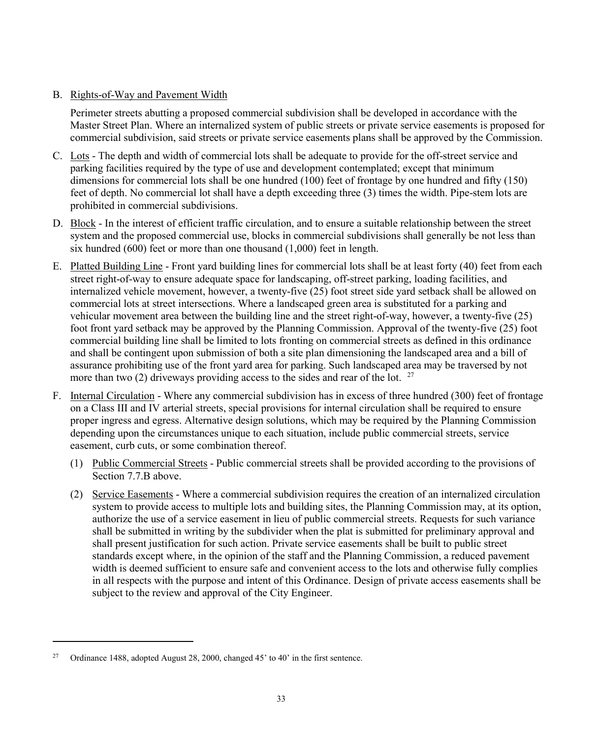B. <u>Rights-of-Way and Pavement Width</u>

Perimeter streets abutting a proposed commercial subdivision shall be developed in accordance with the Master Street Plan. Where an internalized system of public streets or private service easements is proposed for commercial subdivision, said streets or private service easements plans shall be approved by the Commission.

C. <u>Lots</u> - The depth and width of commercial lots shall be adequate to provide for the off-street service and parking facilities required by the type of use and development contemplated; except that minimum dimensions for commercial lots shall be one hundred (100) feet of frontage by one hundred and fifty (150) feet of depth. No commercial lot shall have a depth exceeding three (3) times the width. Pipe-stem lots are prohibited in commercial subdivisions.

D. <u>Block</u> - In the interest of efficient traffic circulation, and to ensure a suitable relationship between the street system and the proposed commercial use, blocks in commercial subdivisions shall generally be not less than six hundred (600) feet or more than one thousand (1,000) feet in length.

E. <u>Platted Building Line</u> - Front yard building lines for commercial lots shall be at least forty (40) feet from each street right-of-way to ensure adequate space for landscaping, off-street parking, loading facilities, and internalized vehicle movement, however, a twenty-five (25) foot street side yard setback shall be allowed on commercial lots at street intersections. Where a landscaped green area is substituted for a parking and vehicular movement area between the building line and the street right-of-way, however, a twenty-five (25) foot front yard setback may be approved by the Planning Commission. Approval of the twenty-five (25) foot commercial building line shall be limited to lots fronting on commercial streets as defined in this ordinance and shall be contingent upon submission of both a site plan dimensioning the landscaped area and a bill of assurance prohibiting use of the front yard area for parking. Such landscaped area may be traversed by not more than two (2) driveways providing access to the sides and rear of the lot. [27]

F. <u>Internal Circulation</u> - Where any commercial subdivision has in excess of three hundred (300) feet of frontage on a Class III and IV arterial streets, special provisions for internal circulation shall be required to ensure proper ingress and egress. Alternative design solutions, which may be required by the Planning Commission depending upon the circumstances unique to each situation, include public commercial streets, service easement, curb cuts, or some combination thereof.

   (1) <u>Public Commercial Streets</u> - Public commercial streets shall be provided according to the provisions of Section 7.7.B above.

   (2) <u>Service Easements</u> - Where a commercial subdivision requires the creation of an internalized circulation system to provide access to multiple lots and building sites, the Planning Commission may, at its option, authorize the use of a service easement in lieu of public commercial streets. Requests for such variance shall be submitted in writing by the subdivider when the plat is submitted for preliminary approval and shall present justification for such action. Private service easements shall be built to public street standards except where, in the opinion of the staff and the Planning Commission, a reduced pavement width is deemed sufficient to ensure safe and convenient access to the lots and otherwise fully complies in all respects with the purpose and intent of this Ordinance. Design of private access easements shall be subject to the review and approval of the City Engineer.

---

[27] Ordinance 1488, adopted August 28, 2000, changed 45' to 40' in the first sentence.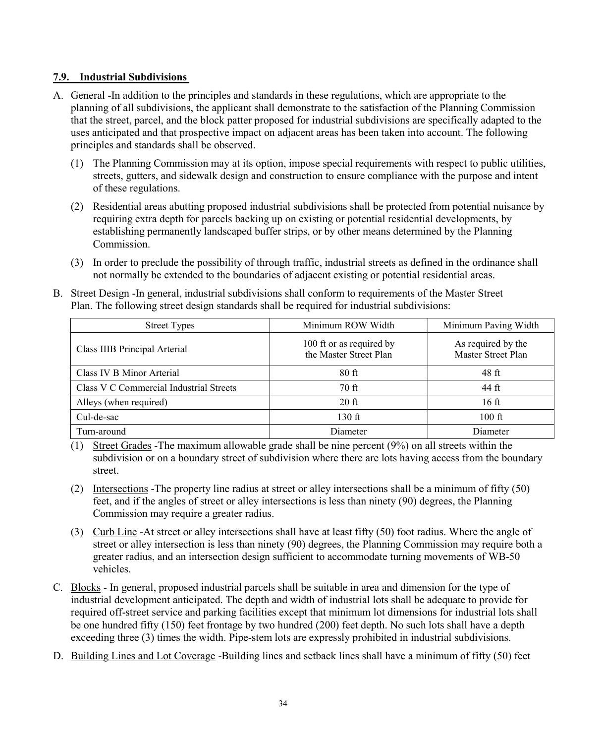## 7.9. Industrial Subdivisions

A. General -In addition to the principles and standards in these regulations, which are appropriate to the planning of all subdivisions, the applicant shall demonstrate to the satisfaction of the Planning Commission that the street, parcel, and the block patter proposed for industrial subdivisions are specifically adapted to the uses anticipated and that prospective impact on adjacent areas has been taken into account. The following principles and standards shall be observed.

   (1) The Planning Commission may at its option, impose special requirements with respect to public utilities, streets, gutters, and sidewalk design and construction to ensure compliance with the purpose and intent of these regulations.

   (2) Residential areas abutting proposed industrial subdivisions shall be protected from potential nuisance by requiring extra depth for parcels backing up on existing or potential residential developments, by establishing permanently landscaped buffer strips, or by other means determined by the Planning Commission.

   (3) In order to preclude the possibility of through traffic, industrial streets as defined in the ordinance shall not normally be extended to the boundaries of adjacent existing or potential residential areas.

B. Street Design -In general, industrial subdivisions shall conform to requirements of the Master Street Plan. The following street design standards shall be required for industrial subdivisions:

| Street Types | Minimum ROW Width | Minimum Paving Width |
|---|---|---|
| Class IIIB Principal Arterial | 100 ft or as required by the Master Street Plan | As required by the Master Street Plan |
| Class IV B Minor Arterial | 80 ft | 48 ft |
| Class V C Commercial Industrial Streets | 70 ft | 44 ft |
| Alleys (when required) | 20 ft | 16 ft |
| Cul-de-sac | 130 ft | 100 ft |
| Turn-around | Diameter | Diameter |

   (1) Street Grades -The maximum allowable grade shall be nine percent (9%) on all streets within the subdivision or on a boundary street of subdivision where there are lots having access from the boundary street.

   (2) Intersections -The property line radius at street or alley intersections shall be a minimum of fifty (50) feet, and if the angles of street or alley intersections is less than ninety (90) degrees, the Planning Commission may require a greater radius.

   (3) Curb Line -At street or alley intersections shall have at least fifty (50) foot radius. Where the angle of street or alley intersection is less than ninety (90) degrees, the Planning Commission may require both a greater radius, and an intersection design sufficient to accommodate turning movements of WB-50 vehicles.

C. Blocks - In general, proposed industrial parcels shall be suitable in area and dimension for the type of industrial development anticipated. The depth and width of industrial lots shall be adequate to provide for required off-street service and parking facilities except that minimum lot dimensions for industrial lots shall be one hundred fifty (150) feet frontage by two hundred (200) feet depth. No such lots shall have a depth exceeding three (3) times the width. Pipe-stem lots are expressly prohibited in industrial subdivisions.

D. Building Lines and Lot Coverage -Building lines and setback lines shall have a minimum of fifty (50) feet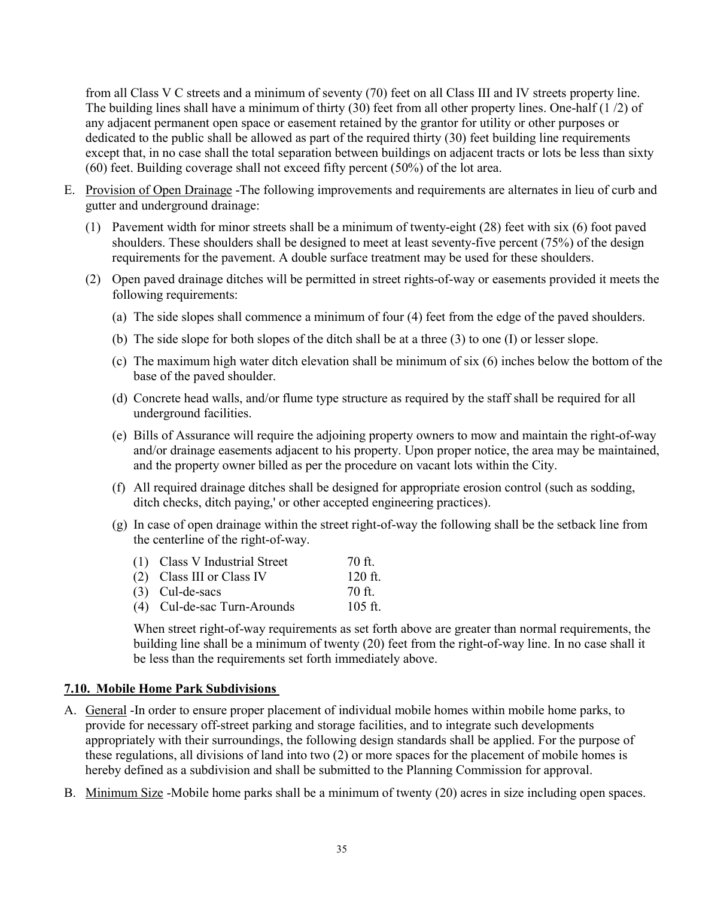from all Class V C streets and a minimum of seventy (70) feet on all Class III and IV streets property line. The building lines shall have a minimum of thirty (30) feet from all other property lines. One-half (1 /2) of any adjacent permanent open space or easement retained by the grantor for utility or other purposes or dedicated to the public shall be allowed as part of the required thirty (30) feet building line requirements except that, in no case shall the total separation between buildings on adjacent tracts or lots be less than sixty (60) feet. Building coverage shall not exceed fifty percent (50%) of the lot area.

E. Provision of Open Drainage -The following improvements and requirements are alternates in lieu of curb and gutter and underground drainage:

   (1) Pavement width for minor streets shall be a minimum of twenty-eight (28) feet with six (6) foot paved shoulders. These shoulders shall be designed to meet at least seventy-five percent (75%) of the design requirements for the pavement. A double surface treatment may be used for these shoulders.

   (2) Open paved drainage ditches will be permitted in street rights-of-way or easements provided it meets the following requirements:

      (a) The side slopes shall commence a minimum of four (4) feet from the edge of the paved shoulders.

      (b) The side slope for both slopes of the ditch shall be at a three (3) to one (I) or lesser slope.

      (c) The maximum high water ditch elevation shall be minimum of six (6) inches below the bottom of the base of the paved shoulder.

      (d) Concrete head walls, and/or flume type structure as required by the staff shall be required for all underground facilities.

      (e) Bills of Assurance will require the adjoining property owners to mow and maintain the right-of-way and/or drainage easements adjacent to his property. Upon proper notice, the area may be maintained, and the property owner billed as per the procedure on vacant lots within the City.

      (f) All required drainage ditches shall be designed for appropriate erosion control (such as sodding, ditch checks, ditch paying,' or other accepted engineering practices).

      (g) In case of open drainage within the street right-of-way the following shall be the setback line from the centerline of the right-of-way.

| | |
|---|---|
| (1) Class V Industrial Street | 70 ft. |
| (2) Class III or Class IV | 120 ft. |
| (3) Cul-de-sacs | 70 ft. |
| (4) Cul-de-sac Turn-Arounds | 105 ft. |

When street right-of-way requirements as set forth above are greater than normal requirements, the building line shall be a minimum of twenty (20) feet from the right-of-way line. In no case shall it be less than the requirements set forth immediately above.

**7.10. Mobile Home Park Subdivisions**

A. General -In order to ensure proper placement of individual mobile homes within mobile home parks, to provide for necessary off-street parking and storage facilities, and to integrate such developments appropriately with their surroundings, the following design standards shall be applied. For the purpose of these regulations, all divisions of land into two (2) or more spaces for the placement of mobile homes is hereby defined as a subdivision and shall be submitted to the Planning Commission for approval.

B. Minimum Size -Mobile home parks shall be a minimum of twenty (20) acres in size including open spaces.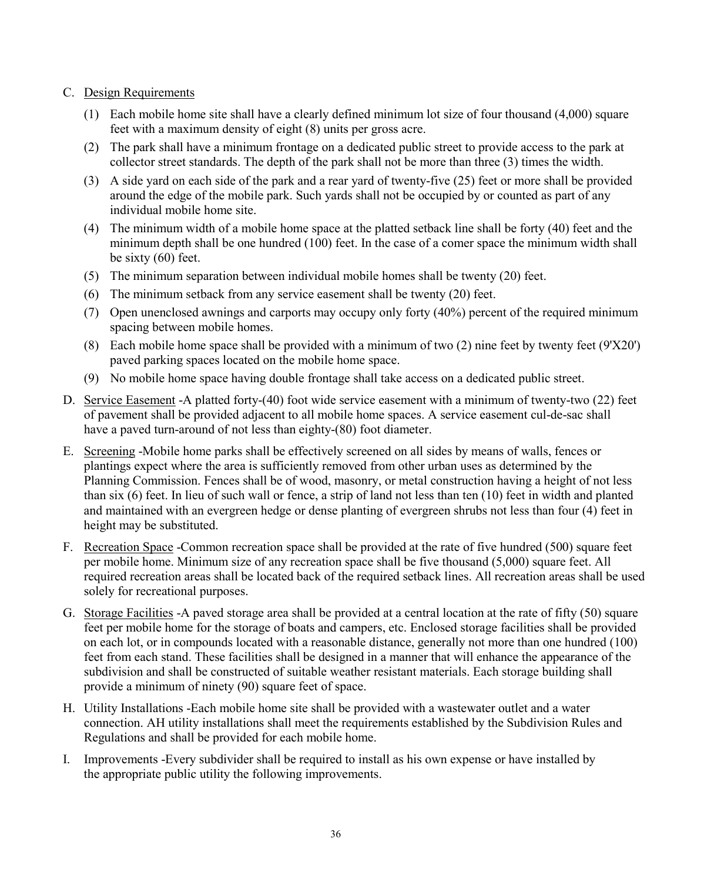C. Design Requirements

   (1) Each mobile home site shall have a clearly defined minimum lot size of four thousand (4,000) square feet with a maximum density of eight (8) units per gross acre.

   (2) The park shall have a minimum frontage on a dedicated public street to provide access to the park at collector street standards. The depth of the park shall not be more than three (3) times the width.

   (3) A side yard on each side of the park and a rear yard of twenty-five (25) feet or more shall be provided around the edge of the mobile park. Such yards shall not be occupied by or counted as part of any individual mobile home site.

   (4) The minimum width of a mobile home space at the platted setback line shall be forty (40) feet and the minimum depth shall be one hundred (100) feet. In the case of a comer space the minimum width shall be sixty (60) feet.

   (5) The minimum separation between individual mobile homes shall be twenty (20) feet.

   (6) The minimum setback from any service easement shall be twenty (20) feet.

   (7) Open unenclosed awnings and carports may occupy only forty (40%) percent of the required minimum spacing between mobile homes.

   (8) Each mobile home space shall be provided with a minimum of two (2) nine feet by twenty feet (9'X20') paved parking spaces located on the mobile home space.

   (9) No mobile home space having double frontage shall take access on a dedicated public street.

D. Service Easement -A platted forty-(40) foot wide service easement with a minimum of twenty-two (22) feet of pavement shall be provided adjacent to all mobile home spaces. A service easement cul-de-sac shall have a paved turn-around of not less than eighty-(80) foot diameter.

E. Screening -Mobile home parks shall be effectively screened on all sides by means of walls, fences or plantings expect where the area is sufficiently removed from other urban uses as determined by the Planning Commission. Fences shall be of wood, masonry, or metal construction having a height of not less than six (6) feet. In lieu of such wall or fence, a strip of land not less than ten (10) feet in width and planted and maintained with an evergreen hedge or dense planting of evergreen shrubs not less than four (4) feet in height may be substituted.

F. Recreation Space -Common recreation space shall be provided at the rate of five hundred (500) square feet per mobile home. Minimum size of any recreation space shall be five thousand (5,000) square feet. All required recreation areas shall be located back of the required setback lines. All recreation areas shall be used solely for recreational purposes.

G. Storage Facilities -A paved storage area shall be provided at a central location at the rate of fifty (50) square feet per mobile home for the storage of boats and campers, etc. Enclosed storage facilities shall be provided on each lot, or in compounds located with a reasonable distance, generally not more than one hundred (100) feet from each stand. These facilities shall be designed in a manner that will enhance the appearance of the subdivision and shall be constructed of suitable weather resistant materials. Each storage building shall provide a minimum of ninety (90) square feet of space.

H. Utility Installations -Each mobile home site shall be provided with a wastewater outlet and a water connection. AH utility installations shall meet the requirements established by the Subdivision Rules and Regulations and shall be provided for each mobile home.

I. Improvements -Every subdivider shall be required to install as his own expense or have installed by the appropriate public utility the following improvements.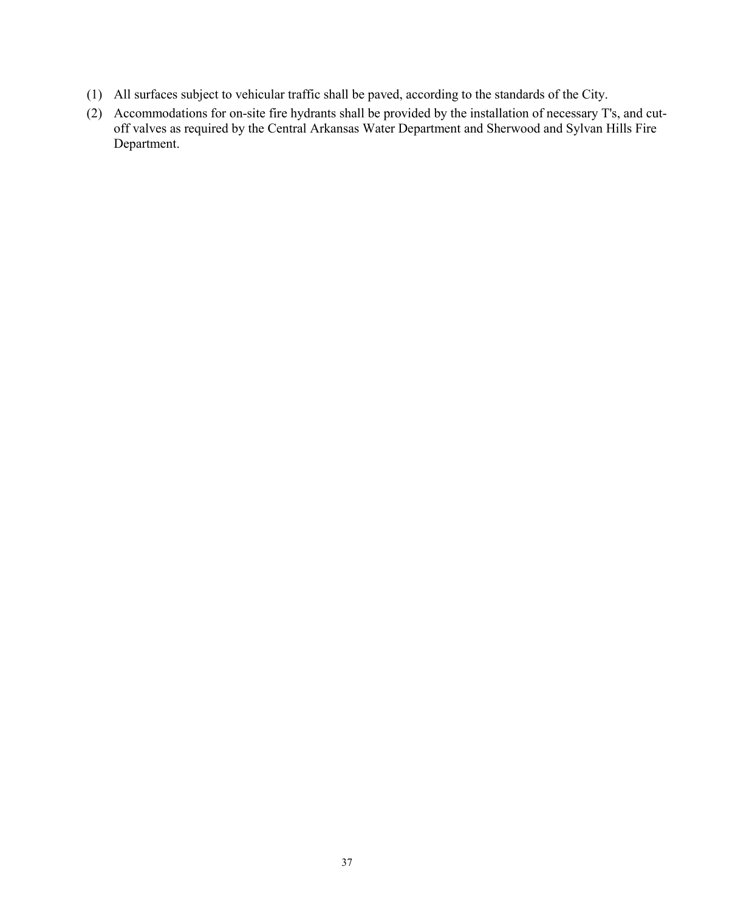(1) All surfaces subject to vehicular traffic shall be paved, according to the standards of the City.

(2) Accommodations for on-site fire hydrants shall be provided by the installation of necessary T's, and cut-off valves as required by the Central Arkansas Water Department and Sherwood and Sylvan Hills Fire Department.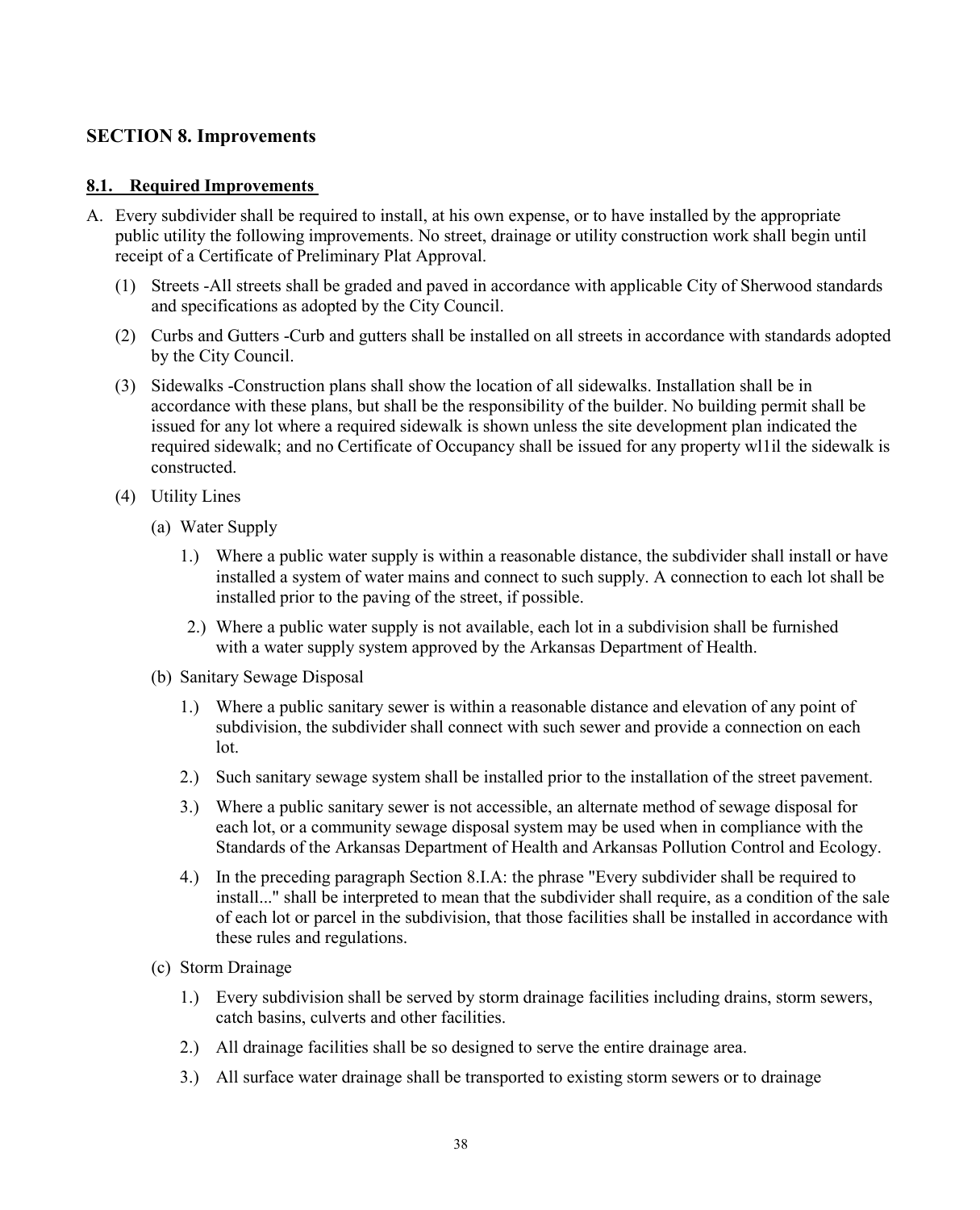## SECTION 8. Improvements

### 8.1. Required Improvements

A. Every subdivider shall be required to install, at his own expense, or to have installed by the appropriate public utility the following improvements. No street, drainage or utility construction work shall begin until receipt of a Certificate of Preliminary Plat Approval.

(1) Streets -All streets shall be graded and paved in accordance with applicable City of Sherwood standards and specifications as adopted by the City Council.

(2) Curbs and Gutters -Curb and gutters shall be installed on all streets in accordance with standards adopted by the City Council.

(3) Sidewalks -Construction plans shall show the location of all sidewalks. Installation shall be in accordance with these plans, but shall be the responsibility of the builder. No building permit shall be issued for any lot where a required sidewalk is shown unless the site development plan indicated the required sidewalk; and no Certificate of Occupancy shall be issued for any property wl1il the sidewalk is constructed.

(4) Utility Lines

(a) Water Supply

1.) Where a public water supply is within a reasonable distance, the subdivider shall install or have installed a system of water mains and connect to such supply. A connection to each lot shall be installed prior to the paving of the street, if possible.

2.) Where a public water supply is not available, each lot in a subdivision shall be furnished with a water supply system approved by the Arkansas Department of Health.

(b) Sanitary Sewage Disposal

1.) Where a public sanitary sewer is within a reasonable distance and elevation of any point of subdivision, the subdivider shall connect with such sewer and provide a connection on each lot.

2.) Such sanitary sewage system shall be installed prior to the installation of the street pavement.

3.) Where a public sanitary sewer is not accessible, an alternate method of sewage disposal for each lot, or a community sewage disposal system may be used when in compliance with the Standards of the Arkansas Department of Health and Arkansas Pollution Control and Ecology.

4.) In the preceding paragraph Section 8.I.A: the phrase "Every subdivider shall be required to install..." shall be interpreted to mean that the subdivider shall require, as a condition of the sale of each lot or parcel in the subdivision, that those facilities shall be installed in accordance with these rules and regulations.

(c) Storm Drainage

1.) Every subdivision shall be served by storm drainage facilities including drains, storm sewers, catch basins, culverts and other facilities.

2.) All drainage facilities shall be so designed to serve the entire drainage area.

3.) All surface water drainage shall be transported to existing storm sewers or to drainage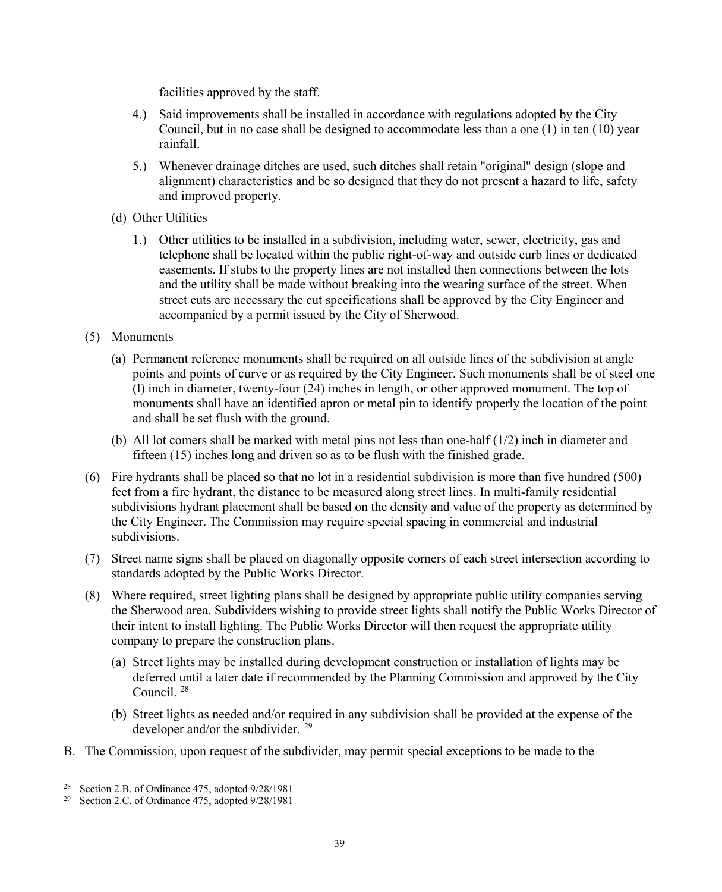facilities approved by the staff.

4.) Said improvements shall be installed in accordance with regulations adopted by the City Council, but in no case shall be designed to accommodate less than a one (1) in ten (10) year rainfall.

5.) Whenever drainage ditches are used, such ditches shall retain "original" design (slope and alignment) characteristics and be so designed that they do not present a hazard to life, safety and improved property.

(d) Other Utilities

1.) Other utilities to be installed in a subdivision, including water, sewer, electricity, gas and telephone shall be located within the public right-of-way and outside curb lines or dedicated easements. If stubs to the property lines are not installed then connections between the lots and the utility shall be made without breaking into the wearing surface of the street. When street cuts are necessary the cut specifications shall be approved by the City Engineer and accompanied by a permit issued by the City of Sherwood.

(5) Monuments

(a) Permanent reference monuments shall be required on all outside lines of the subdivision at angle points and points of curve or as required by the City Engineer. Such monuments shall be of steel one (l) inch in diameter, twenty-four (24) inches in length, or other approved monument. The top of monuments shall have an identified apron or metal pin to identify properly the location of the point and shall be set flush with the ground.

(b) All lot comers shall be marked with metal pins not less than one-half (1/2) inch in diameter and fifteen (15) inches long and driven so as to be flush with the finished grade.

(6) Fire hydrants shall be placed so that no lot in a residential subdivision is more than five hundred (500) feet from a fire hydrant, the distance to be measured along street lines. In multi-family residential subdivisions hydrant placement shall be based on the density and value of the property as determined by the City Engineer. The Commission may require special spacing in commercial and industrial subdivisions.

(7) Street name signs shall be placed on diagonally opposite corners of each street intersection according to standards adopted by the Public Works Director.

(8) Where required, street lighting plans shall be designed by appropriate public utility companies serving the Sherwood area. Subdividers wishing to provide street lights shall notify the Public Works Director of their intent to install lighting. The Public Works Director will then request the appropriate utility company to prepare the construction plans.

(a) Street lights may be installed during development construction or installation of lights may be deferred until a later date if recommended by the Planning Commission and approved by the City Council. [28]

(b) Street lights as needed and/or required in any subdivision shall be provided at the expense of the developer and/or the subdivider. [29]

B. The Commission, upon request of the subdivider, may permit special exceptions to be made to the

---

[28] Section 2.B. of Ordinance 475, adopted 9/28/1981

[29] Section 2.C. of Ordinance 475, adopted 9/28/1981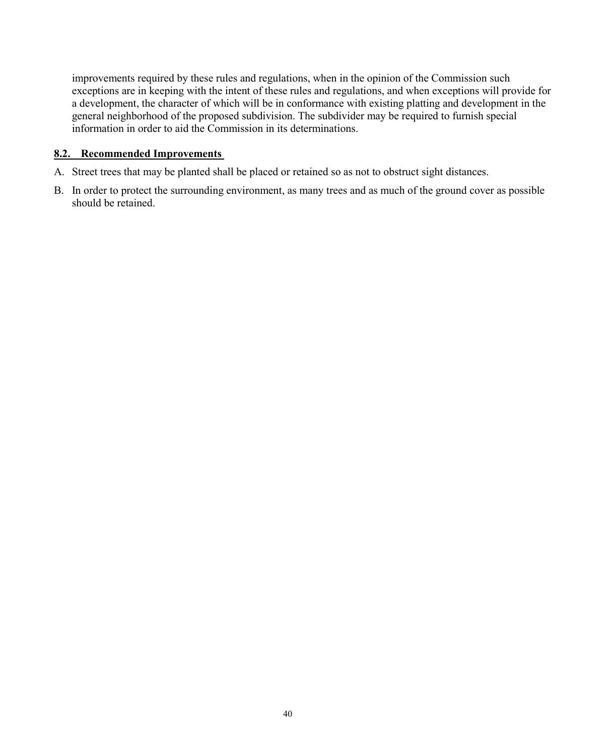improvements required by these rules and regulations, when in the opinion of the Commission such exceptions are in keeping with the intent of these rules and regulations, and when exceptions will provide for a development, the character of which will be in conformance with existing platting and development in the general neighborhood of the proposed subdivision. The subdivider may be required to furnish special information in order to aid the Commission in its determinations.

### 8.2. Recommended Improvements

A. Street trees that may be planted shall be placed or retained so as not to obstruct sight distances.

B. In order to protect the surrounding environment, as many trees and as much of the ground cover as possible should be retained.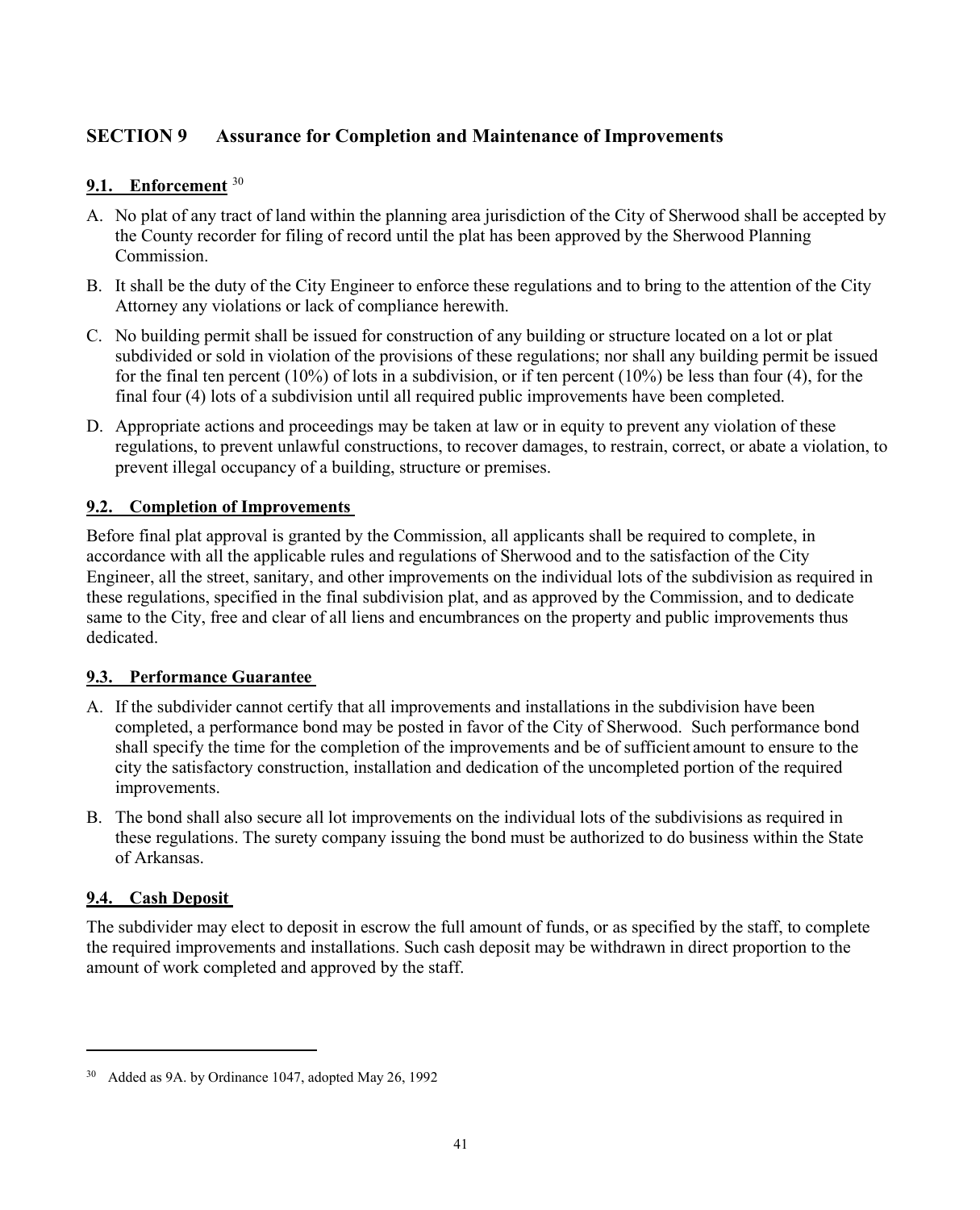## SECTION 9 Assurance for Completion and Maintenance of Improvements

### 9.1. Enforcement [30]

A. No plat of any tract of land within the planning area jurisdiction of the City of Sherwood shall be accepted by the County recorder for filing of record until the plat has been approved by the Sherwood Planning Commission.

B. It shall be the duty of the City Engineer to enforce these regulations and to bring to the attention of the City Attorney any violations or lack of compliance herewith.

C. No building permit shall be issued for construction of any building or structure located on a lot or plat subdivided or sold in violation of the provisions of these regulations; nor shall any building permit be issued for the final ten percent (10%) of lots in a subdivision, or if ten percent (10%) be less than four (4), for the final four (4) lots of a subdivision until all required public improvements have been completed.

D. Appropriate actions and proceedings may be taken at law or in equity to prevent any violation of these regulations, to prevent unlawful constructions, to recover damages, to restrain, correct, or abate a violation, to prevent illegal occupancy of a building, structure or premises.

### 9.2. Completion of Improvements

Before final plat approval is granted by the Commission, all applicants shall be required to complete, in accordance with all the applicable rules and regulations of Sherwood and to the satisfaction of the City Engineer, all the street, sanitary, and other improvements on the individual lots of the subdivision as required in these regulations, specified in the final subdivision plat, and as approved by the Commission, and to dedicate same to the City, free and clear of all liens and encumbrances on the property and public improvements thus dedicated.

### 9.3. Performance Guarantee

A. If the subdivider cannot certify that all improvements and installations in the subdivision have been completed, a performance bond may be posted in favor of the City of Sherwood. Such performance bond shall specify the time for the completion of the improvements and be of sufficient amount to ensure to the city the satisfactory construction, installation and dedication of the uncompleted portion of the required improvements.

B. The bond shall also secure all lot improvements on the individual lots of the subdivisions as required in these regulations. The surety company issuing the bond must be authorized to do business within the State of Arkansas.

### 9.4. Cash Deposit

The subdivider may elect to deposit in escrow the full amount of funds, or as specified by the staff, to complete the required improvements and installations. Such cash deposit may be withdrawn in direct proportion to the amount of work completed and approved by the staff.

---

[30] Added as 9A. by Ordinance 1047, adopted May 26, 1992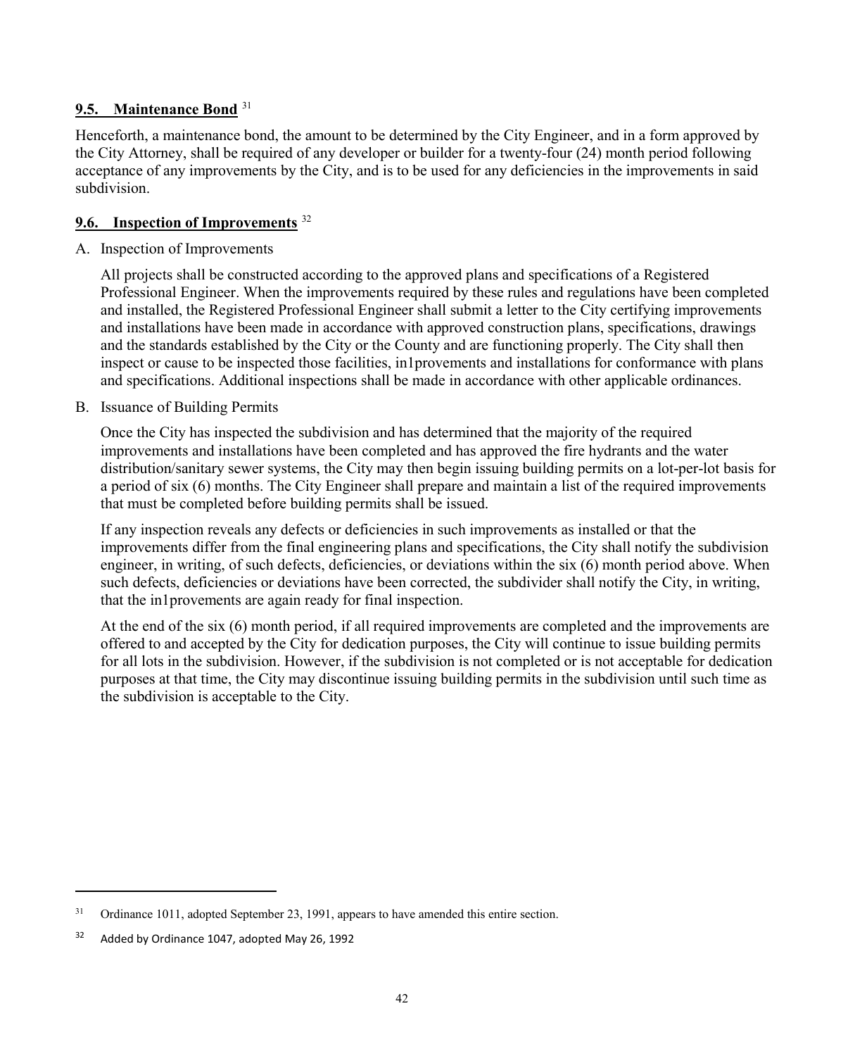## 9.5. Maintenance Bond [31]

Henceforth, a maintenance bond, the amount to be determined by the City Engineer, and in a form approved by the City Attorney, shall be required of any developer or builder for a twenty-four (24) month period following acceptance of any improvements by the City, and is to be used for any deficiencies in the improvements in said subdivision.

## 9.6. Inspection of Improvements [32]

A. Inspection of Improvements

All projects shall be constructed according to the approved plans and specifications of a Registered Professional Engineer. When the improvements required by these rules and regulations have been completed and installed, the Registered Professional Engineer shall submit a letter to the City certifying improvements and installations have been made in accordance with approved construction plans, specifications, drawings and the standards established by the City or the County and are functioning properly. The City shall then inspect or cause to be inspected those facilities, in1provements and installations for conformance with plans and specifications. Additional inspections shall be made in accordance with other applicable ordinances.

B. Issuance of Building Permits

Once the City has inspected the subdivision and has determined that the majority of the required improvements and installations have been completed and has approved the fire hydrants and the water distribution/sanitary sewer systems, the City may then begin issuing building permits on a lot-per-lot basis for a period of six (6) months. The City Engineer shall prepare and maintain a list of the required improvements that must be completed before building permits shall be issued.

If any inspection reveals any defects or deficiencies in such improvements as installed or that the improvements differ from the final engineering plans and specifications, the City shall notify the subdivision engineer, in writing, of such defects, deficiencies, or deviations within the six (6) month period above. When such defects, deficiencies or deviations have been corrected, the subdivider shall notify the City, in writing, that the in1provements are again ready for final inspection.

At the end of the six (6) month period, if all required improvements are completed and the improvements are offered to and accepted by the City for dedication purposes, the City will continue to issue building permits for all lots in the subdivision. However, if the subdivision is not completed or is not acceptable for dedication purposes at that time, the City may discontinue issuing building permits in the subdivision until such time as the subdivision is acceptable to the City.

---

[31] Ordinance 1011, adopted September 23, 1991, appears to have amended this entire section.

[32] Added by Ordinance 1047, adopted May 26, 1992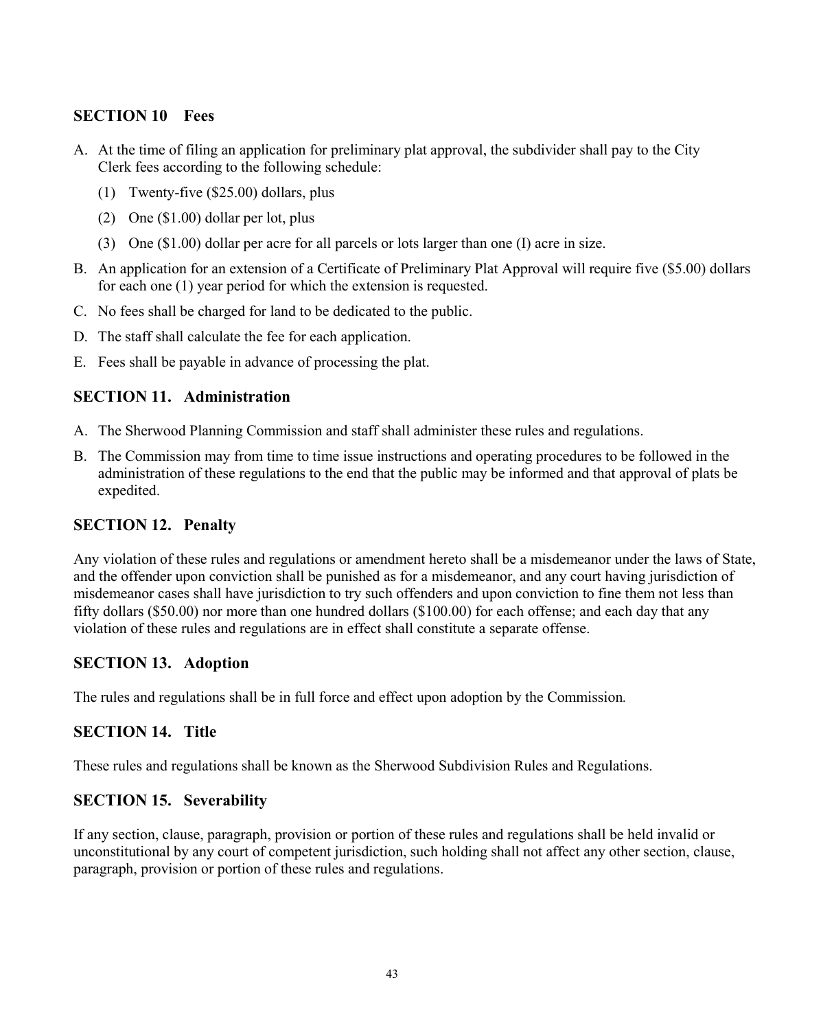## SECTION 10 Fees

A. At the time of filing an application for preliminary plat approval, the subdivider shall pay to the City Clerk fees according to the following schedule:

   (1) Twenty-five ($25.00) dollars, plus

   (2) One ($1.00) dollar per lot, plus

   (3) One ($1.00) dollar per acre for all parcels or lots larger than one (I) acre in size.

B. An application for an extension of a Certificate of Preliminary Plat Approval will require five ($5.00) dollars for each one (1) year period for which the extension is requested.

C. No fees shall be charged for land to be dedicated to the public.

D. The staff shall calculate the fee for each application.

E. Fees shall be payable in advance of processing the plat.

## SECTION 11. Administration

A. The Sherwood Planning Commission and staff shall administer these rules and regulations.

B. The Commission may from time to time issue instructions and operating procedures to be followed in the administration of these regulations to the end that the public may be informed and that approval of plats be expedited.

## SECTION 12. Penalty

Any violation of these rules and regulations or amendment hereto shall be a misdemeanor under the laws of State, and the offender upon conviction shall be punished as for a misdemeanor, and any court having jurisdiction of misdemeanor cases shall have jurisdiction to try such offenders and upon conviction to fine them not less than fifty dollars ($50.00) nor more than one hundred dollars ($100.00) for each offense; and each day that any violation of these rules and regulations are in effect shall constitute a separate offense.

## SECTION 13. Adoption

The rules and regulations shall be in full force and effect upon adoption by the Commission.

## SECTION 14. Title

These rules and regulations shall be known as the Sherwood Subdivision Rules and Regulations.

## SECTION 15. Severability

If any section, clause, paragraph, provision or portion of these rules and regulations shall be held invalid or unconstitutional by any court of competent jurisdiction, such holding shall not affect any other section, clause, paragraph, provision or portion of these rules and regulations.